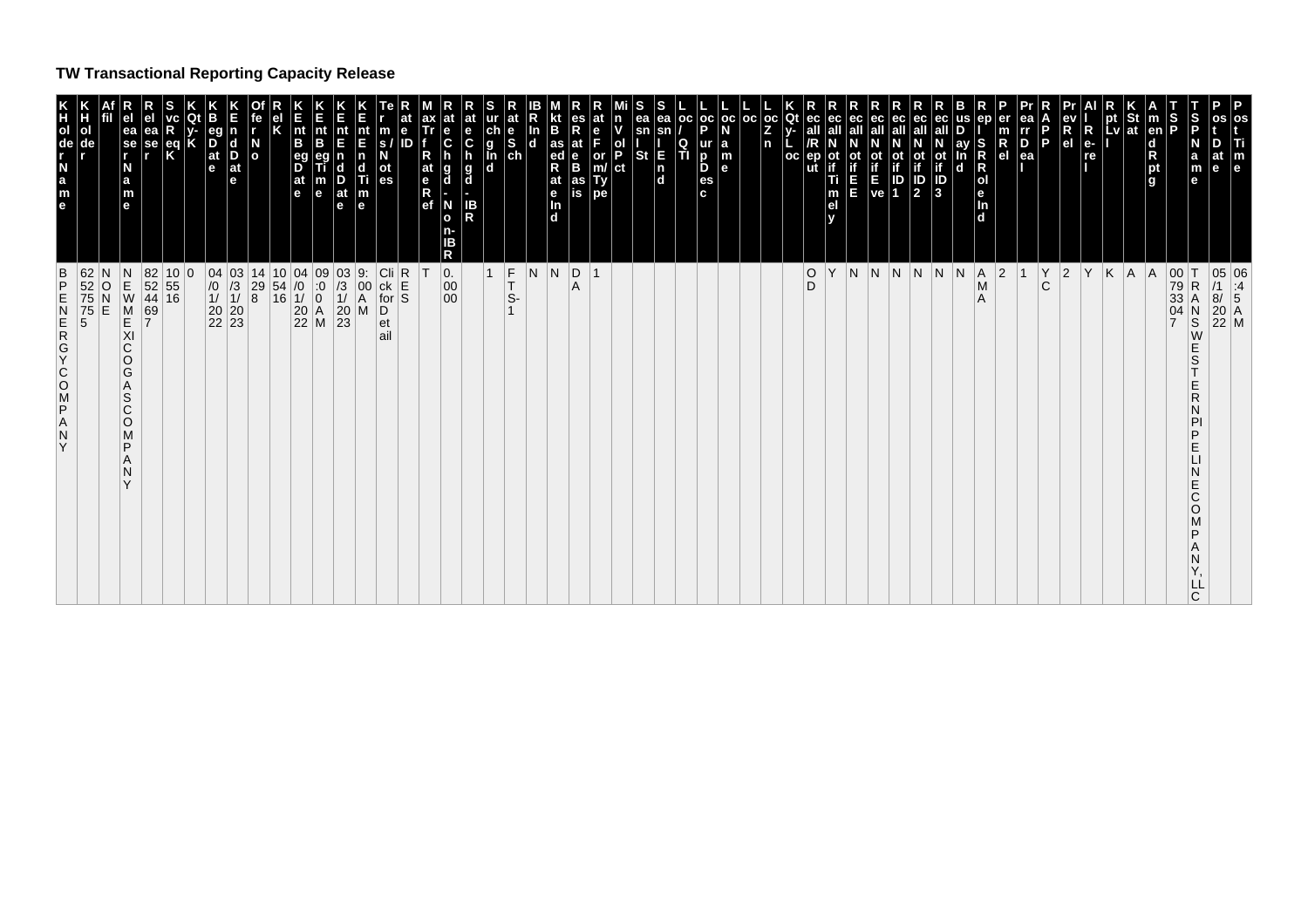# TW Transactional Reporting Capacity Release

| KHolder Name | KHolder | Affil | Releaser Name | Releaser | SvcReqK | Qty-K | KBeg Date | KEnd Date | Offer No | Rel K | K Ent Beg Date | K Ent Beg Time | K Ent End Date | K Ent End Time | Terms/Notes | Rate ID | Max Trf Rate Ref | Rate Chgd - Non-IBR | Rate Chgd - IBR | Surchg Ind | Rate Sch | IBR Ind | Mkt Based Rate Ind | Res Rate Basis | Rate Form/Type | Min Vol Pct | Seasnl St | Seasnl End | Loc/QTI | Loc Purp Desc | Loc Name | Loc | Loc Zn | K Qty-Loc | Recall/Rep ut | Recall Notif Timely | Recall Notif EE | Recall Notif Eve | Recall Notif ID1 | Recall Notif ID2 | Recall Notif ID3 | Bus Day Ind | Repl SR Role Ind | Perm Rel | Prearr Deal | RAPP | Prev Rel | All Re-rel | Rpt Lvl | K Stat | Amend Rptg | TSP | TSP Name | Post Date | Post Time |
|---|---|---|---|---|---|---|---|---|---|---|---|---|---|---|---|---|---|---|---|---|---|---|---|---|---|---|---|---|---|---|---|---|---|---|---|---|---|---|---|---|---|---|---|---|---|---|---|---|---|---|---|---|---|---|---|
| BPENERGYCOMPANY | 625275755 | NONE | NEWMEXICOGASCOMPANY | 825244697 | 105516 | 0 | 04/01/2022 | 03/31/2023 | 14298 | 105416 | 04/01/2022 | 09:00 AM | 03/31/2023 | 9:00 AM | Click for Detail | RES | T | 0.0000 | | 1 | FTS-1 | N | N | DA | 1 | | | | | | | | | | OD | Y | N | N | N | N | N | N | AMA | 2 | 1 | YC | 2 | Y | K | A | A | 007933047 | TRANSWESTERN PIPELINE COMPANY, LLC | 05/18/2022 | 06:45 AM |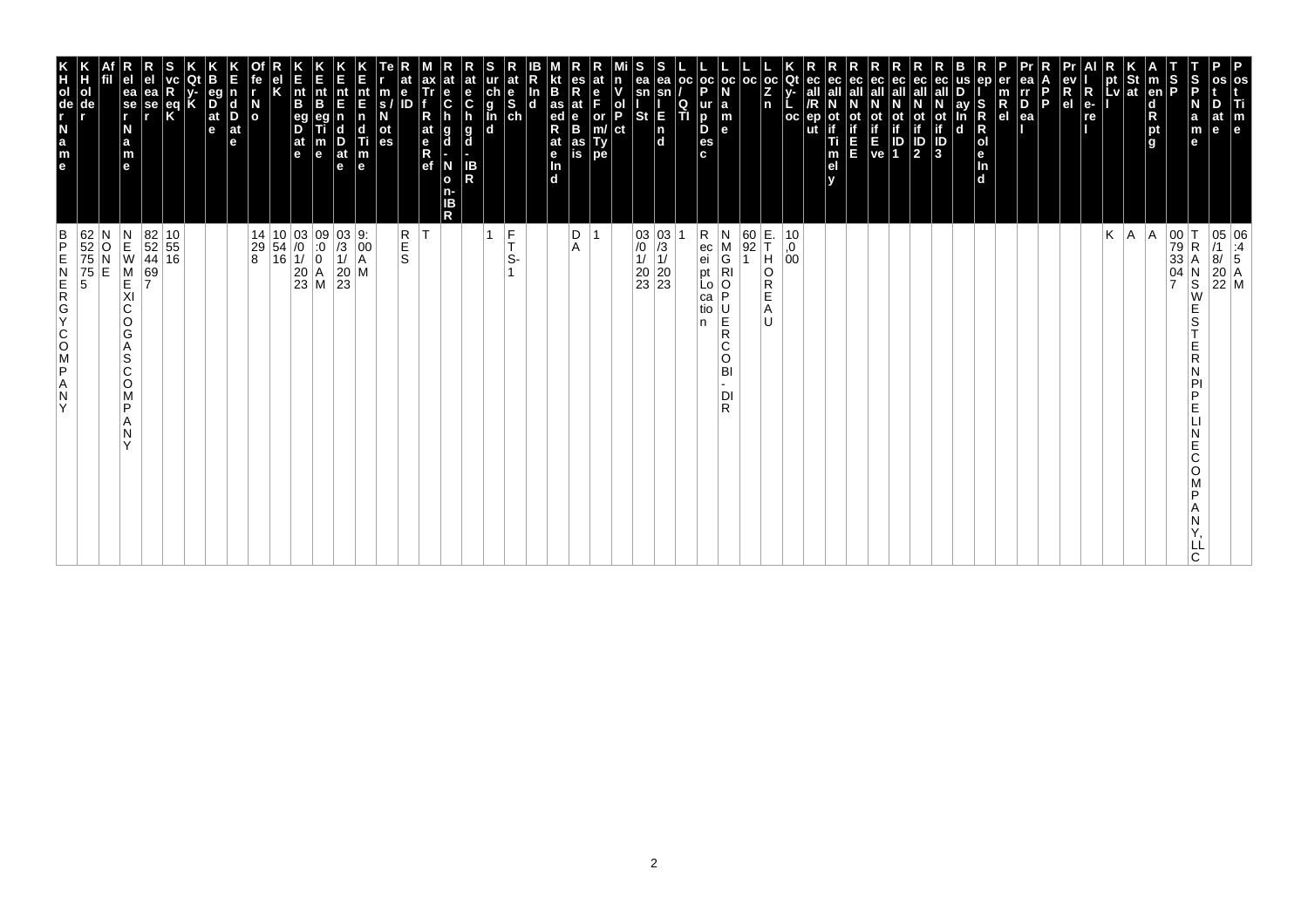| KHolder Name | KHolder | Affil | Releaser Name | Releaser | SvcReqK | KQty-K | KBegDate | KEndDate | OfferNo | RelK | KEntBegDate | KEntBegTime | KEntEndDate | KEntEndTime | Terms/Notes | RateID | MaxTrf Rate Ref | RateChgd-Non-IBR | RateChgd-IBR | SurchgInd | RateSch | IBRInd | MktBasedRateInd | ResRateBasis | RateFormType | MinVolPct | SeasnlSt | SeasnlEnd | Loc/QTI | LocPurpDesc | LocName | Loc | LocZn | KQty-Loc | Recall/Reput | RecallNotifTimely | RecallNotifEE | RecallNotifEve | RecallNotifID1 | RecallNotifID2 | RecallNotifID3 | BusDayInd | ReplSRRoleInd | PermRel | PrearrDeal | RAPP | PrevRel | All Re-rel | RptLvl | KStat | AmendRptg | TSP | TSPName | PostDate | PostTime |
|---|---|---|---|---|---|---|---|---|---|---|---|---|---|---|---|---|---|---|---|---|---|---|---|---|---|---|---|---|---|---|---|---|---|---|---|---|---|---|---|---|---|---|---|---|---|---|---|---|---|---|---|---|---|---|---|
| BP ENERGY COMPANY | 625275755 | NONE | NEW MEXICO GAS COMPANY | 825244697 | 105516 | | | | 14298 | 105416 | 03/01/2023 | 09:00 AM | 03/31/2023 | 9:00 AM | | RES | T | | | 1 | FTS-1 | | | DA | 1 | | 03/01/2023 | 03/31/2023 | 1 | Receipt Location | NMGRIOPUERCOBI-DIR | 60921 | E.THOREAU | 10,000 | | | | | | | | | | | | | | | K | A | A | 007933047 | TRANSWESTERN PIPELINE COMPANY, LLC | 05/18/2022 | 06:45 AM |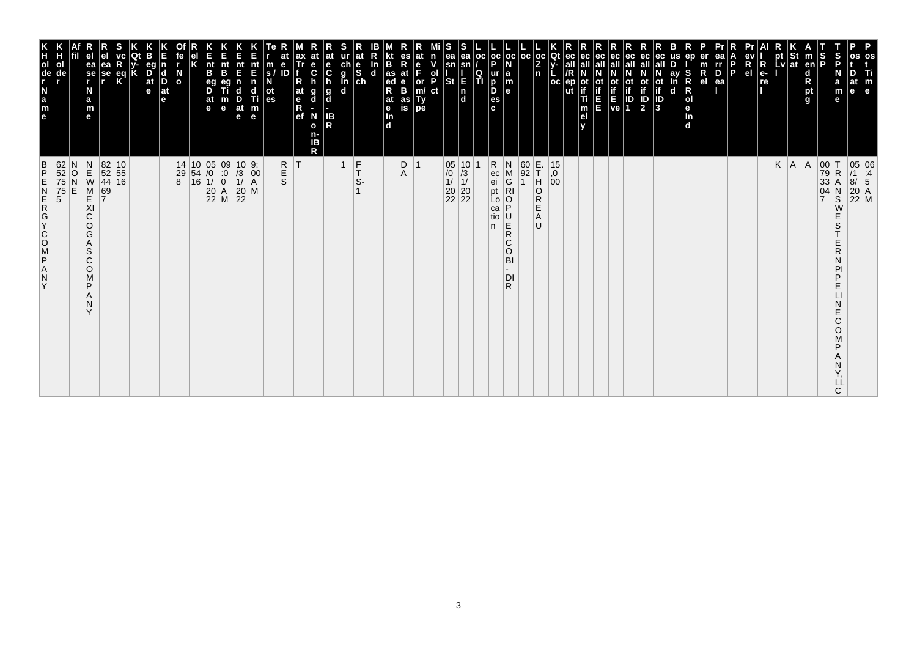| KHolderName | KHolder | Affil | RelreaseName | Relrease | SvcReqK | KQty-K | KBegDate | KEndDate | OffrNo | relK | KEntBegDate | KEntBegTime | KEntEndDate | KEntEndTime | Terms/Notes | RateID | MaxTrfRateRef | RateChgd-Non-IBR | RateChgd-IBR | SurchgInd | RateSch | IBRInd | MktBasedRateInd | ResRateBasis | RateForm/Type | MinVolPct | SeasnlSt | SeasnlEnd | Loc/QTI | LocPurpDesc | LocName | Loc | LocZn | KQty-Loc | Recall/Repout | RecallNotifTimely | RecallNotifEE | RecallNotifEve | RecallNotifID1 | RecallNotifID2 | RecallNotifID3 | BusDayInd | Rep/SRRoleInd | PermRel | PrearrDeal | RAPP | PrevRel | AllRe-rel | RptLvl | KStat | AmendRptg | TSP | TSPName | PostDate | PostTime |
|---|---|---|---|---|---|---|---|---|---|---|---|---|---|---|---|---|---|---|---|---|---|---|---|---|---|---|---|---|---|---|---|---|---|---|---|---|---|---|---|---|---|---|---|---|---|---|---|---|---|---|---|---|---|---|---|
| BPENERGYCOMPANY | 625275755 | NONE | NEWMEXICOGASCOMPANY | 825244697 | 105516 | | | | 14298 | 105416 | 05/01/2022 | 09:00 AM | 10/31/2022 | 9:00 AM | | RES | T | | | 1 | FTS-1 | | | DA | 1 | | 05/01/2022 | 10/31/2022 | 1 | Receipt Location | NMGRIOPUERCOBI-DIR | 60921 | E.THOREAU | 15,000 | | | | | | | | | | | | | | | K | A | A | 007933047 | TRANSWESTERNPIPELINECOMPANY,LLC | 05/18/2022 | 06:45 AM |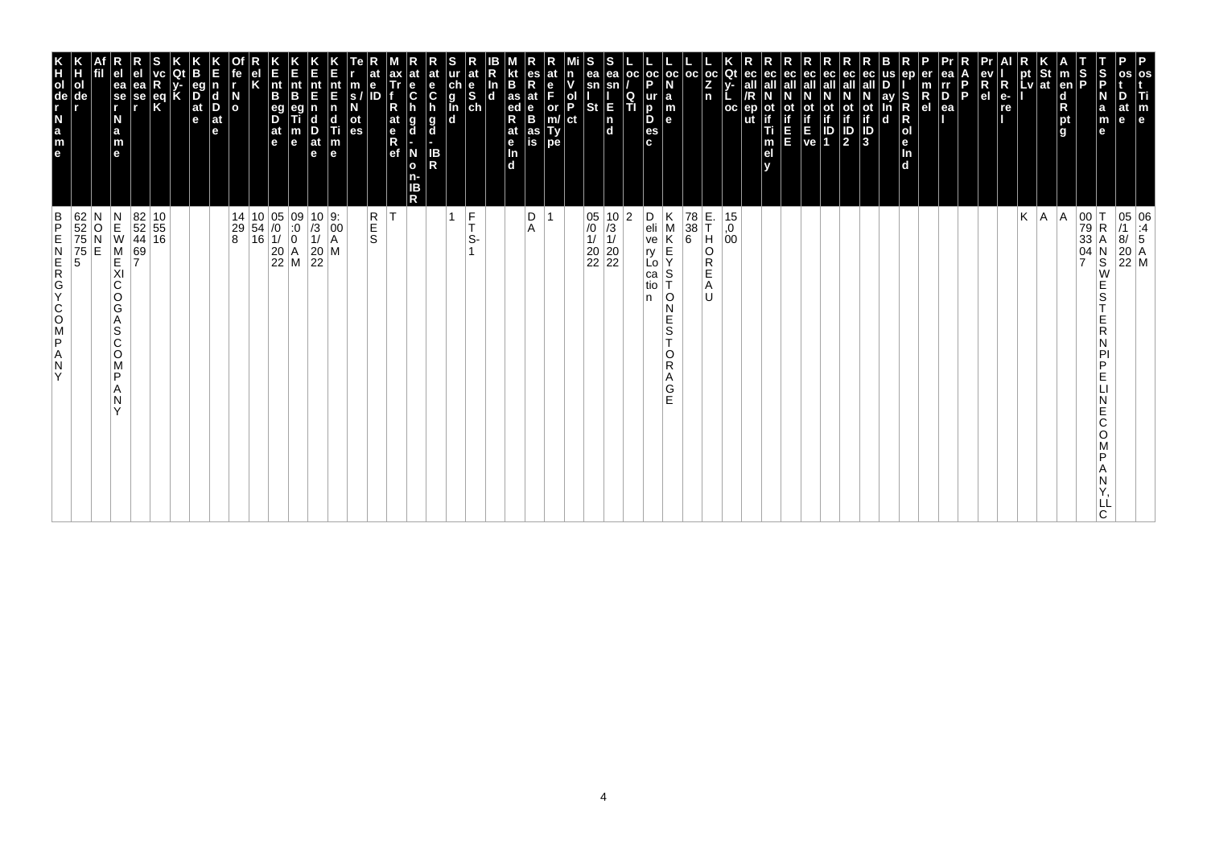| KHolderName | KHolder | Affil | ReleaserName | Releaser | SvcReqK | KQty-K | KBegDate | KEndDate | OfferNo | RelK | KEntBegDate | KEntBegTime | KEntEndDate | KEntEndTime | Terms/Notes | RateID | MaxTrfRateRef | RateChgd-Non-IBR | RateChgd-IBR | SurchgInd | RateSch | IBRInd | MktBasedRateInd | ResRateBasis | RateForm/Type | MinVolPct | SeasnlSt | SeasnlEnd | Loc/QTI | LocPurpDesc | LocName | Loc | LocZn | KQty-Loc | Recall/Reput | RecallNotifTimely | RecallNotifEE | RecallNotifEve | RecallNotifID1 | RecallNotifID2 | RecallNotifID3 | BusDayInd | ReplSRRoleInd | PermRel | PrearrDeal | RAPP | PrevRel | AllRe-rel | RptLvl | KStat | AmendRptg | TSP | TSPName | PostDate | PostTime |
|---|---|---|---|---|---|---|---|---|---|---|---|---|---|---|---|---|---|---|---|---|---|---|---|---|---|---|---|---|---|---|---|---|---|---|---|---|---|---|---|---|---|---|---|---|---|---|---|---|---|---|---|---|---|---|---|
| BPENERGYCOMPANY | 625275755 | NONE | NEWMEXICOGASCOMPANY | 825244697 | 105516 | | | | 142298 | 105416 | 05/01/2022 | 09:00 AM | 10/31/2022 | 9:00 AM | | RES | T | | | 1 | FTS-1 | | | DA | 1 | | 05/01/2022 | 10/31/2022 | 2 | Delivery Location | KMKEYSTONESTORAGE | 78386 | E.THOREAU | 15,000 | | | | | | | | | | | | | | | K | A | A | 007933047 | TRANSWESTERNPIPELINECOMPANY,LLC | 05/18/2022 | 06:45 AM |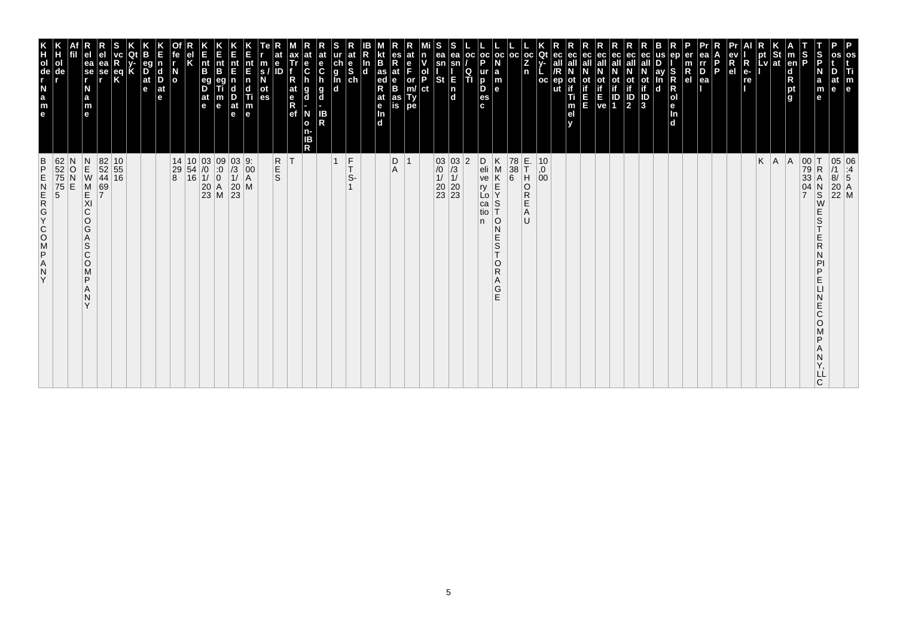| KHolderName | KHolder | Affil | ReleaserName | Releaser | SvcReqK | KQty-K | KBegDate | KEndDate | OffrNo | RelK | KEntBegDate | KEntBegTime | KEntEndDate | KEntEndTime | Terms/Notes | RateID | MaxTrfRateRef | RateChgd-Non-IBR | RateChgd-IBR | SurchgInd | RateSch | IBRInd | MktBasedRateInd | ResRateBasis | RateForm/Type | MinVolPct | SeasnlSt | SeasnlEnd | Loc/QTI | LocPurpDesc | LocName | Loc | LocZn | KQty-Loc | Recall/Reput | RecallNotifTimely | RecallNotifEE | RecallNotifEve | RecallNotifID1 | RecallNotifID2 | RecallNotifID3 | BusDayInd | RepISRRoleInd | PermRel | PrearrDeal | RAPP | PrevRel | AllRe-rel | RptLvl | KStat | AmendRptg | TSP | TSPName | PostDate | PostTime |
|---|---|---|---|---|---|---|---|---|---|---|---|---|---|---|---|---|---|---|---|---|---|---|---|---|---|---|---|---|---|---|---|---|---|---|---|---|---|---|---|---|---|---|---|---|---|---|---|---|---|---|---|---|---|---|---|
| BP ENERGY COMPANY | 625275755 | NONE | NEW MEXICO GAS COMPANY | 825244697 | 105516 | | | | 142988 | 105416 | 03/01/2023 | 09:00 AM | 03/31/2023 | 9:00 AM | | RES | T | | | 1 | FTS-1 | | | DA | 1 | | 03/01/2023 | 03/31/2023 | 2 | Delivery Location | KMKEYSTONE STORAGE | 78386 | E. THOREAU | 10,000 | | | | | | | | | | | | | | | K | A | A | 007933047 | TRANSWESTERN PIPELINE COMPANY, LLC | 05/18/2022 | 06:45 AM |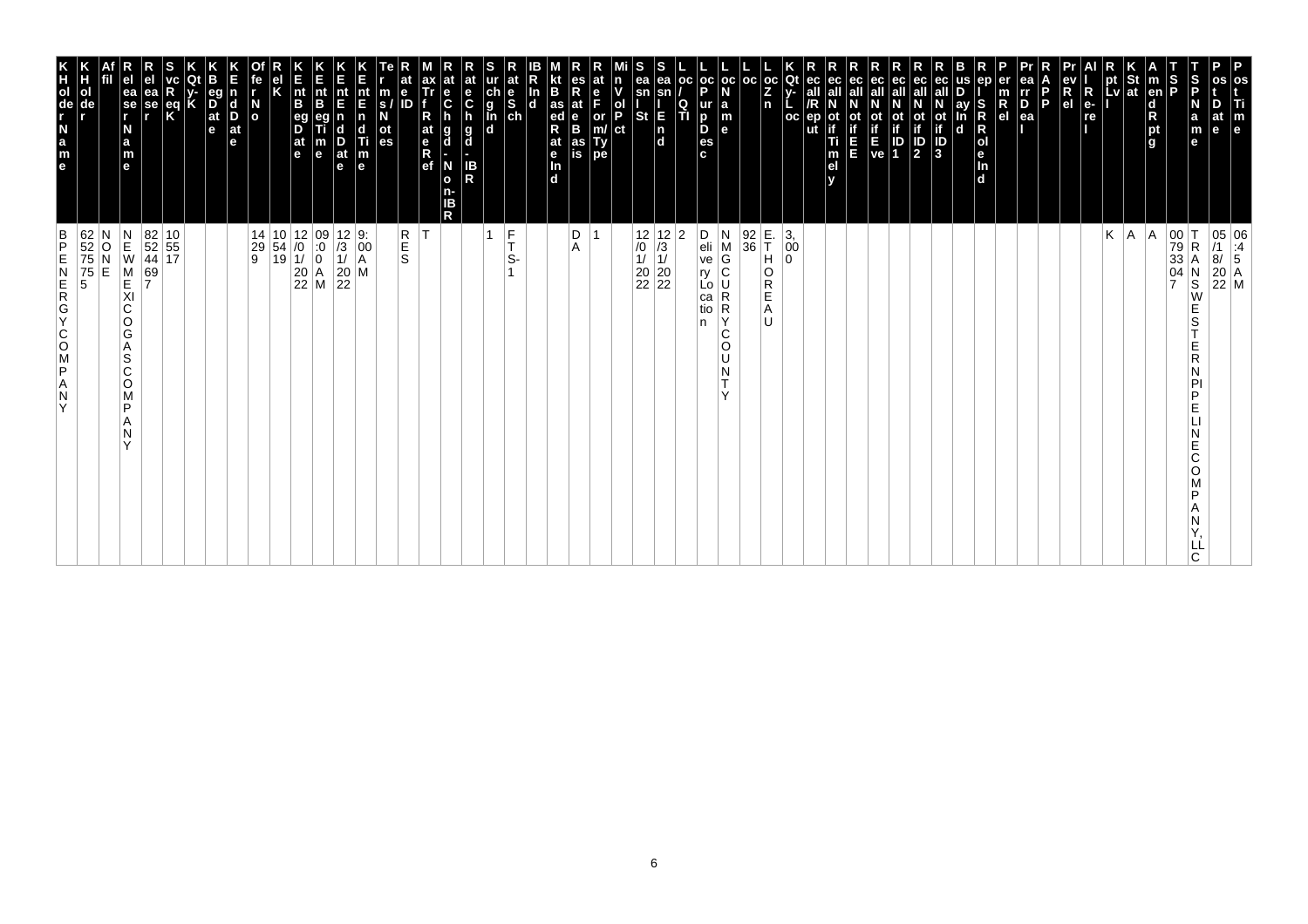| KHolder Name | KHolder | Affil | Releaser Name | Releaser | SvcReqK | KQty-K | KBegDate | KEndDate | Offer No | RelK | KEntBegDate | KEntBegTime | KEntEndDate | KEntEndTime | Terms/Notes | Rate ID | MaxTrf Rate Ref | Rate Chgd - Non-IBR | Rate Chgd - IBR | Surchg Ind | Rate Sch | IBR Ind | Mkt Based Rate Ind | Res Rate Basis | Rate Form/Type | Min Vol Pct | Seasnl St | Seasnl End | Loc/QTI | Loc Purp Desc | Loc Name | Loc | Loc Zn | KQty-Loc | Recall/Reput | Recall Notif Timely | Recall Notif EE | Recall Notif Eve | Recall Notif ID 1 | Recall Notif ID 2 | Recall Notif ID 3 | Bus Day Ind | Repl SR Role Ind | Perm Rel | Prearr Deal | RAPP | Prev Rel | All Re-rel | Rpt Lvl | KStat | Amend Rptg | TSP | TSP Name | Post Date | Post Time |
|---|---|---|---|---|---|---|---|---|---|---|---|---|---|---|---|---|---|---|---|---|---|---|---|---|---|---|---|---|---|---|---|---|---|---|---|---|---|---|---|---|---|---|---|---|---|---|---|---|---|---|---|---|---|---|---|
| BPENERGYCOMPANY | 625275755 | NONE | NEWMEXICOGASCOMPANY | 825244697 | 105517 | | | | 14299 | 105419 | 12/01/2022 | 09:00 AM | 12/31/2022 | 9:00 AM | | RES | T | | | 1 | FTS-1 | | | DA | 1 | | 12/01/2022 | 12/31/2022 | 2 | Delivery Location | NMGCURRYCOUNTY | 9236 | E.THOREAU | 3,000 | | | | | | | | | | | | | | | K | A | A | 007933047 | TRANSWESTERNPIPELINECOMPANY, LLC | 05/18/2022 | 06:45 AM |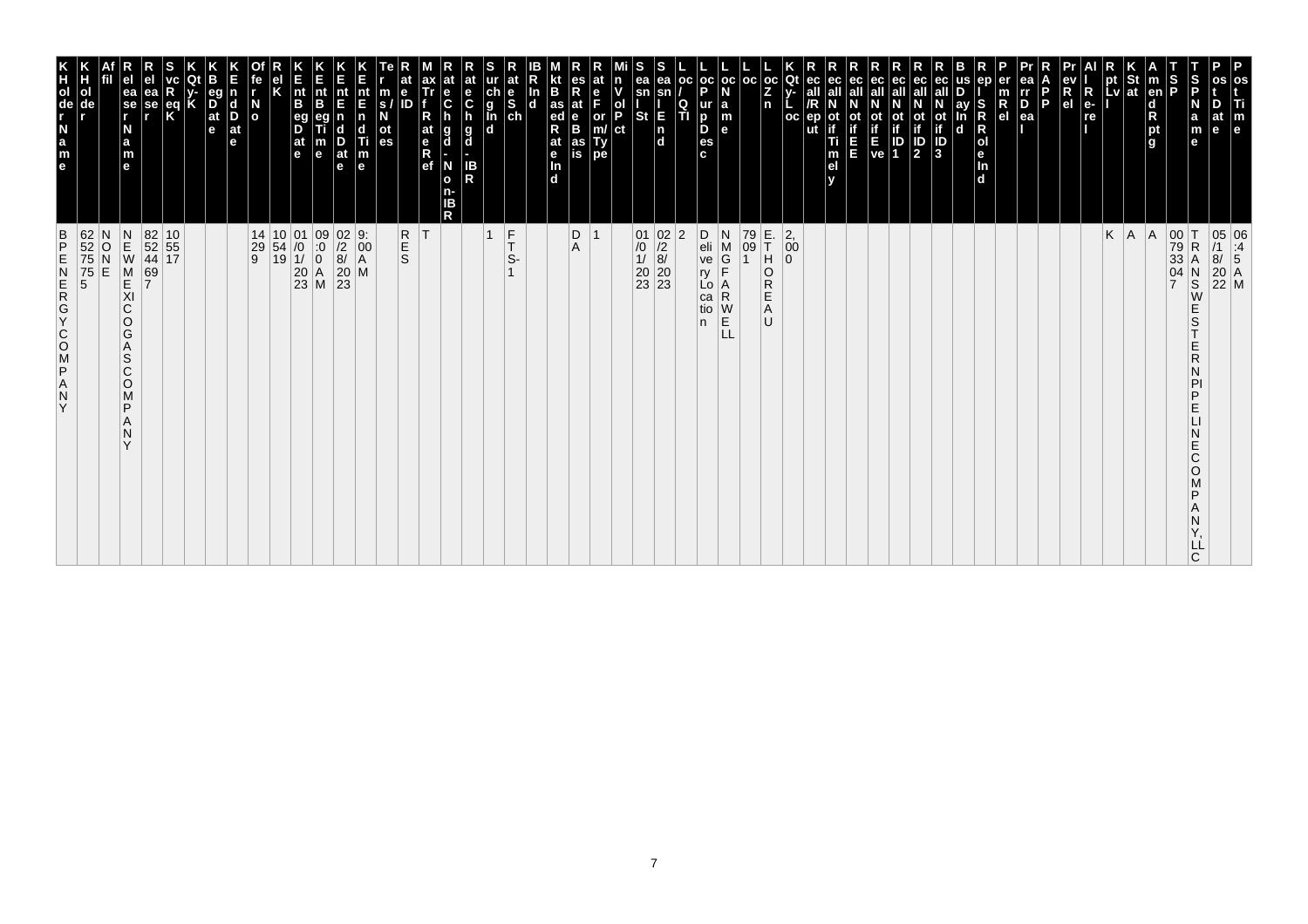| KHolderName | KHolder | Affil | ReleaserName | Releaser | SvcReqK | KQty-K | KBegDate | KEndDate | OfferNo | RelK | KEntBegDate | KEntBegTime | KEntEndDate | KEntEndTime | Terms/Notes | RateID | MaxTrfRateRef | RateChgd-Non-IBR | RateChgd-IBR | SurchgInd | RateSch | IBRInd | MktBasedRateInd | ResRateBasis | RateForm/Type | MinVolPct | SeasnlSt | SeasnlEnd | Loc/QTI | LocPurpDesc | LocName | Loc | LocZn | KQty-Loc | Recall/Reput | RecallNotifTimely | RecallNotifEE | RecallNotifEve | RecallNotifID1 | RecallNotifID2 | RecallNotifID3 | BusDayInd | RepISRRoleInd | PermRel | PrearrDeal | RAPP | PrevRel | AllRe-rel | RptLvl | KStat | AmendRptg | TSP | TSPName | PostDate | PostTime |
|---|---|---|---|---|---|---|---|---|---|---|---|---|---|---|---|---|---|---|---|---|---|---|---|---|---|---|---|---|---|---|---|---|---|---|---|---|---|---|---|---|---|---|---|---|---|---|---|---|---|---|---|---|---|---|---|
| BPENERGYCOMPANY | 625275755 | NONE | NEWMEXICOGASCOMPANY | 825244697 | 105517 | | | | 14299 | 105419 | 01/01/2023 | 09:00 AM | 02/28/2023 | 9:00 AM | | RES | T | | | 1 | FTS-1 | | | DA | 1 | | 01/01/2023 | 02/28/2023 | 2 | Delivery Location | NMGF ARWELL | 79091 | E.THOREAU | 2,000 | | | | | | | | | | | | | | | K | A | A | 007933047 | TRANSWESTERNPIPELINECOMPANY, LLC | 05/18/2022 | 06:45 AM |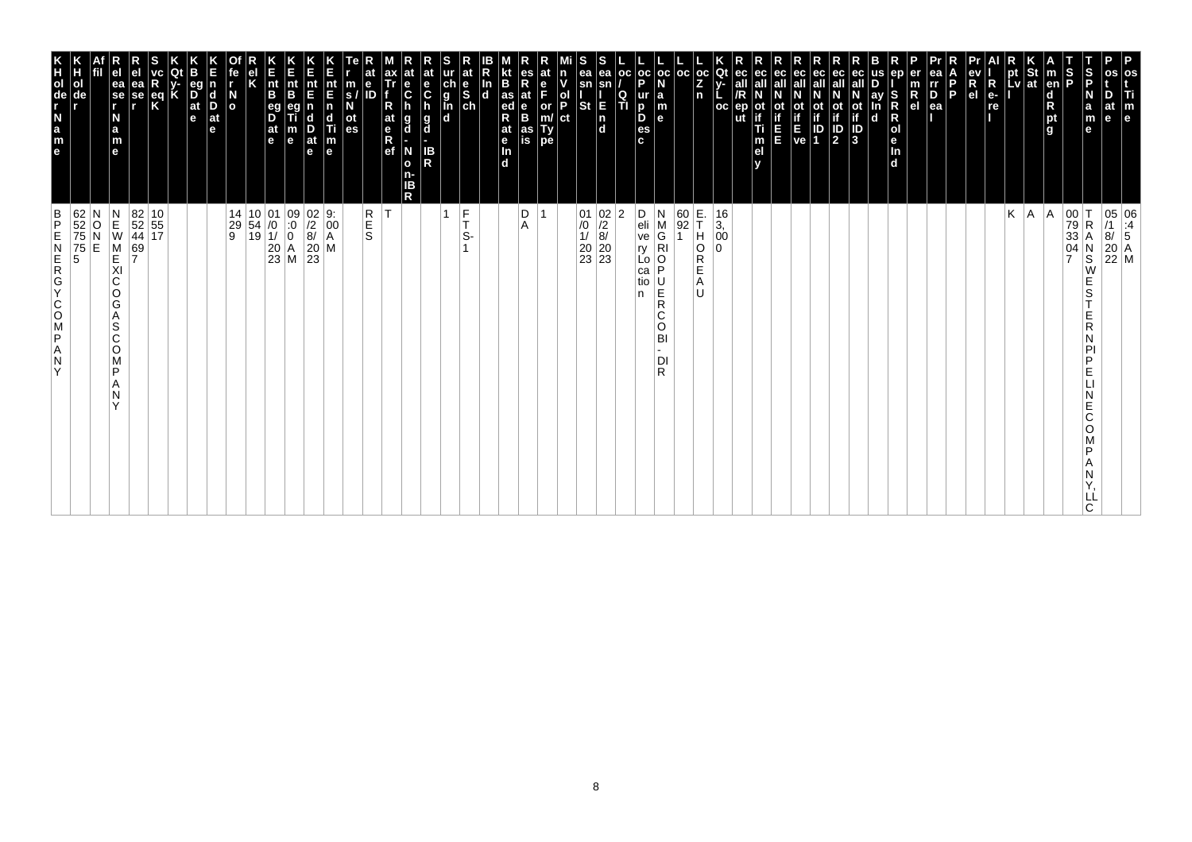| KHolderName | KHolder | Affil | ReleaserName | Releaser | SvcReqK | KQty-K | KBegDate | KEndDate | OfferNo | RelK | KEntBegDate | KEntBegTime | KEntEndDate | KEntEndTime | Terms/Notes | RateID | MaxTrfRateRef | RateChgd-Non-IBR | RateChgd-IBR | SurchgInd | RateSch | IBRInd | MktBasedRateInd | ResRateBasis | RateForm/Type | MinVolPct | SeasnlSt | SeasnlEnd | Loc/QTI | LocPurpDesc | LocName | Loc | LocZn | KQty-Loc | Recall/Reput | RecallNotifTimely | RecallNotifEE | RecallNotifEve | RecallNotifID1 | RecallNotifID2 | RecallNotifID3 | BusDayInd | ReplSRRoleInd | PermRel | PrearrDeal | RAPP | PrevRel | AllRe-rel | RptLvl | KStat | AmendRptg | TSP | TSPName | PostDate | PostTime |
|---|---|---|---|---|---|---|---|---|---|---|---|---|---|---|---|---|---|---|---|---|---|---|---|---|---|---|---|---|---|---|---|---|---|---|---|---|---|---|---|---|---|---|---|---|---|---|---|---|---|---|---|---|---|---|---|
| BP ENERGY COMPANY | 625275755 | NONE | NEW MEXICO GAS COMPANY | 825244697 | 105517 | | | | 14299 | 105419 | 01/01/2023 | 09:00 AM | 02/28/2023 | 9:00 AM | | RES | T | | | 1 | FTS-1 | | | DA | 1 | | 01/01/2023 | 02/28/2023 | 2 | Delivery Location | NMG RIO PUERCO BI-DIR | 60921 | E. THOREAU | 163,000 | | | | | | | | | | | | | | | K | A | A | 007933047 | TRANSWESTERN PIPELINE COMPANY, LLC | 05/18/2022 | 06:45 AM |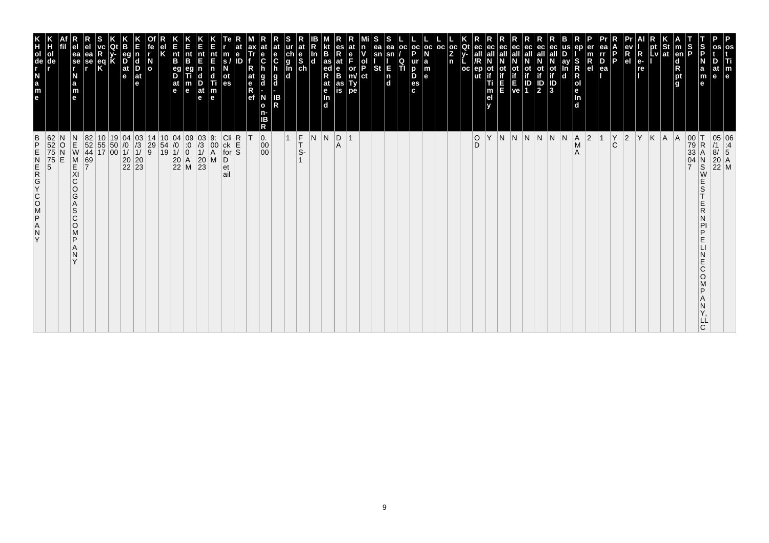| K Holder Name | K Holder | Affil | Releaser Name | Releaser | Svc Req K | K Qty-K | K Beg Date | K End Date | Offer No | Rel K | K Ent Beg Date | K Ent Beg Time | K Ent End Date | K Ent End Time | Terms/ Notes | Rate ID | Max Trf Rate Ref | Rate Chgd - Non-IBR | Rate Chgd - IBR | Surchg Ind | Rate Sch | IBR Ind | Mkt Based Rate Ind | Res Rate Basis | Rate Form/ Type | Min Vol Pct | Seasnl St | Seasnl End | Loc / QTI | Loc Purp Desc | Loc Name | Loc | Loc Zn | K Qty-Loc | Recall /Reput | Recall Notif Timely | Recall Notif EE | Recall Notif Eve | Recall Notif ID 1 | Recall Notif ID 2 | Recall Notif ID 3 | Bus Day Ind | Repl SR Role Ind | Perm Rel | Prearr Deal | RAPP | Prev Rel | All Re-rel | Rpt Lvl | K Stat | Amend Rptg | TSP | TSP Name | Post Date | Post Time |
|---|---|---|---|---|---|---|---|---|---|---|---|---|---|---|---|---|---|---|---|---|---|---|---|---|---|---|---|---|---|---|---|---|---|---|---|---|---|---|---|---|---|---|---|---|---|---|---|---|---|---|---|---|---|---|---|
| BPENERGYCOMPANY | 625275755 | NONE | NEWMEXICOGASCOMPANY | 825244697 | 105517 | 195000 | 04/01/2022 | 03/31/2023 | 14299 | 105419 | 04/01/2022 | 09:00 AM | 03/31/2023 | 9:00 AM | Click for Detail | RES | T | 0.0000 | | 1 | FTS-1 | N | N | DA | 1 | | | | | | | | | | OD | Y | N | N | N | N | N | N | AMA | 2 | 1 | YC | 2 | Y | K | A | A | 007933047 | TRANSWESTERN PIPELINE COMPANY, LLC | 05/18/2022 | 06:45 AM |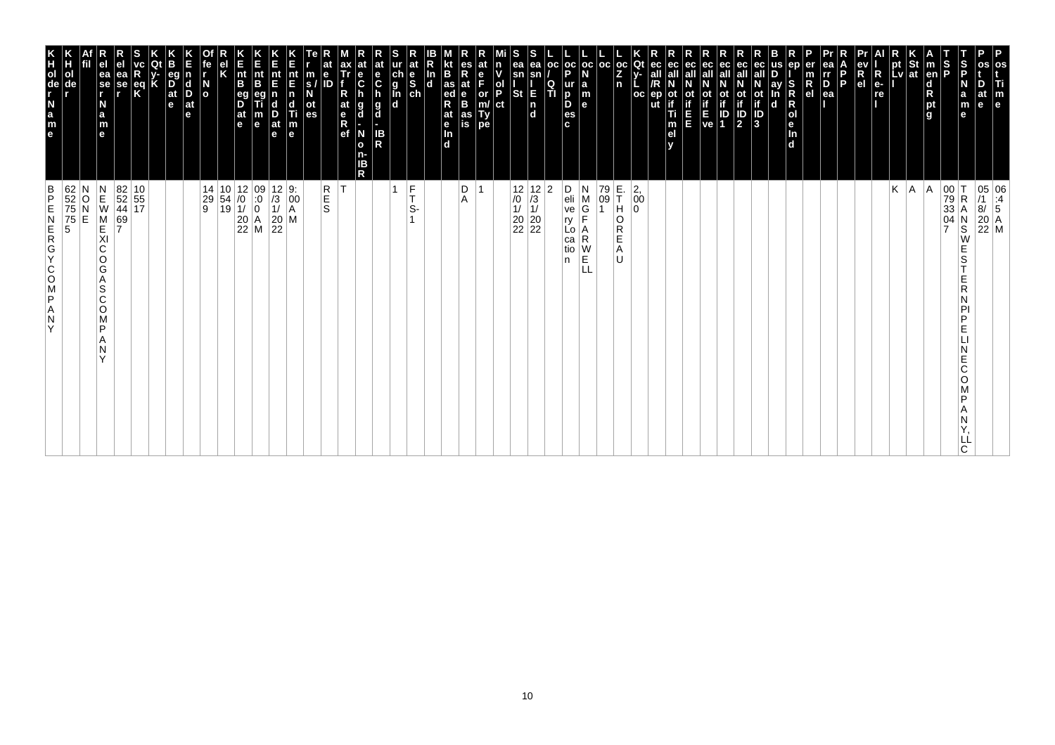| KHolderName | KHolder | Affil | ReleaserName | Releaser | SvcReqK | KQty-K | KBegDate | KEndDate | OfferNo | RelK | KEntBegDate | KEntBegTime | KEntEndDate | KEntEndTime | Terms/Notes | RateID | MaxTrfRateRef | RateChgd-Non-IBR | RateChgd-IBR | SurchgInd | RateSch | IBRInd | MktBasedRateInd | ResRateBasis | RateForm/Type | MinVolPct | SeasnlSt | SeasnlEnd | Loc/QTI | LocPurpDesc | LocName | Loc | LocZn | KQty-Loc | Recall/Reput | RecallNotifTimely | RecallNotifEE | RecallNotifEve | RecallNotifID1 | RecallNotifID2 | RecallNotifID3 | BusDayInd | RepISRRoleInd | PermRel | PrearrDeal | RAPP | PrevRel | All Re-rel | RptLvl | KStat | AmendRptg | TSP | TSPName | PostDate | PostTime |
|---|---|---|---|---|---|---|---|---|---|---|---|---|---|---|---|---|---|---|---|---|---|---|---|---|---|---|---|---|---|---|---|---|---|---|---|---|---|---|---|---|---|---|---|---|---|---|---|---|---|---|---|---|---|---|---|
| BPENERGYCOMPANY | 625275755 | NONE | NEWMEXICOGASCOMPANY | 825244697 | 105517 | | | | 142299 | 105419 | 12/01/2022 | 09:00AM | 12/31/2022 | 9:00AM | | RES | T | | | 1 | FTS-1 | | | DA | 1 | | 12/01/2022 | 12/31/2022 | 2 | Delivery Location | NMGFARWELL | 790091 | E.THOREAU | 2,000 | | | | | | | | | | | | | | | K | A | A | 007933047 | TRANSWESTERNPIPELINECOMPANY,LLC | 05/18/2022 | 06:45AM |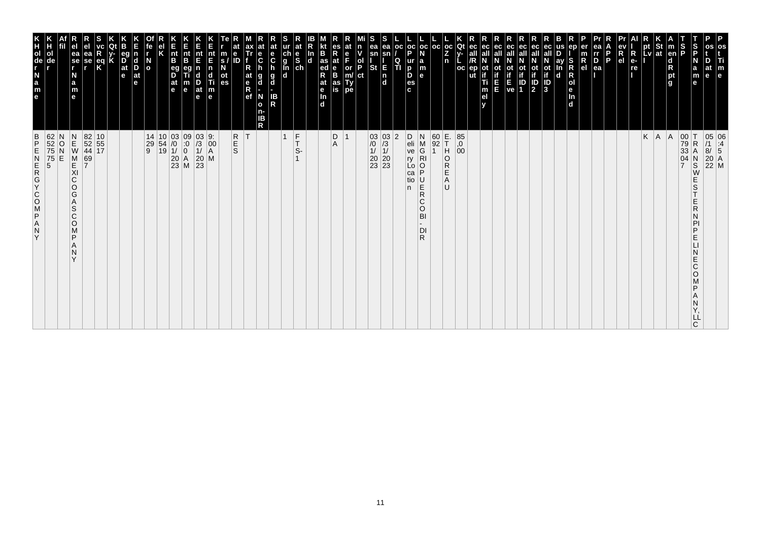| Holder Name | Holder | Affil | Release Name | Release | Svc Req K | Qty K | Beg Date | End Date | Offer No | Rel K | Knt Beg Date | Knt Beg Time | Knt End Date | Knt End Time | Terms/Notes | Rate ID | Max Trf Rate Ref | Rate Chgd - Non-IBR | Rate Chgd - IBR | Sur chg Ind | Rate Sch | IBR Ind | Mkt Based Rate Ind | Res Rate Basis | Rate Form/Type | Min Vol Pct | Seasnl St | Seasnl End | Loc/QTI | Loc Purp Desc | Loc Name | Loc | Loc Zn | K Qty-Loc | Rec all/Rep ut | Rec all Notif Time ly | Rec all Notif EE | Rec all Notif Eve | Rec all Notif ID 1 | Rec all Notif ID 2 | Rec all Notif ID 3 | Bus Day Ind | Rep l SR Role Ind | Perm Rel | Prearr Deal | RAPP | Prev Rel | All Re-rel | Rpt Lvl | K Stat | Amend Rptg | TSP | TSP Name | Post Date | Post Time |
|---|---|---|---|---|---|---|---|---|---|---|---|---|---|---|---|---|---|---|---|---|---|---|---|---|---|---|---|---|---|---|---|---|---|---|---|---|---|---|---|---|---|---|---|---|---|---|---|---|---|---|---|---|---|---|---|---|
| BP ENERGY COMPANY | 625275755 | NONE | NEW MEXICO GAS COMPANY | 825244697 | 105517 | | | | 14299 | 105419 | 03/01/2023 | 09:00 AM | 03/31/2023 | 9:00 AM | | RES | T | | | 1 | FTS-1 | | | DA | 1 | | 03/01/2023 | 03/31/2023 | 2 | Delivery Location | NMGRIOPUERCOBI-DIR | 60921 | E. THOREAU | 85,000 | | | | | | | | | | | | | | | | K | A | A | 007933047 | TRANSWESTERN PIPELINE COMPANY, LLC | 05/18/2022 | 06:45 AM |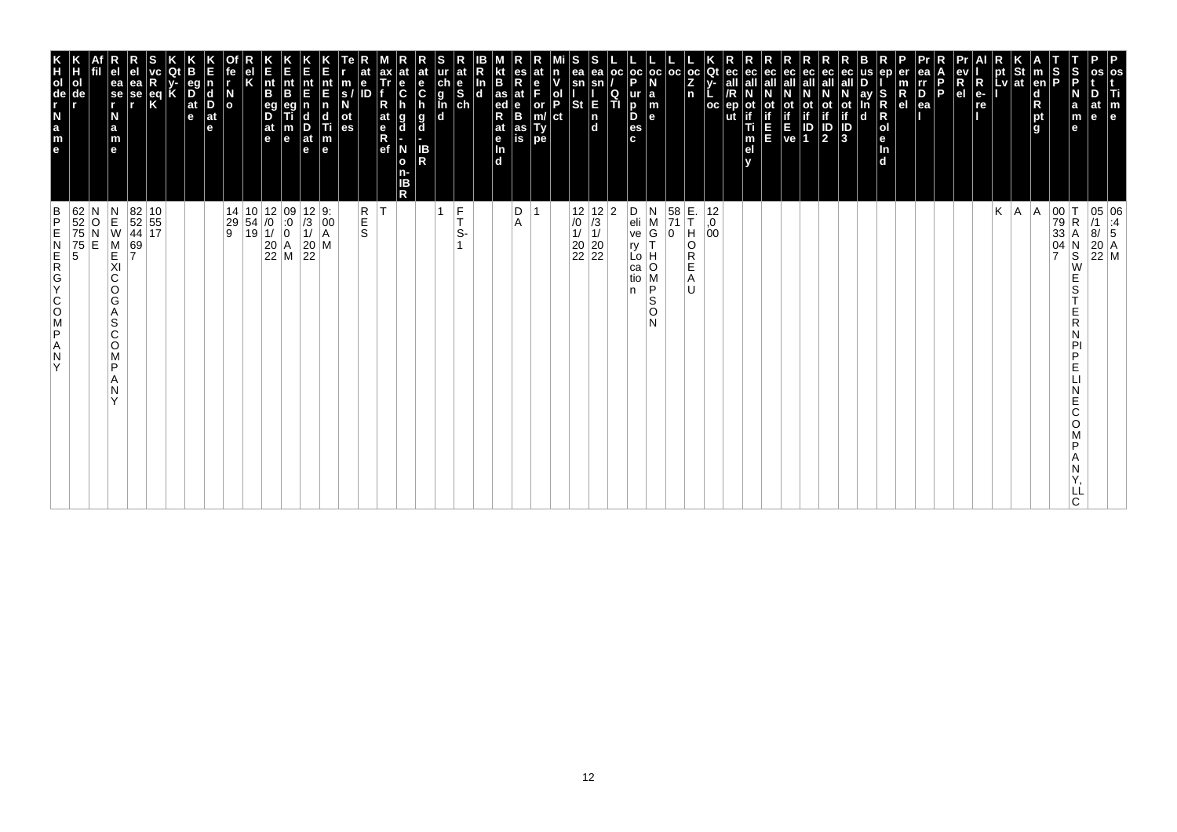| KHolderName | KHolder | Affil | Release Name | Release Req | Svc Req K | Qty K | K Beg Date | K End Date | Offer No | Rel K | K Ent Beg Date | K Ent Beg Time | K Ent End Date | K Ent End Time | Term s/ Notes | Rate ID | Max Trf Rate Ref | Rate Chgd - Non-IBR | Rate Chgd - IBR | Surchg Ind | Rate Sch | IBR Ind | Mkt Based Rate Ind | Res Rate Bas is | Rate Form/ Type | Min Vol Pct | Seasn l St | Seasn l End | Loc/ QTI | Loc Purp Desc | Loc Name | Loc | Loc Zn | K Qty-Loc | Rec all /Rep ut | Recall Notif Timely | Recall Notif EE | Recall Notif Eve | Recall Notif ID1 | Recall Notif ID2 | Recall Notif ID3 | Bus Day Ind | Rep I SR Role Ind | Perm Rel | Prearr Deal | RAPP | Prev Rel | All Re-rel | Rpt Lvl | K Stat | Amend Rpt g | TSP | TSP Name | Post Date | Post Time |
|---|---|---|---|---|---|---|---|---|---|---|---|---|---|---|---|---|---|---|---|---|---|---|---|---|---|---|---|---|---|---|---|---|---|---|---|---|---|---|---|---|---|---|---|---|---|---|---|---|---|---|---|---|---|---|---|---|
| BP ENERGY COMPANY | 625275755 | NONE | NEW MEXICO GAS COMPANY | 8252446 97 | 105517 | | | | 14299 | 105419 | 12/01/2022 | 09:00 AM | 12/31/2022 | 9:00 AM | | RES | T | | | 1 | FTS-1 | | | DA | 1 | | 12/01/2022 | 12/31/2022 | 2 | Delivery Location | NM GTHOMPSON | 58710 | E. THOREAU | 12,000 | | | | | | | | | | | | | | | | K | A | A | 007933047 | TRANSWESTERN PIPELINE COMPANY, LLC | 05/18/2022 | 06:45 AM |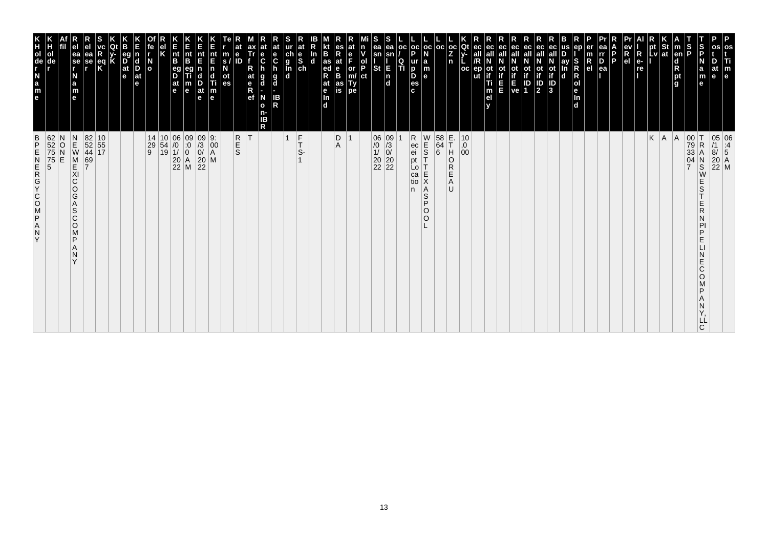| K Holder Name | K Holder | Affil | Releaser Name | Releaser | Svc Req K | K Qty-K | K Beg Date | K End Date | Offer No | Rel K | K Ent Beg Date | K Ent Beg Time | K Ent End Date | K Ent End Time | Terms/Notes | Rate ID | Max Trf Rate Ref | Rate Chgd - Non-IBR | Rate Chgd - IBR | Surchg Ind | Rate Sch | IBR Ind | Mkt Based Rate Ind | Res Rate Basis | Rate Form/Type | Min Vol Pct | Seasnl St | Seasnl End | Loc/QTI | Loc Purp Desc | Loc Name | Loc | Loc Zn | K Qty-Loc | Recall/Reput | Recall Notif Timely | Recall Notif EE | Recall Notif Eve | Recall Notif ID1 | Recall Notif ID2 | Recall Notif ID3 | Bus Day Ind | Repl SR Role Ind | Perm Rel | Prearr Deal | RAPP | Prev Rel | All Re-rel | Rpt Lvl | K Stat | Amend Rptg | TSP | TSP Name | Post Date | Post Time |
|---|---|---|---|---|---|---|---|---|---|---|---|---|---|---|---|---|---|---|---|---|---|---|---|---|---|---|---|---|---|---|---|---|---|---|---|---|---|---|---|---|---|---|---|---|---|---|---|---|---|---|---|---|---|---|---|
| BPENERGYCOMPANY | 625275755 | NONE | NEWMEXICOGASCOMPANY | 825244697 | 105517 | | | | 14299 | 105419 | 06/01/2022 | 09:00 AM | 09/30/2022 | 9:00 AM | | RES | T | | | 1 | FTS-1 | | | DA | 1 | | 06/01/2022 | 09/30/2022 | 1 | Receipt Location | WESTTEXASPOOL | 58646 | E.THOREAU | 10,000 | | | | | | | | | | | | | | | K | A | A | 007933047 | TRANSWESTERNPIPELINECOMPANY, LLC | 05/18/2022 | 06:45 AM |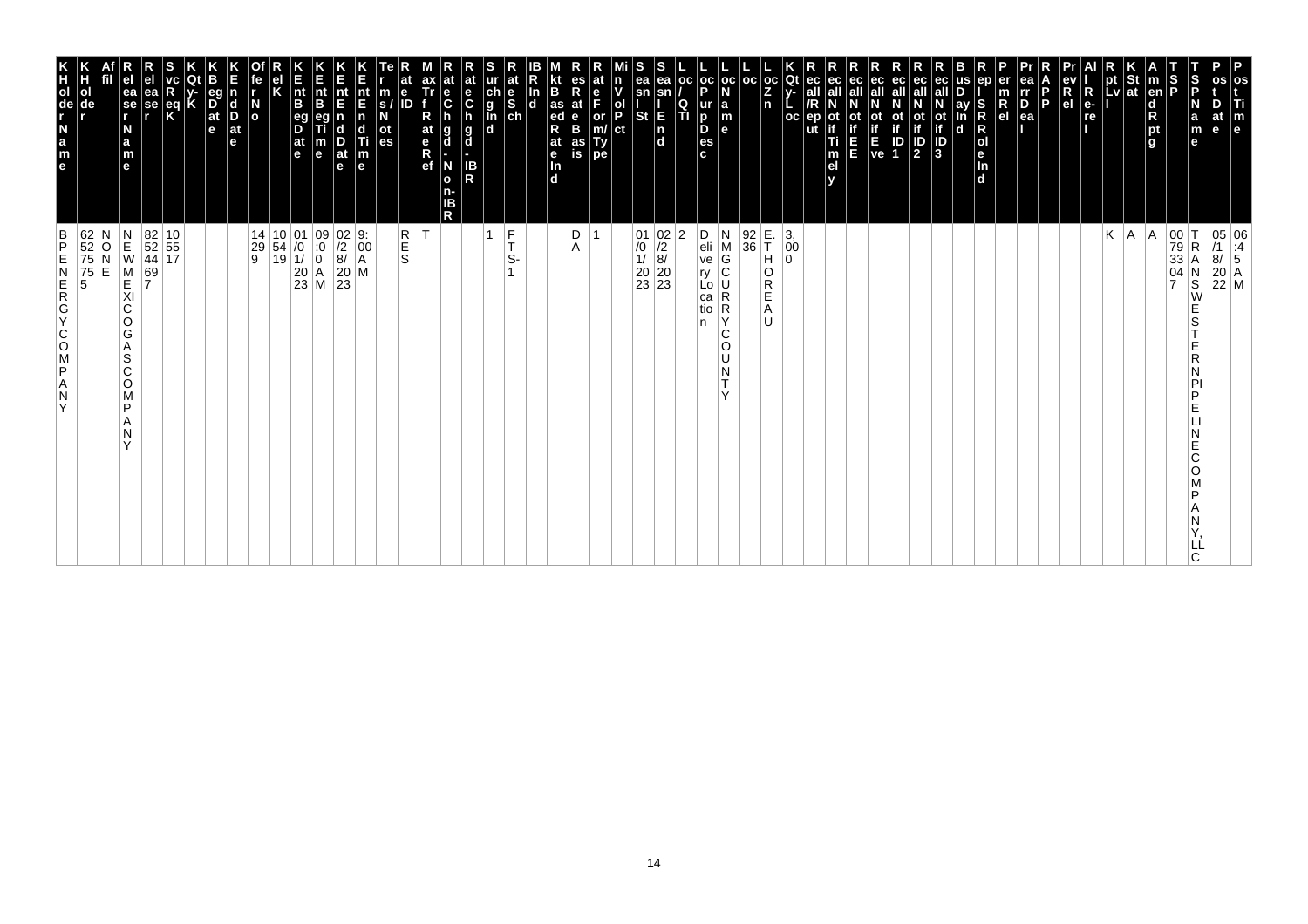| KHolder Name | KHolder | Affil | Releaser Name | Releaser | SvcReqK | QtyK | KBegDate | KEndDate | OfferNo | RelK | KEntBegDate | KEntBegTime | KEntEndDate | KEntEndTime | Terms/Notes | RateID | MaxTrfRateRef | RateChgd-Non-IBR | RateChgd-IBR | SurchgInd | RateSch | IBRInd | MktBasedRateInd | ResRateBasis | RateForm/Type | MinVolPct | SeasnlSt | SeasnlEnd | Loc/QTI | LocPurpDesc | LocName | Loc | LocZn | KQty-Loc | RecallRep/ut | RecallNotifTimely | RecallNotifEE | RecallNotifEve | RecallNotifID1 | RecallNotifID2 | RecallNotifID3 | BusDayInd | RepISRRole-Ind | PermRel | PrearrDeal | RAPP | PrevRel | AllRe-re | RptLvl | KStat | AmendRptg | TSP | TSPName | PostDate | PostTime |
|---|---|---|---|---|---|---|---|---|---|---|---|---|---|---|---|---|---|---|---|---|---|---|---|---|---|---|---|---|---|---|---|---|---|---|---|---|---|---|---|---|---|---|---|---|---|---|---|---|---|---|---|---|---|---|---|
| BPENERGYCOMPANY | 625275755 | NONE | NEWMEXICOGASCOMPANY | 8252446997 | 105517 | | | | 142999 | 105419 | 01/01/2023 | 09:00AM | 02/28/2023 | 9:00AM | | RES | T | | | 1 | FTS-1 | | | DA | 1 | | 01/01/2023 | 02/28/2023 | 2 | Delivery Location | NMGCURRYCOUNTY | 9236 | E.THOREAU | 3,000 | | | | | | | | | | | | | | | K | A | A | 007933047 | TRANSWESTERNPIPELINECOMPANY,LLC | 05/18/2022 | 06:45AM |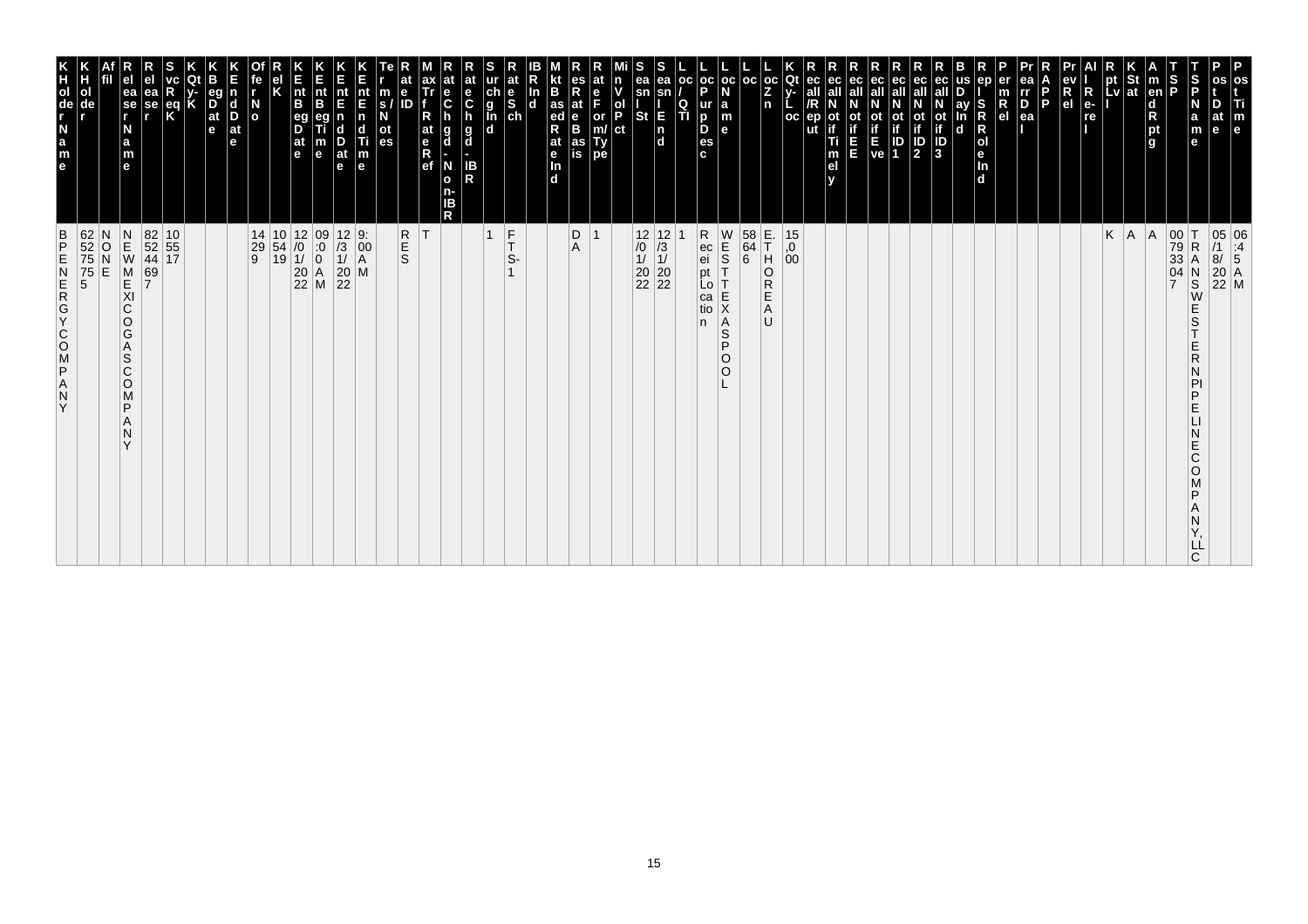| K Holder Name | K Holder | Affil | Rel Name | Rel | Svc Req K | Qty K | K Beg Date | K End Date | Offer No | Rel K | K Ent Beg Date | K Ent Beg Time | K Ent End Date | K Ent End Time | Terms/Notes | Rate ID | Max Trf Rate Ref | Rate Chgd - Non-IBR | Rate Chgd - IBR | Surchg Ind | Rate Sch | IBR Ind | Mkt Based Rate Ind | Res Rate Basis | Rate Form/Type | Min Vol Pct | Seasn St | Seasn End | Loc/QTI | Loc Purp Desc | Loc Name | Loc | Loc Zone | K Qty-Loc | Recall/Reput | Recall Notif Timely | Recall Notif EE | Recall Notif Eve | Recall Notif ID 1 | Recall Notif ID 2 | Recall Notif ID 3 | Bus Day Ind | Repl SR Role Ind | Perm Rel | Prearr Deal | RAPP | Prev Rel | All Re-rel | Rpt Lvl | K Stat | Amend Rptg | TSP | TSP Name | Post Date | Post Time |
|---|---|---|---|---|---|---|---|---|---|---|---|---|---|---|---|---|---|---|---|---|---|---|---|---|---|---|---|---|---|---|---|---|---|---|---|---|---|---|---|---|---|---|---|---|---|---|---|---|---|---|---|---|---|---|---|
| BP ENERGY COMPANY | 625275755 | NONE | NEW MEXICO GAS COMPANY | 825244697 | 105517 | | | | 14299 | 105419 | 12/01/2022 | 09:00 AM | 12/31/2022 | 9:00 AM | | RES | T | | | 1 | FTS-1 | | | DA | 1 | | 12/01/2022 | 12/31/2022 | 1 | Receipt Location | WEST TEXAS POOL | 58646 | E. THOREAU | 15,000 | | | | | | | | | | | | | | | K | A | A | 007933047 | TRANSWESTERN PIPELINE COMPANY, LLC | 05/18/2022 | 06:45 AM |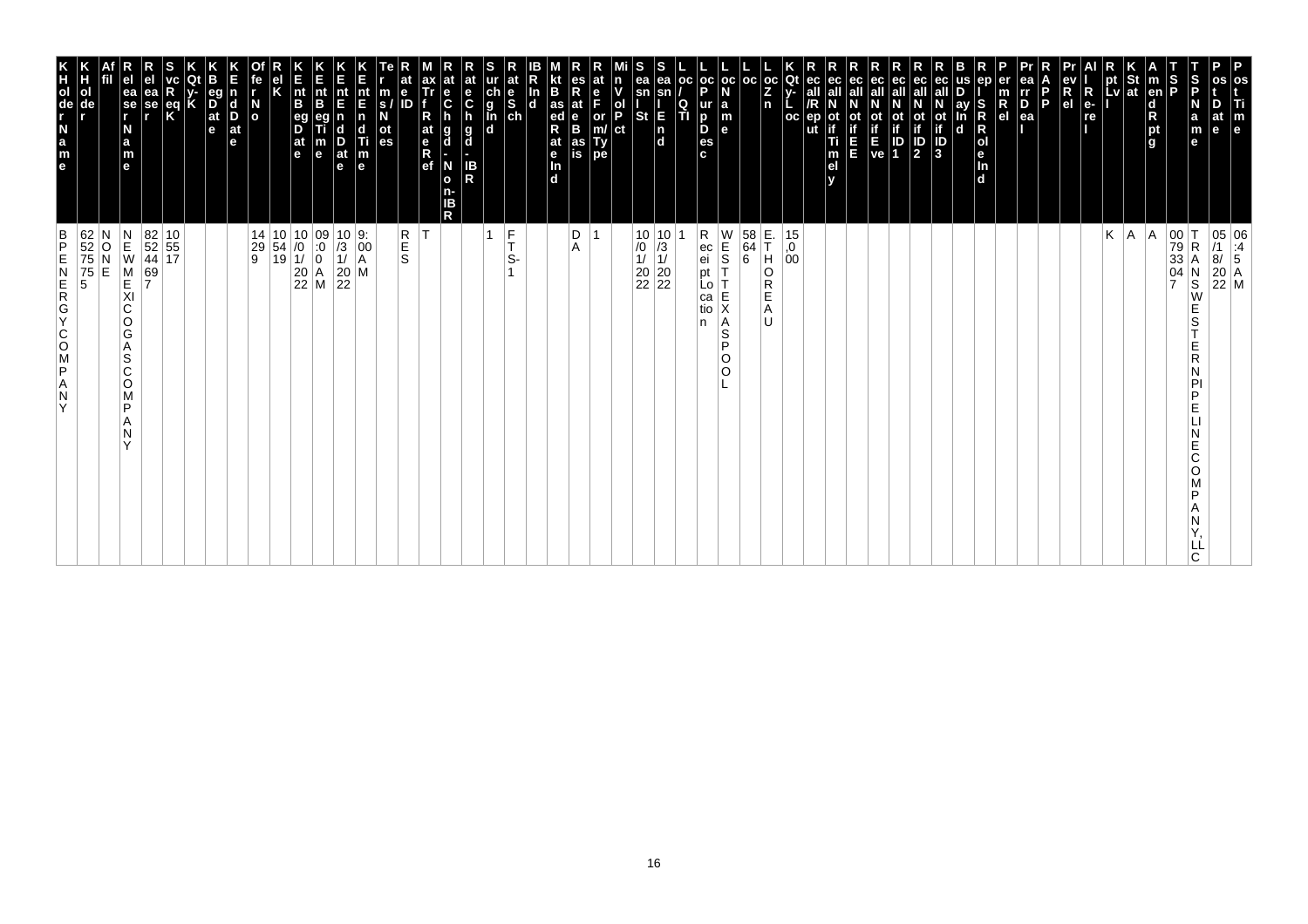| KHolder Name | KHolder | Affil | Releaser Name | Releaser | SvcReqK | QtyK | KBegDate | KEndDate | OfferNo | RelK | KEntBegDate | KEntBegTime | KEntEndDate | KEntEndTime | Terms/Notes | RateID | MaxTrfRateRef | RateChgd-Non-IBR | RateChgd-IBR | SurchgInd | RateSch | IBRInd | MktBasedRateInd | ResRateBasis | RateForm/Type | MinVolPct | SeasnlSt | SeasnlEnd | Loc/QTI | LocPurpDesc | LocName | Loc | LocZn | KQty-Loc | RecallRep/Rep | RecallNotifTimely | RecallNotifEE | RecallNotifEve | RecallNotifID1 | RecallNotifID2 | RecallNotifID3 | BusDayInd | RepISRRoleInd | PermRel | PrearrDeal | RAPP | PrevRel | AllRe-rel | RptLvl | KStat | AmendRptg | TSP | TSPName | PostDate | PostTime |
|---|---|---|---|---|---|---|---|---|---|---|---|---|---|---|---|---|---|---|---|---|---|---|---|---|---|---|---|---|---|---|---|---|---|---|---|---|---|---|---|---|---|---|---|---|---|---|---|---|---|---|---|---|---|---|---|
| BP ENERGY COMPANY | 625275755 | NONE | NEW MEXICO GAS COMPANY | 825244697 | 105517 | | | | 14299 | 105419 | 10/01/2022 | 09:00 AM | 10/31/2022 | 9:00 AM | | RES | T | | | 1 | FTS-1 | | | DA | 1 | | 10/01/2022 | 10/31/2022 | 1 | Receipt Location | WEST TEXAS POOL | 58646 | E. THOREAU | 15,000 | | | | | | | | | | | | | | | | K | A | A | 007933047 | TRANSWESTERN PIPELINE COMPANY, LLC | 05/18/2022 | 06:45 AM |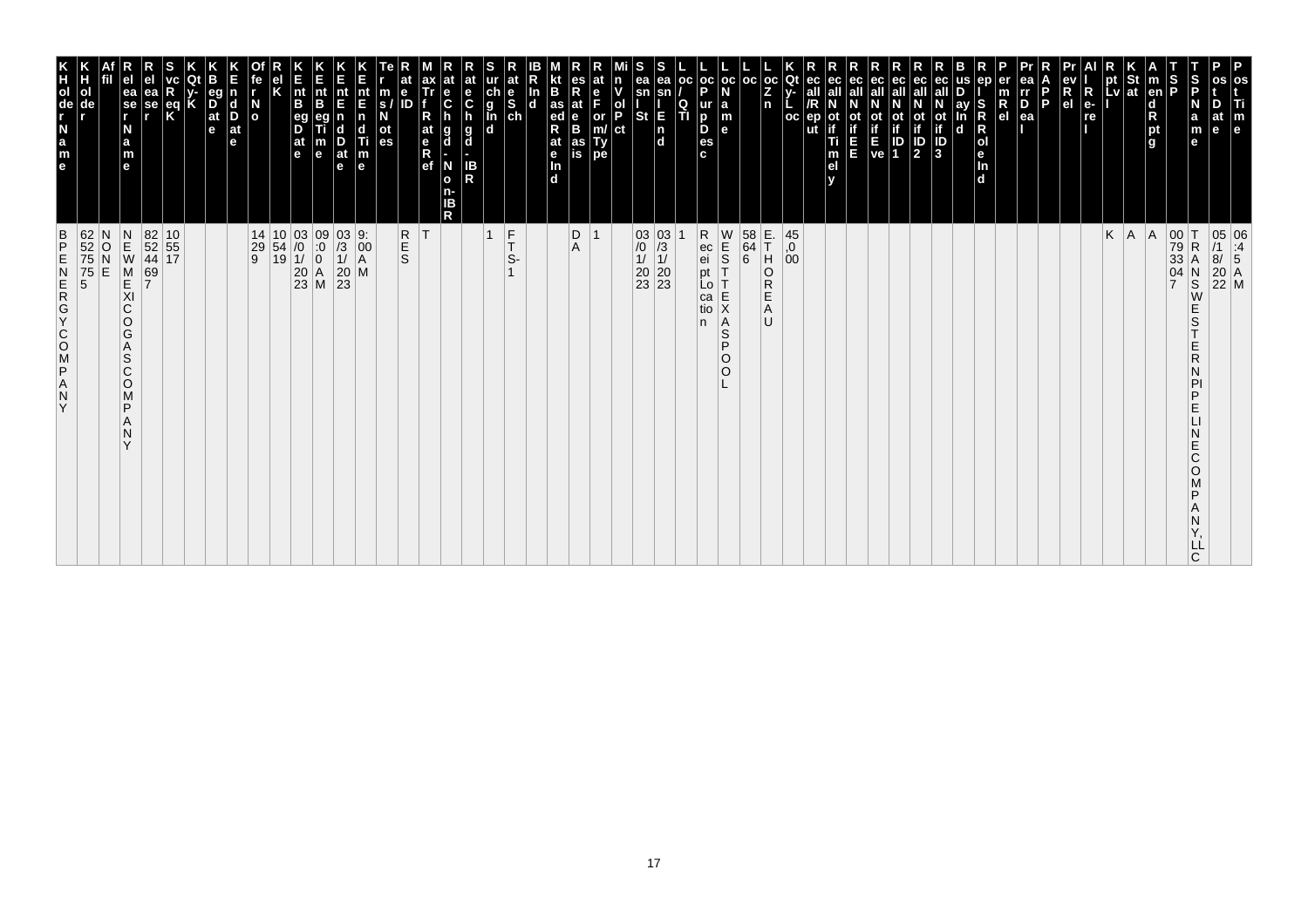| KHolder Name | KHolder | Affil | Release Name | Release Req K | Svc Req K | Qty K | K Beg Date | K End Date | Offer No | Rel K | K Ent Beg Date | K Ent Beg Time | K Ent End Date | K Ent End Time | Terms/Notes | Rate ID | Max Trf Rate Ref | Rate Chgd - Non-IBR | Rate Chgd - IBR | Surchg Ind | Rate Sch | IBR Ind | Mkt Based Rate Ind | Res Rate Basis | Rate Form/Type | Min Vol Pct | Seasnl St | Seasnl End | Loc/QTI | Loc Purp Desc | Loc Name | Loc | Loc Zn | K Qty-Loc | Recall/Reput | Recall Notif Timely | Recall Notif EE | Recall Notif Eve | Recall Notif ID1 | Recall Notif ID2 | Recall Notif ID3 | Bus Day Ind | Rep I SR Role Ind | Perm Rel | Prearr Deal | RAPP | Prev Rel | All Re-rel | Rpt Lv | K Stat | Amend Rptg | TSP | TSP Name | Post Date | Post Time |
|---|---|---|---|---|---|---|---|---|---|---|---|---|---|---|---|---|---|---|---|---|---|---|---|---|---|---|---|---|---|---|---|---|---|---|---|---|---|---|---|---|---|---|---|---|---|---|---|---|---|---|---|---|---|---|---|
| BP ENERGY COMPANY | 625275755 | NONE | NEW MEXICO GAS COMPANY | 82524469 7 | 105517 | | | | 14299 | 105419 | 03/01/2023 | 09:00 AM | 03/31/2023 | 9:00 AM | | RES | T | | | 1 | FTS-1 | | | DA | 1 | | 03/01/2023 | 03/31/2023 | 1 | Receipt Location | WEST TEXAS POOL | 58646 | E. THOREAU | 45,000 | | | | | | | | | | | | | | | | K | A | A | 007933047 | TRANSWESTERN PIPELINE COMPANY, LLC | 05/18/2022 | 06:45 AM |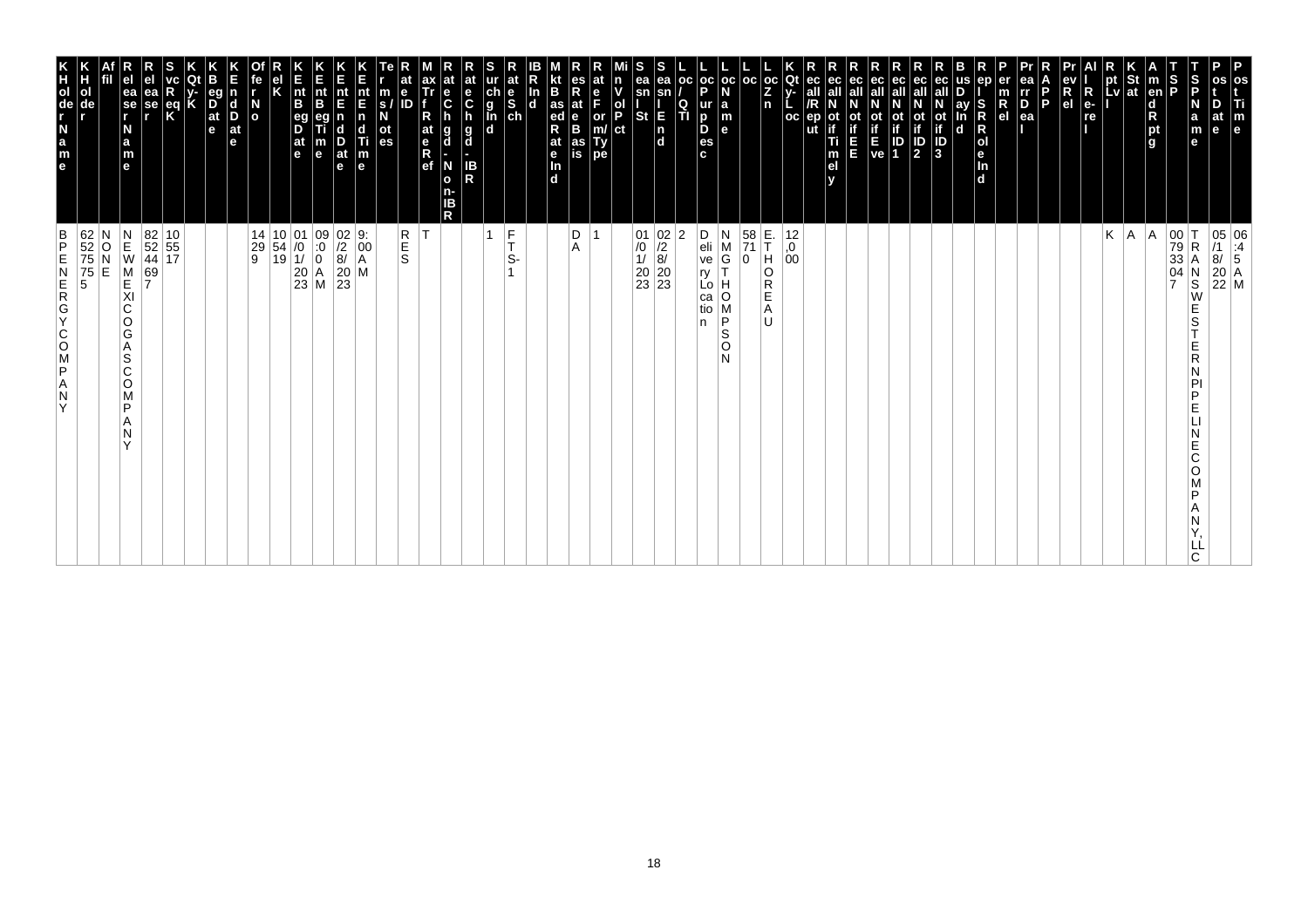| KHolder Name | KHolder | Affil | Release Name | Release | SvcReqK | Qty-K | KBeg Date | KEnd Date | Offer No | Rel K | KEnt Beg Date | KEnt Beg Time | KEnt End Date | KEnt End Time | Term s/Notes | Rate ID | Max Trf Rate Ref | Rate Chgd - Non-IBR | Rate Chgd - IBR | Surchg Ind | Rate Sch | IBR Ind | Mkt Based Rate Ind | Res Rate Basis | Rate Form/Type | Min Vol Pct | Seasnl St | Seasnl End | Loc/QTI | Loc Purp Desc | Loc Name | Loc | Loc Zn | KQty-Loc | Recall/Reput | Recall Notif Timely | Recall Notif EE | Recall Notif Eve | Recall Notif ID1 | Recall Notif ID2 | Recall Notif ID3 | Bus Day Ind | Rep l SR Role Ind | Perm Rel | Prearr Deal | RAPP | Prev Rel | All Re-rel | Rpt Lvl | KStat | Amend Rptg | TSP | TSP Name | Post Date | Post Time |
|---|---|---|---|---|---|---|---|---|---|---|---|---|---|---|---|---|---|---|---|---|---|---|---|---|---|---|---|---|---|---|---|---|---|---|---|---|---|---|---|---|---|---|---|---|---|---|---|---|---|---|---|---|---|---|---|
| BPENERGYCOMPANY | 625275755 | NONE | NEWMEXICOGASCOMPANY | 8252446​97 | 105517 | | | | 14299 | 105419 | 01/01/2023 | 09:00 AM | 02/28/2023 | 9:00 AM | | RES | T | | | 1 | FTS-1 | | | DA | 1 | | 01/01/2023 | 02/28/2023 | 2 | Delivery Location | NMGTHOMPSON | 58710 | E.THOREAU | 12,000 | | | | | | | | | | | | | | | | K | A | A | 007933047 | TRANSWESTERNPIPELINECOMPANY, LLC | 05/18/2022 | 06:45 AM |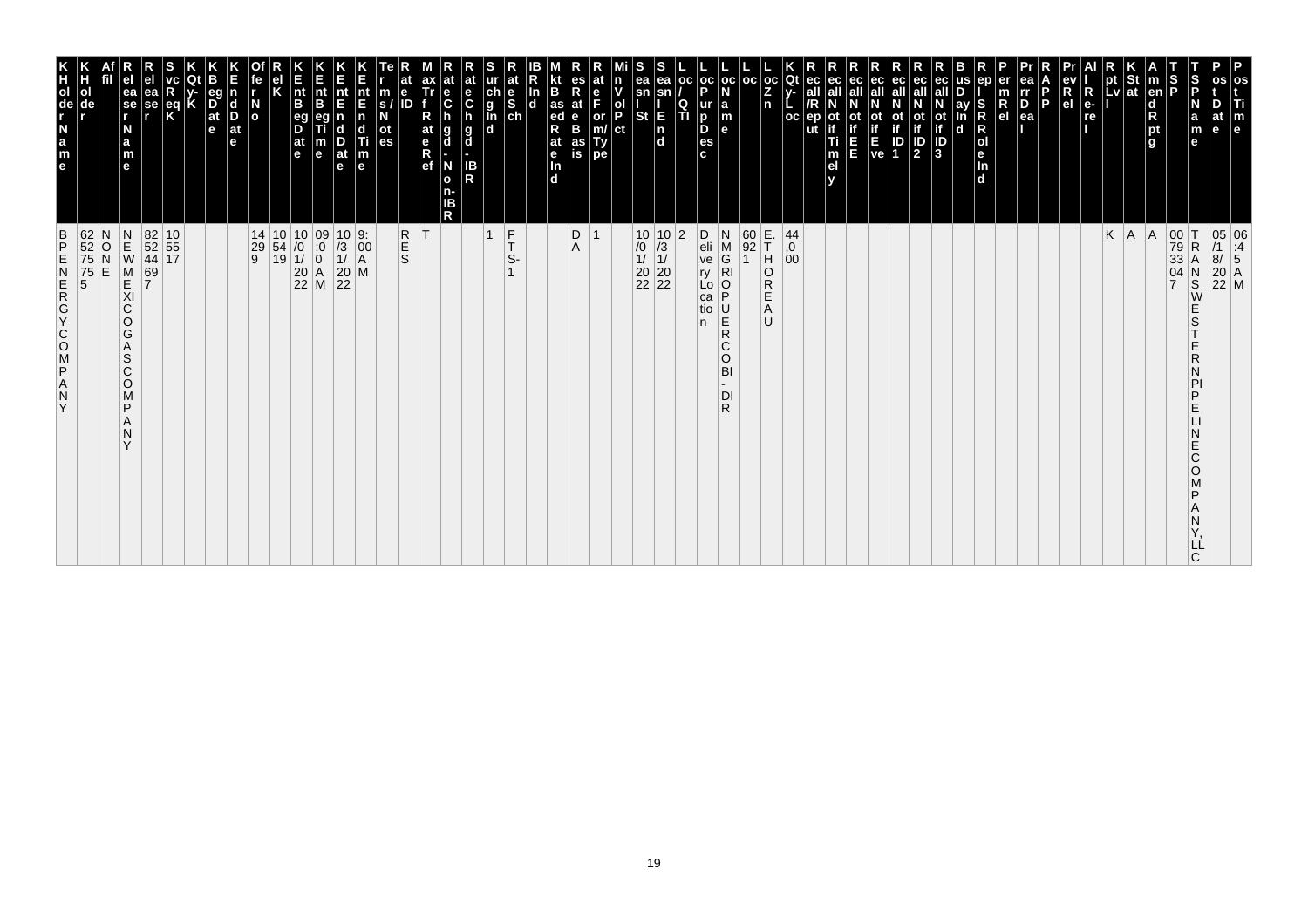| KHolder Name | KHolder | Affil | Release Name | Release Req | SvcReqK | Qty-K | KBeg Date | KEnd Date | Offer No | Rel K | KEnt Beg Date | KEnt Beg Time | KEnt End Date | KEnt End Time | Terms/Notes | Rate ID | Max Trf Rate Ref | Rate Chgd - Non-IBR | Rate Chgd - IBR | Surchg Ind | Rate Sch | IBR Ind | Mkt Based Rate Ind | Res Rate Basis | Rate Form/Type | Min Vol Pct | Seasn St | Seasn End | Loc/QTI | Loc Purp Desc | Loc Name | Loc | Loc Zn | KQty-Loc | Rec all/Rep ut | Recall Notif Timely | Recall Notif EE | Recall Notif Eve | Recall Notif ID1 | Recall Notif ID2 | Recall Notif ID3 | Bus Day Ind | Rep I SR Role Ind | Perm Rel | Prearr Deal | RAPP | Prev Rel | All Re-re | Rpt Lvl | K Stat | Amend Rpt g | TSP | TSP Name | Post Date | Post Time |
|---|---|---|---|---|---|---|---|---|---|---|---|---|---|---|---|---|---|---|---|---|---|---|---|---|---|---|---|---|---|---|---|---|---|---|---|---|---|---|---|---|---|---|---|---|---|---|---|---|---|---|---|---|---|---|---|
| BP ENERGY COMPANY | 6252757 55 | NONE | NEW MEXICO GAS COMPANY | 8252446 97 | 105517 | | | | 14299 | 105419 | 10/01/2022 | 09:00 AM | 10/31/2022 | 9:00 AM | | RES | T | | | 1 | FTS-1 | | | DA | 1 | | 10/01/2022 | 10/31/2022 | 2 | Delivery Location | NMGRI OPUERCO BI - DIR | 60921 | E. THOREAU | 44,000 | | | | | | | | | | | | | | | K | A | A | 007933047 | TRANSWESTERN PIPELINE COMPANY, LLC | 05/18/2022 | 06:45 AM |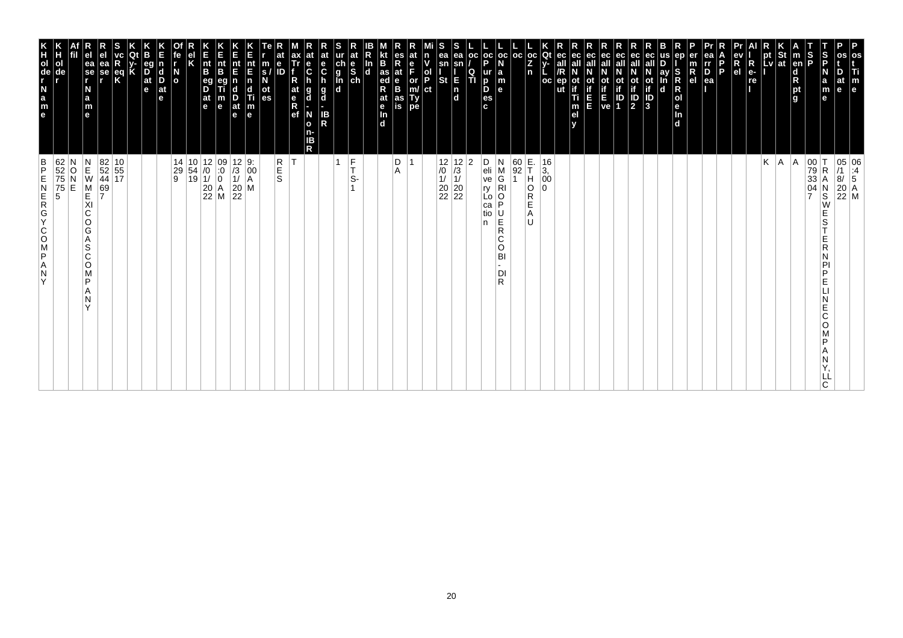| KHolderName | KHolder | Affil | ReleaserName | Releaser | SvcReqK | KQty-K | KBegDate | KEndDate | OffrNo | RelK | KEntBegDate | KEntBegTime | KEntEndDate | KEntEndTime | Terms/Notes | RateID | MaxTrfRateRef | RateChgd-Non-IBR | RateChgd-IBR | SurchgInd | RateSch | IBRInd | MktBasedRateInd | ResRateBasis | RateForm/Type | MinVolPct | SeasnlSt | SeasnlEnd | Loc/QTI | LocPurpDesc | LocName | Loc | LocZn | KQty-Loc | Recall/Reput | RecallNotifTimely | RecallNotifEE | RecallNotifEve | RecallNotifID1 | RecallNotifID2 | RecallNotifID3 | BusDayInd | RepISRRoleInd | PermRel | PrearrDeal | RAPP | PrevRel | AllRe-rel | RptLvl | KStat | AmendRptg | TSP | TSPName | PostDate | PostTime |
|---|---|---|---|---|---|---|---|---|---|---|---|---|---|---|---|---|---|---|---|---|---|---|---|---|---|---|---|---|---|---|---|---|---|---|---|---|---|---|---|---|---|---|---|---|---|---|---|---|---|---|---|---|---|---|---|
| BPENERGYCOMPANY | 625275755 | NONE | NEWMEXICOGASCOMPANY | 825244697 | 105517 | | | | 14299 | 105419 | 12/01/2022 | 09:00 AM | 12/31/2022 | 9:00 AM | | RES | T | | | 1 | FTS-1 | | | DA | 1 | | 12/01/2022 | 12/31/2022 | 2 | Delivery Location | NMGRIOPUERCOBI-DIR | 60921 | E.THOREAU | 163,000 | | | | | | | | | | | | | | | K | A | A | 007933047 | TRANSWESTERNPIPELINECOMPANY,LLC | 05/18/2022 | 06:45 AM |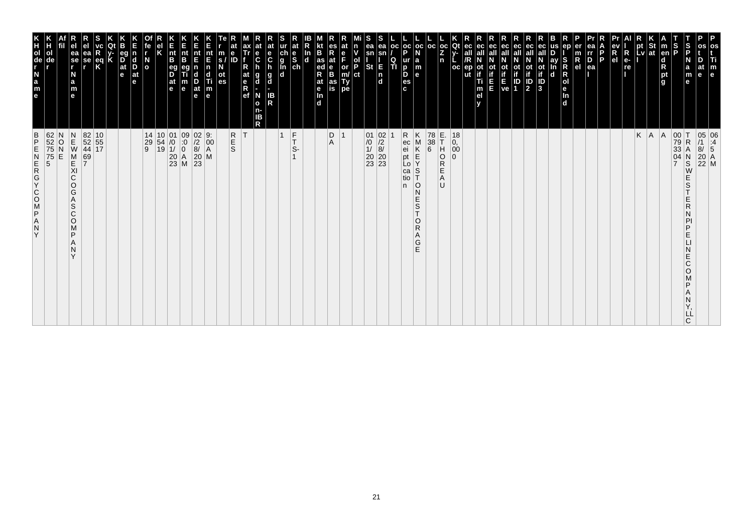| KHolderName | KHolder | Affil | ReleaserName | Releaser | SvcReqK | KQty-K | KBegDate | KEndDate | OfferNo | RelK | KEntBegDate | KEntBegTime | KEntEndDate | KEntEndTime | Terms/Notes | RateID | MaxTrfRateRef | RateChgd-Non-IBR | RateChgd-IBR | SurchgInd | RateSch | IBRInd | MktBasedRateInd | ResRateBasis | RateForm/Type | MinVolPct | SeaslSt | SeaslEnd | Loc/QTI | LocPurpDesc | LocName | Loc | LocZn | KQty-Loc | Recall/Reput | RecallNotifTimely | RecallNotifEE | RecallNotifEve | RecallNotifID1 | RecallNotifID2 | RecallNotifID3 | BusDayInd | ReplSRRoleInd | PermRel | PrearrDeal | RAPP | PrevRel | AllRe-rel | RptLvl | KStat | AmendRptg | TSP | TSPName | PostDate | PostTime |
|---|---|---|---|---|---|---|---|---|---|---|---|---|---|---|---|---|---|---|---|---|---|---|---|---|---|---|---|---|---|---|---|---|---|---|---|---|---|---|---|---|---|---|---|---|---|---|---|---|---|---|---|---|---|---|---|
| BPENERGYCOMPANY | 6252757505 | NONE | NEWMEXICOGASCOMPANY | 825244697 | 105517 | | | | 14299 | 105419 | 01/01/2023 | 09:00 AM | 02/28/2023 | 9:00 AM | | RES | T | | | 1 | FTS-1 | | | DA | 1 | | 01/01/2023 | 02/28/2023 | 1 | Receipt Location | KMKEYSTONESTORAGE | 78386 | E.THOREAU | 180,000 | | | | | | | | | | | | | | | K | A | A | 007933047 | TRANSWESTERNPIPELINECOMPANY, LLC | 05/18/2022 | 06:45 AM |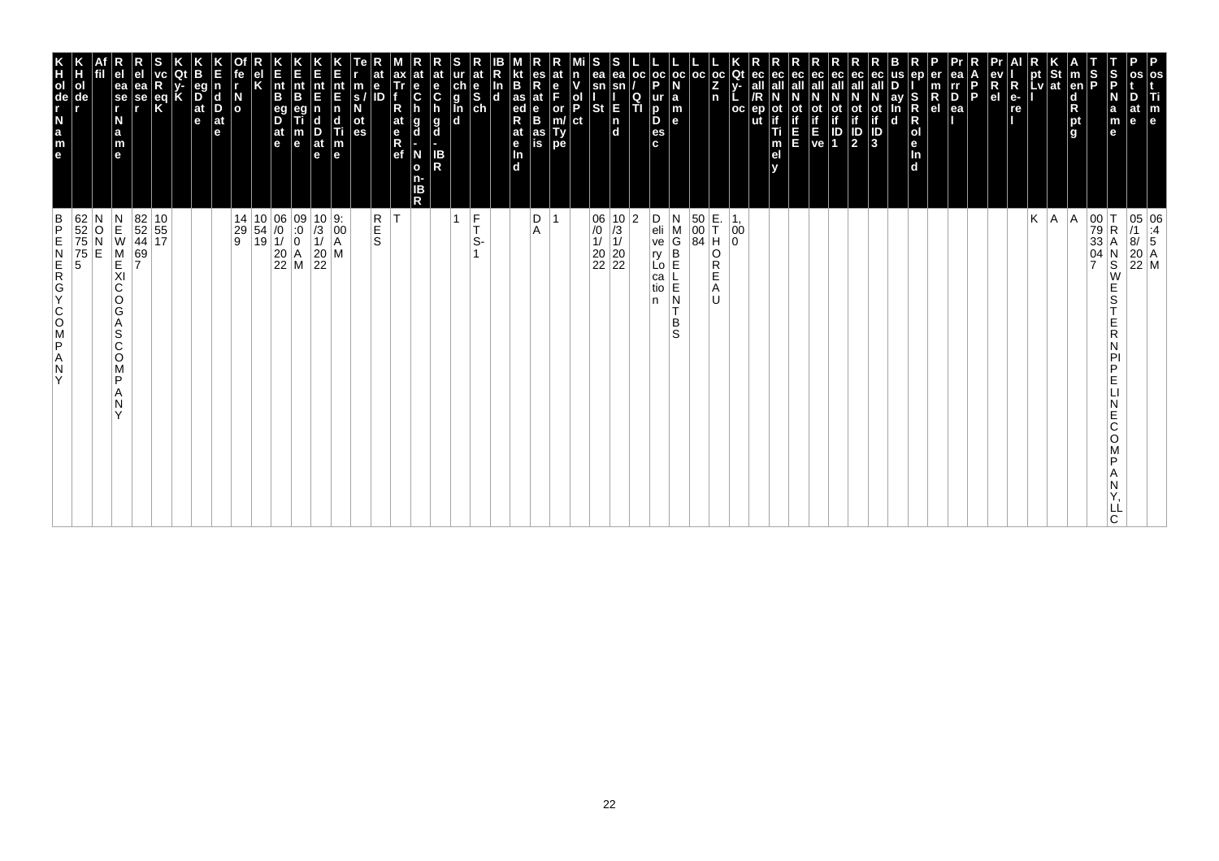| KHolderName | KHolder | Affil | ReleaserName | Releaser | SvcReqK | KQty-K | KBegDate | KEndDate | OfferNo | RelK | KEntBegDate | KEntBegTime | KEntEndDate | KEntEndTime | Terms/Notes | RateID | MaxTrfRateRef | RateChgd-NonIBR | RateChgd-IBR | SurchgInd | RateSch | IBRInd | MktBasedRateInd | ResRateBasis | RateForm/Type | MinVolPct | SeasnlSt | SeasnlEnd | Loc/QTI | LocPurpDesc | LocName | Loc | LocZn | KQty-Loc | Recall/Reput | RecallNotifTimely | RecallNotifEE | RecallNotifEve | RecallNotifID1 | RecallNotifID2 | RecallNotifID3 | BusDayInd | RepISRRoleInd | PermRel | PrearrDeal | RAPP | PrevRel | AllRe-rel | RptLvl | KStat | AmendRptg | TSP | TSPName | PostDate | PostTime |
|---|---|---|---|---|---|---|---|---|---|---|---|---|---|---|---|---|---|---|---|---|---|---|---|---|---|---|---|---|---|---|---|---|---|---|---|---|---|---|---|---|---|---|---|---|---|---|---|---|---|---|---|---|---|---|---|
| BP ENERGY COMPANY | 625275755 | NONE | NEW MEXICO GAS COMPANY | 825244697 | 105517 | | | | 14299 | 105419 | 06/01/2022 | 09:00 AM | 10/31/2022 | 9:00 AM | | RES | T | | | 1 | FTS-1 | | | DA | 1 | | 06/01/2022 | 10/31/2022 | 2 | Delivery Location | NMGB ELEN TBS | 500084 | E. THOREAU | 1,000 | | | | | | | | | | | | | | | K | A | A | 007933047 | TRANSWESTERN PIPELINE COMPANY, LLC | 05/18/2022 | 06:45 AM |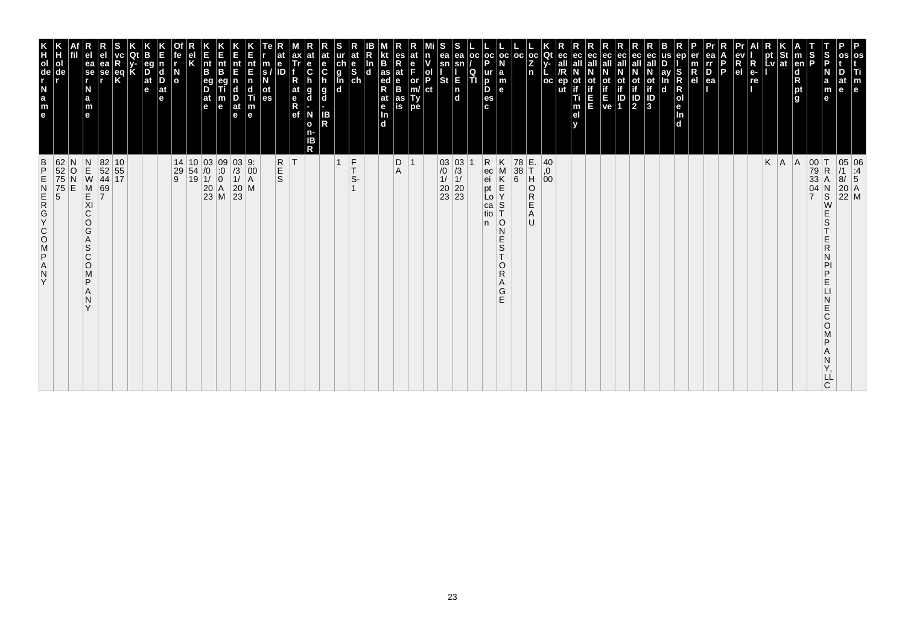| KHolderName | KHolder | Affil | RelatedPartyName | ReleaseR | SvcReqK | KQty-K | KBegDate | KEndDate | OfferNo | RelK | KEntBegDate | KEntBegTime | KEntEndDate | KEntEndTime | Terms/Notes | RateID | MaxTrfRateRef | RateChgd-Non-IBR | RateChgd-IBR | SurchgInd | RateSch | IBRInd | MktBasedRateInd | ResRateBasis | RateForm/Type | MinVolPct | SeasnlSt | SeasnlEnd | Loc/QTI | LocPurpDesc | LocName | Loc | LocZn | KQty-Loc | Rec/Rep | RecallNotifTimely | RecallNotifEE | RecallNotifEve | RecallNotifID1 | RecallNotifID2 | RecallNotifID3 | BusDayInd | Rep-SRRole-Ind | PermRel | PrearrDeal | RAPP | PrevRel | All Re-rel | RptLvl | KStat | AmendRptg | TSP | TSPName | PostDate | PostTime |
|---|---|---|---|---|---|---|---|---|---|---|---|---|---|---|---|---|---|---|---|---|---|---|---|---|---|---|---|---|---|---|---|---|---|---|---|---|---|---|---|---|---|---|---|---|---|---|---|---|---|---|---|---|---|---|---|
| BPENERGYCOMPANY | 625275755 | NONE | NEWMEXICOGASCOMPANY | 8252446997 | 105517 | | | | 14299 | 105419 | 03/01/2023 | 09:00AM | 03/31/2023 | 9:00AM | | RES | T | | | 1 | FTS-1 | | | DA | 1 | | 03/01/2023 | 03/31/2023 | 1 | Receipt Location | KMKEYSTONESTORAGE | 78386 | E.THOREAU | 40,000 | | | | | | | | | | | | | | | K | A | A | 007933047 | TRANSWESTERN PIPELINE COMPANY, LLC | 05/18/2022 | 06:45AM |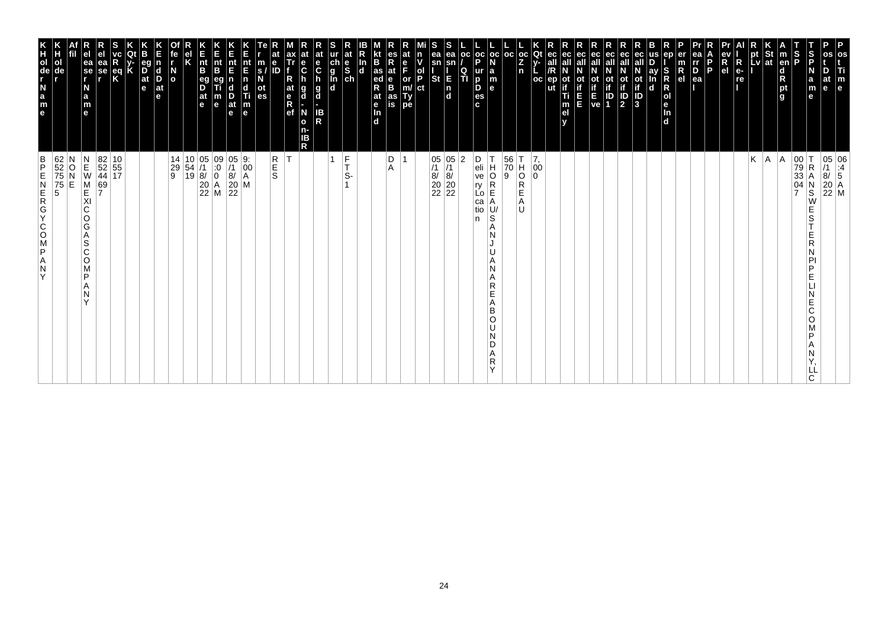| KHolder Name | KHolder | Affil | Releaser Name | Releaser | SvcReqK | KQty-K | KBegDate | KEndDate | OfferNo | RelK | KEntBegDate | KEntBegTime | KEntEndDate | KEntEndTime | Terms/Notes | RateID | MaxTrfRateRef | RateChgd-Non-IBR | RateChgd-IBR | SurchgInd | RateSch | IBRInd | MktBasedRateInd | ResRateBasis | RateForm/Type | MinVolPct | SeasnlSt | SeasnlEnd | Loc/QTI | LocPurpDesc | LocName | Loc | LocZn | KQty-Loc | Recall/Reput | RecallNotifTimely | RecallNotifEE | RecallNotifEve | RecallNotifID1 | RecallNotifID2 | RecallNotifID3 | BusDayInd | ReplSRRoleInd | PermRel | PrearrDeal | RAPP | PrevRel | AllRe-rel | RptLvl | KStat | AmendRptg | TSP | TSPName | PostDate | PostTime |
|---|---|---|---|---|---|---|---|---|---|---|---|---|---|---|---|---|---|---|---|---|---|---|---|---|---|---|---|---|---|---|---|---|---|---|---|---|---|---|---|---|---|---|---|---|---|---|---|---|---|---|---|---|---|---|---|
| BP ENERGY COMPANY | 625275755 | NONE | NEW MEXICO GAS COMPANY | 825244697 | 105517 | | | | 14299 | 105419 | 05/18/2022 | 09:00 AM | 05/18/2022 | 9:00 AM | | RES | T | | | 1 | FTS-1 | | | DA | 1 | | 05/18/2022 | 05/18/2022 | 2 | Delivery Location | THOREAU/SAN JUAN AREA BOUNDARY | 56709 | THOREAU | 7,000 | | | | | | | | | | | | | | | K | A | A | 007933047 | TRANSWESTERN PIPELINE COMPANY, LLC | 05/18/2022 | 06:45 AM |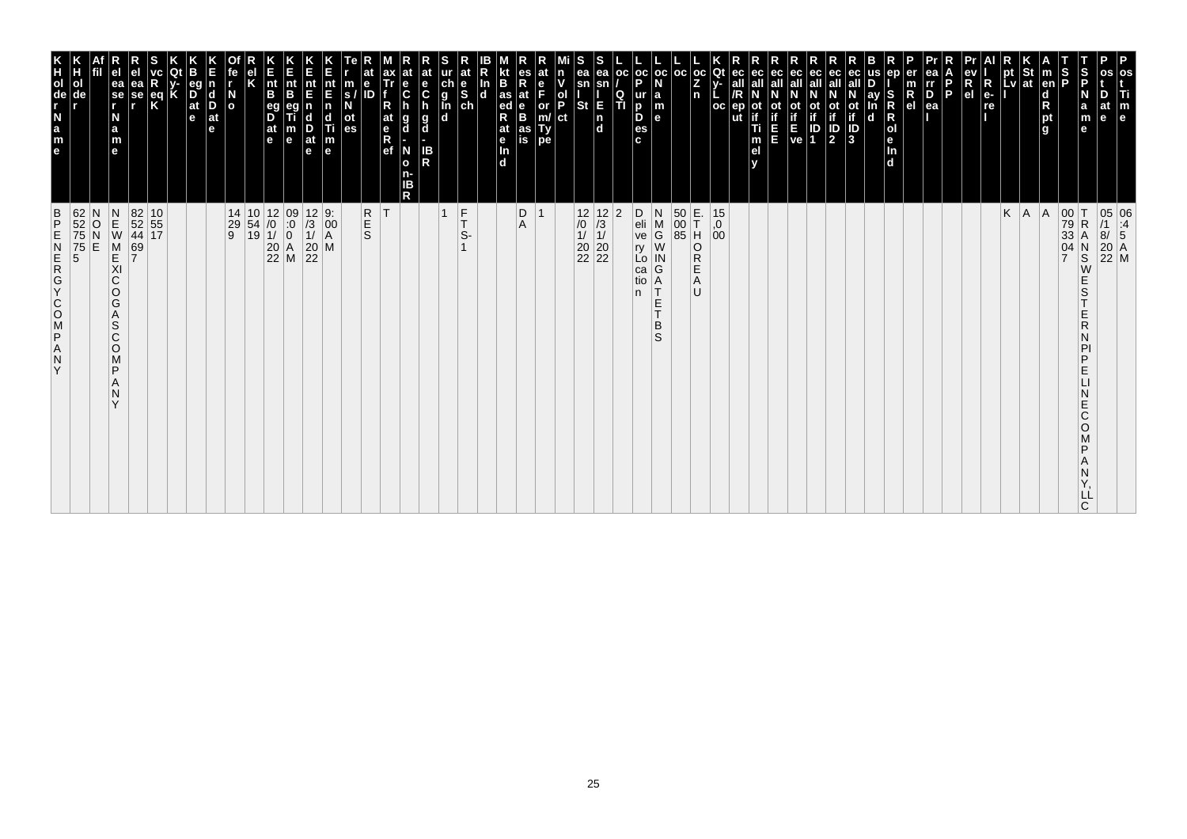| KHolderName | KHolder | Affil | ReleaserName | Releaser | SvcReqK | KQty-K | KBegDate | KEndDate | OfferNo | RelK | KEntBegDate | KEntBegTime | KEntEndDate | KEntEndTime | Terms/Notes | RateID | MaxTrfRateRef | RateChgd-Non-IBR | RateChgd-IBR | SurchgInd | RateSch | IBRInd | MktBasedRateInd | ResRateBasis | RateForm/Type | MinVolPct | SeasnlSt | SeasnlEnd | Loc/QTI | LocPurpDesc | LocName | Loc | LocZn | KQty-Loc | Recall/Reput | RecallNotifTimely | RecallNotifEE | RecallNotifEve | RecallNotifID1 | RecallNotifID2 | RecallNotifID3 | BusDayInd | ReplSRRoleInd | PermRel | PrearrDeal | RAPP | PrevRel | AllRe-rel | RptLvl | KStat | AmendRptg | TSP | TSPName | PostDate | PostTime |
|---|---|---|---|---|---|---|---|---|---|---|---|---|---|---|---|---|---|---|---|---|---|---|---|---|---|---|---|---|---|---|---|---|---|---|---|---|---|---|---|---|---|---|---|---|---|---|---|---|---|---|---|---|---|---|---|
| BPENERGYCOMPANY | 625275755 | NONE | NEWMEXICOGASCOMPANY | 825244697 | 105517 | | | | 14299 | 105419 | 12/01/2022 | 09:00AM | 12/31/2022 | 9:00AM | | RES | T | | | 1 | FTS-1 | | | DA | 1 | | 12/01/2022 | 12/31/2022 | 2 | Delivery Location | NMGWINGATETBS | 50085 | E.THOREAU | 15,000 | | | | | | | | | | | | | | | K | A | A | 007933047 | TRANSWESTERNPIPELINECOMPANY, LLC | 05/18/2022 | 06:45AM |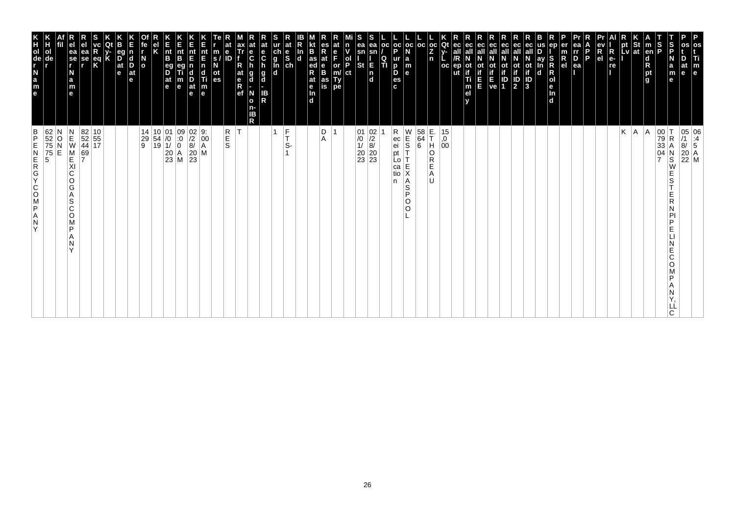| KHolder Name | KHolder | Affil | Releaser Name | Releaser | SvcReq K | KQty-K | KBeg Date | KEnd Date | Offer No | Rel K | KEnt Beg Date | KEnt Beg Time | KEnt End Date | KEnt End Time | Terms/Notes | Rate ID | Max Trf Rate Ref | Rate Chgd - Non-IBR | Rate Chgd - IBR | Surchg Ind | Rate Sch | IBR Ind | Mkt Based Rate Ind | Res Rate Basis | Rate Form/Type | Min Vol Pct | Seasnl St | Seasnl End | Loc/QTI | Loc Purp Desc | Loc Name | Loc | Loc Zn | KQty-Loc | Recall/Reput | Recall Notif Timely | Recall Notif EE | Recall Notif Eve | Recall Notif ID1 | Recall Notif ID2 | Recall Notif ID3 | Bus Day Ind | Repl SR Role Ind | Perm Rel | Prearr Deal | RAPP | Prev Rel | All Re-rel | Rpt Lvl | KStat | Amend Rptg | TSP | TSP Name | Post Date | Post Time |
|---|---|---|---|---|---|---|---|---|---|---|---|---|---|---|---|---|---|---|---|---|---|---|---|---|---|---|---|---|---|---|---|---|---|---|---|---|---|---|---|---|---|---|---|---|---|---|---|---|---|---|---|---|---|---|---|
| BPENERGYCOMPANY | 625275755 | NONE | NEWMEXICOGASCOMPANY | 825244697 | 105517 | | | | 142299 | 105419 | 01/01/2023 | 09:00 AM | 02/28/2023 | 9:00 AM | | RES | T | | | 1 | FTS-1 | | | DA | 1 | | 01/01/2023 | 02/28/2023 | 1 | Receipt Location | WESTTEXASPOOL | 58646 | E.THOREAU | 15,000 | | | | | | | | | | | | | | | K | A | A | 007933047 | TRANSWESTERNPIPELINECOMPANY, LLC | 05/18/2022 | 06:45 AM |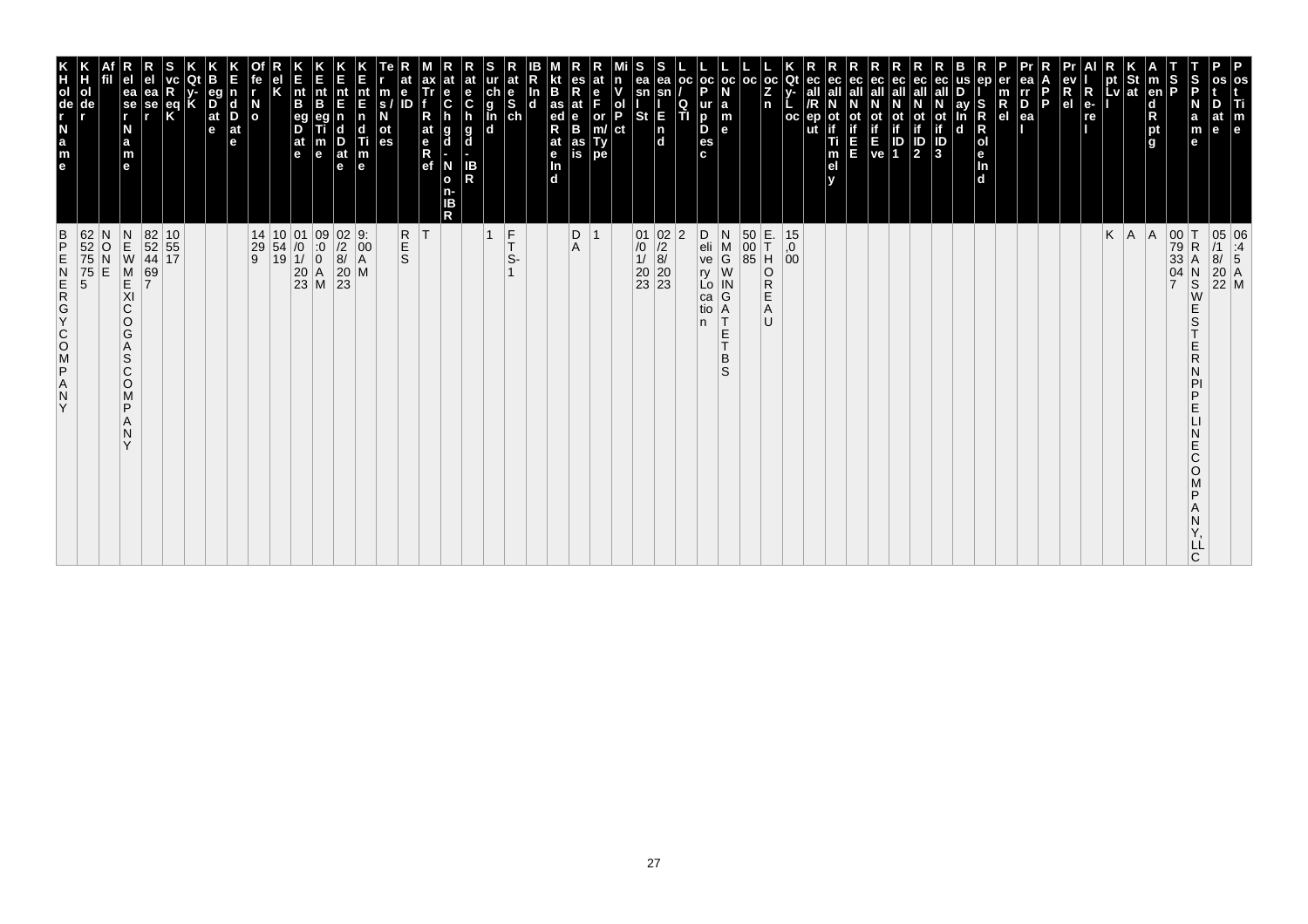| KHolderName | KHolder | Affil | ReleaserName | Releaser | SvcReqK | KQty-K | KBegDate | KEndDate | OfferNo | RelK | KEntBegDate | KEntBegTime | KEntEndDate | KEntEndTime | Terms/Notes | RateID | MaxTrfRateRef | RateChgd-Non-IBR | RateChgd-IBR | SurchgInd | RateSch | IBRInd | MktBasedRateInd | ResRateBasis | RateForm/Type | MinVolPct | SeasnlSt | SeasnlEnd | Loc/QTI | LocPurpDesc | LocName | Loc | LocZn | KQty-Loc | Recall/Reput | RecallNotifTimely | RecallNotifEE | RecallNotifEve | RecallNotifID1 | RecallNotifID2 | RecallNotifID3 | BusDayInd | ReplSRRoleInd | PermRel | PrearrDeal | RAPP | PrevRel | AllRe-rel | RptLvl | KStat | AmendRptg | TSP | TSPName | PostDate | PostTime |
|---|---|---|---|---|---|---|---|---|---|---|---|---|---|---|---|---|---|---|---|---|---|---|---|---|---|---|---|---|---|---|---|---|---|---|---|---|---|---|---|---|---|---|---|---|---|---|---|---|---|---|---|---|---|---|---|
| BPENERGYCOMPANY | 625275755 | NONE | NEWMEXICOGASCOMPANY | 825244697 | 105517 | | | | 14299 | 105419 | 01/01/2023 | 09:00 AM | 02/28/2023 | 9:00 AM | | RES | T | | | 1 | FTS-1 | | | DA | 1 | | 01/01/2023 | 02/28/2023 | 2 | Delivery Location | NMGWINGATETBS | 500085 | E.THOREAU | 15,000 | | | | | | | | | | | | | | | K | A | A | 007933047 | TRANSWESTERNPIPELINECOMPANY, LLC | 05/18/2022 | 06:45 AM |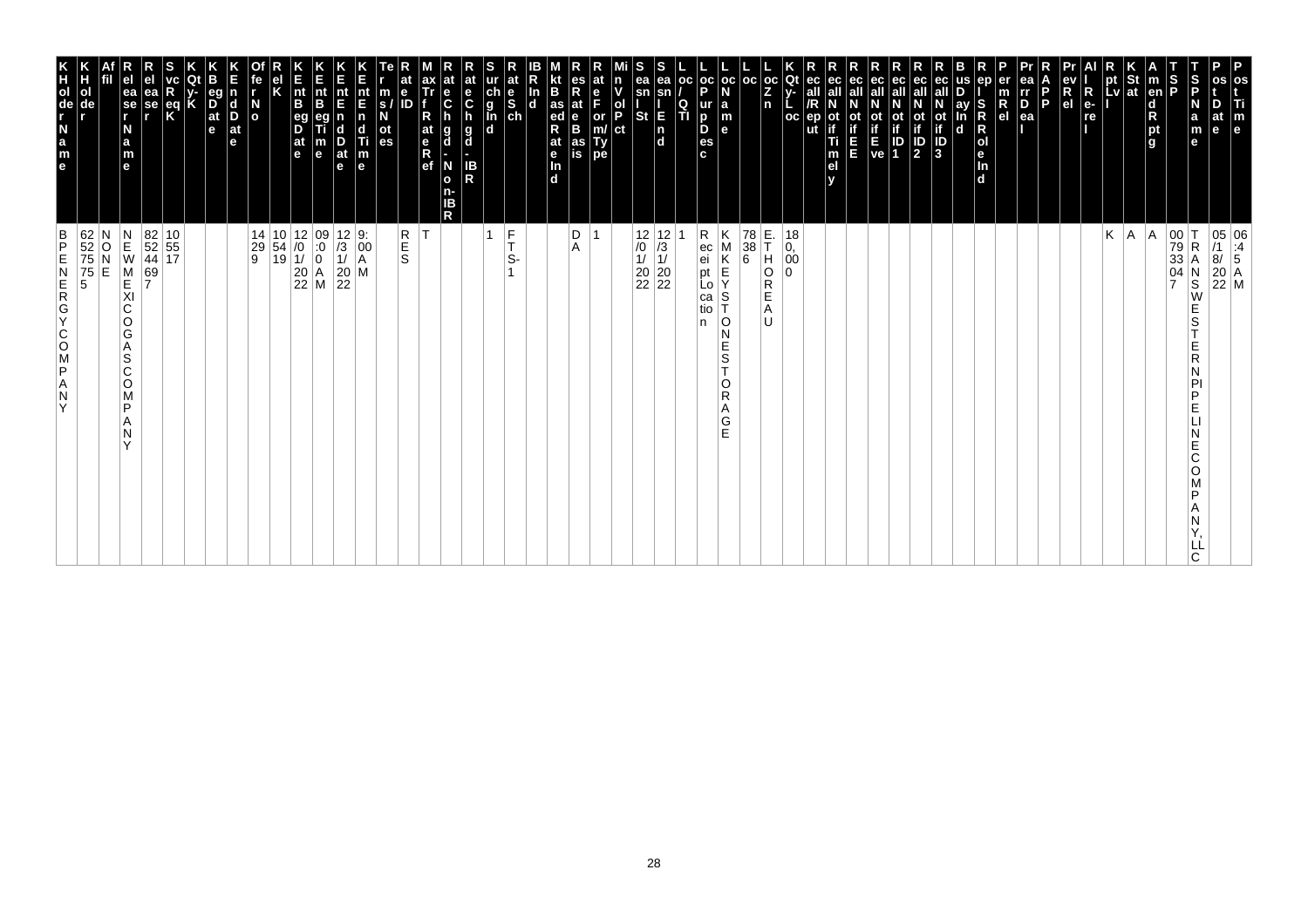| K Holder Name | K Holder | Affil | Releaser Name | Releaser | Svc Req K | K Qty-K | K Beg Date | K End Date | Offer No | Rel K | K Ent Beg Date | K Ent Beg Time | K Ent End Date | K Ent End Time | Terms/Notes | Rate ID | Max Trf Rate Ref | Rate Chgd - Non-IBR | Rate Chgd - IBR | Surchg Ind | Rate Sch | IBR Ind | Mkt Based Rate Ind | Res Rate Basis | Rate Form/Type | Min Vol Pct | Seasnl St | Seasnl End | Loc/QTI | Loc Purp Desc | Loc Name | Loc | Loc Zn | K Qty-Loc | Recall/Reput | Recall Notif Timely | Recall Notif EE | Recall Notif Eve | Recall Notif ID1 | Recall Notif ID2 | Recall Notif ID3 | Bus Day Ind | Repl SR Role Ind | Perm Rel | Prearr Deal | RAPP | Prev Rel | All Re-rel | Rpt Lvl | K Stat | Amend Rptg | TSP | TSP Name | Post Date | Post Time |
|---|---|---|---|---|---|---|---|---|---|---|---|---|---|---|---|---|---|---|---|---|---|---|---|---|---|---|---|---|---|---|---|---|---|---|---|---|---|---|---|---|---|---|---|---|---|---|---|---|---|---|---|---|---|---|---|
| BPENERGYCOMPANY | 625275755 | NONE | NEWMEXICOGASCOMPANY | 825244697 | 105517 | | | | 142939 | 105419 | 12/01/2022 | 09:00 AM | 12/31/2022 | 9:00 AM | | RES | T | | | 1 | FTS-1 | | | DA | 1 | | 12/01/2022 | 12/31/2022 | 1 | Receipt Location | KMKEYSTONESTORAGE | 78386 | E. THOREAU | 180,000 | | | | | | | | | | | | | | | K | A | A | 007933047 | TRANSWESTERNPIPELINECOMPANY, LLC | 05/18/2022 | 06:45 AM |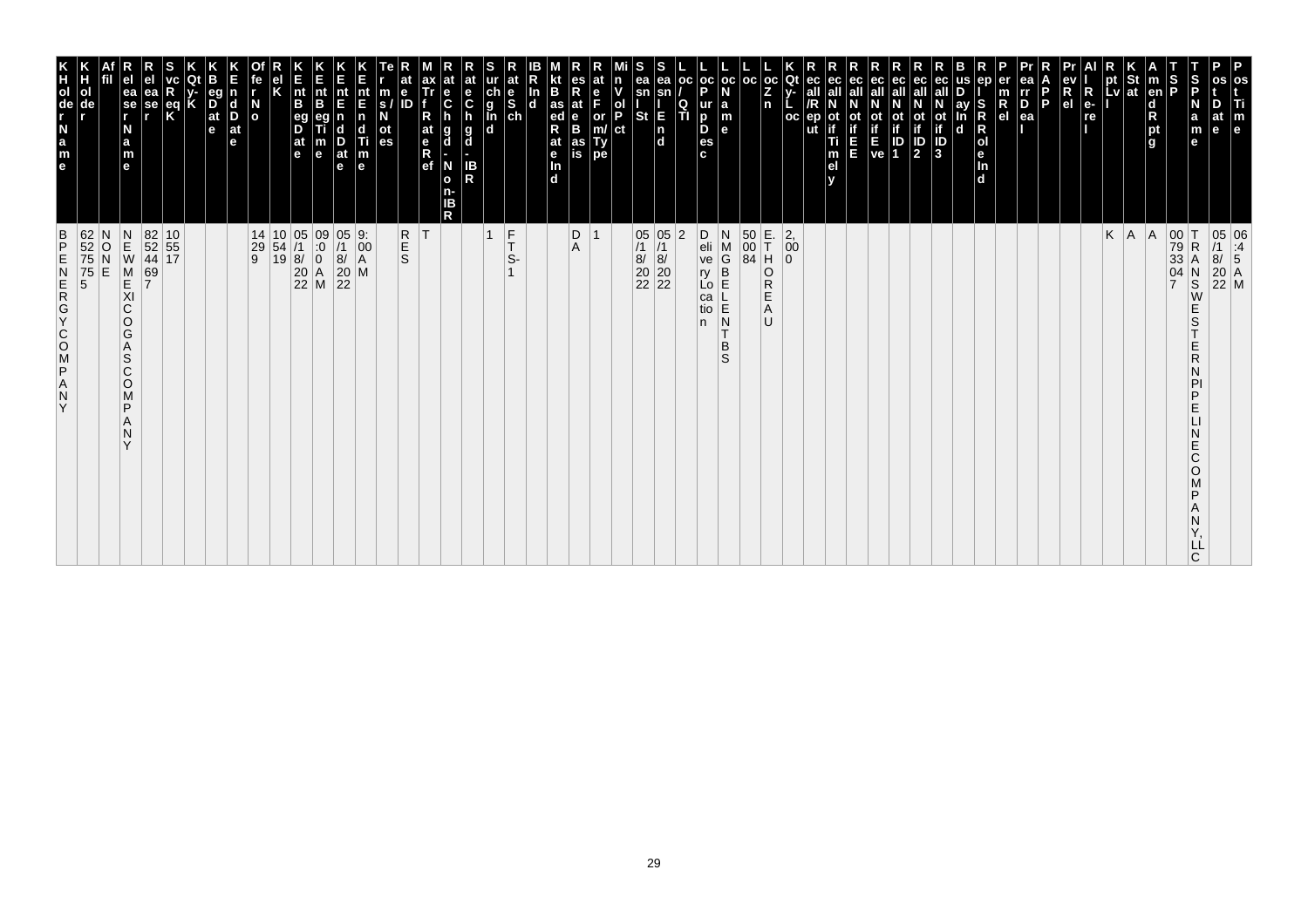| K H ol de r N a m e | K H ol de r | Af fil | R el ea se r N a m e | R el ea se r | S vc R eq K | K Qt y- K | K B eg D at e | K E n d D at e | Of fe r N o | R el K | K E nt B eg D at e | K E nt B eg Ti m e | K E nt E n d D at e | K E nt E n d Ti m e | Te r m s / N ot es | R at e ID | M ax Tr f R at e R ef | R at e C h g d - N o n- IB R | R at e C h g d - IB R | S ur ch g In d | R at e S ch | IB R In d | M kt B as ed R at e In d | R es R at e B as is | R at e F or m/ Ty pe | Mi n V ol P ct | S ea sn l St | S ea sn l E n d | L oc / Q TI | L oc P ur p D es c | L oc N a m e | L oc | L oc Z n | K Qt y- L oc | R ec all /R ep ut | R ec all N ot if Ti m el y | R ec all N ot if E E | R ec all N ot if E ve | R ec all N ot if ID 1 | R ec all N ot if ID 2 | R ec all N ot if ID 3 | B us D ay In d | R ep l S R R ol e In d | P er m R el | Pr ea rr D ea l | R A P P | Pr ev R el | Al l R e- re l | R pt Lv l | K St at | A m en d R pt g | T S P | T S P N a m e | P os t D at e | P os t Ti m e |
|---|---|---|---|---|---|---|---|---|---|---|---|---|---|---|---|---|---|---|---|---|---|---|---|---|---|---|---|---|---|---|---|---|---|---|---|---|---|---|---|---|---|---|---|---|---|---|---|---|---|---|---|---|---|---|---|---|
| BPENERGYCOMPANY | 6252757 55 | NONE | NEWMEXICOGASCOMPANY | 8252446 97 | 105517 | | | | 14299 | 105419 | 05/18/2022 | 09:00AM | 05/18/2022 | 9:00AM | | RES | T | | | 1 | FTS-1 | | | DA | 1 | | 05/18/2022 | 05/18/2022 | 2 | Delivery Location | NMGBELENTBS | 500084 | E. THOREAU | 2,000 | | | | | | | | | | | | | | | K | A | A | 007933047 | TRANSWESTERNPIPELINECOMPANY, LLC | 05/18/2022 | 06:45AM |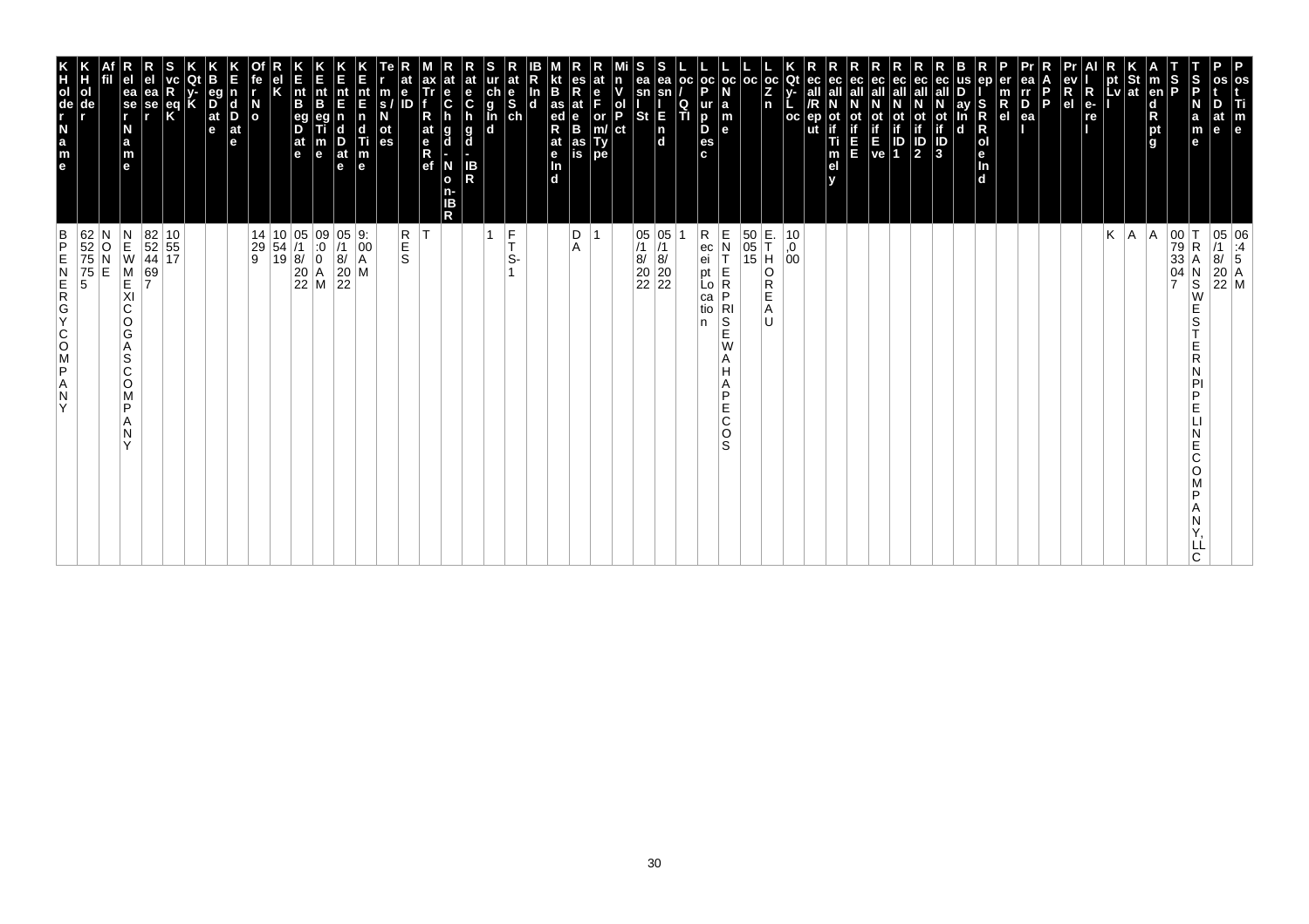| KHolderName | KHolder | Affil | ReleaserName | Releaser | SvcReqK | KQty-K | KBegDate | KEndDate | OfferNo | RelK | KEntBegDate | KEntBegTime | KEntEndDate | KEntEndTime | Terms/Notes | RateID | MaxTrfRateRef | RateChgd-Non-IBR | RateChgd-IBR | SurchgInd | RateSch | IBRInd | MktBasedRateInd | ResRateBasis | RateForm/Type | MinVolPct | SeasnlSt | SeasnlEnd | Loc/QTI | LocPurpDesc | LocName | Loc | LocZn | KQty-Loc | Recall/Reput | RecallNotifTimely | RecallNotifEE | RecallNotifEve | RecallNotifID1 | RecallNotifID2 | RecallNotifID3 | BusDayInd | RepISRRoleInd | PermRel | PrearrDeal | RAPP | PrevRel | AllRe-rel | RptLvl | KStat | AmendRptg | TSP | TSPName | PostDate | PostTime |
|---|---|---|---|---|---|---|---|---|---|---|---|---|---|---|---|---|---|---|---|---|---|---|---|---|---|---|---|---|---|---|---|---|---|---|---|---|---|---|---|---|---|---|---|---|---|---|---|---|---|---|---|---|---|---|---|
| BPENERGYCOMPANY | 625275755 | NONE | NEWMEXICOGASCOMPANY | 825244697 | 105517 | | | | 14299 | 105419 | 05/18/2022 | 09:00 AM | 05/18/2022 | 9:00 AM | | RES | T | | | 1 | FTS-1 | | | DA | 1 | | 05/18/2022 | 05/18/2022 | 1 | Receipt Location | ENTERPRISE WAHA PECOS | 500515 | E. THOREAU | 10,000 | | | | | | | | | | | | | | | K | A | A | 007933047 | TRANSWESTERN PIPELINE COMPANY, LLC | 05/18/2022 | 06:45 AM |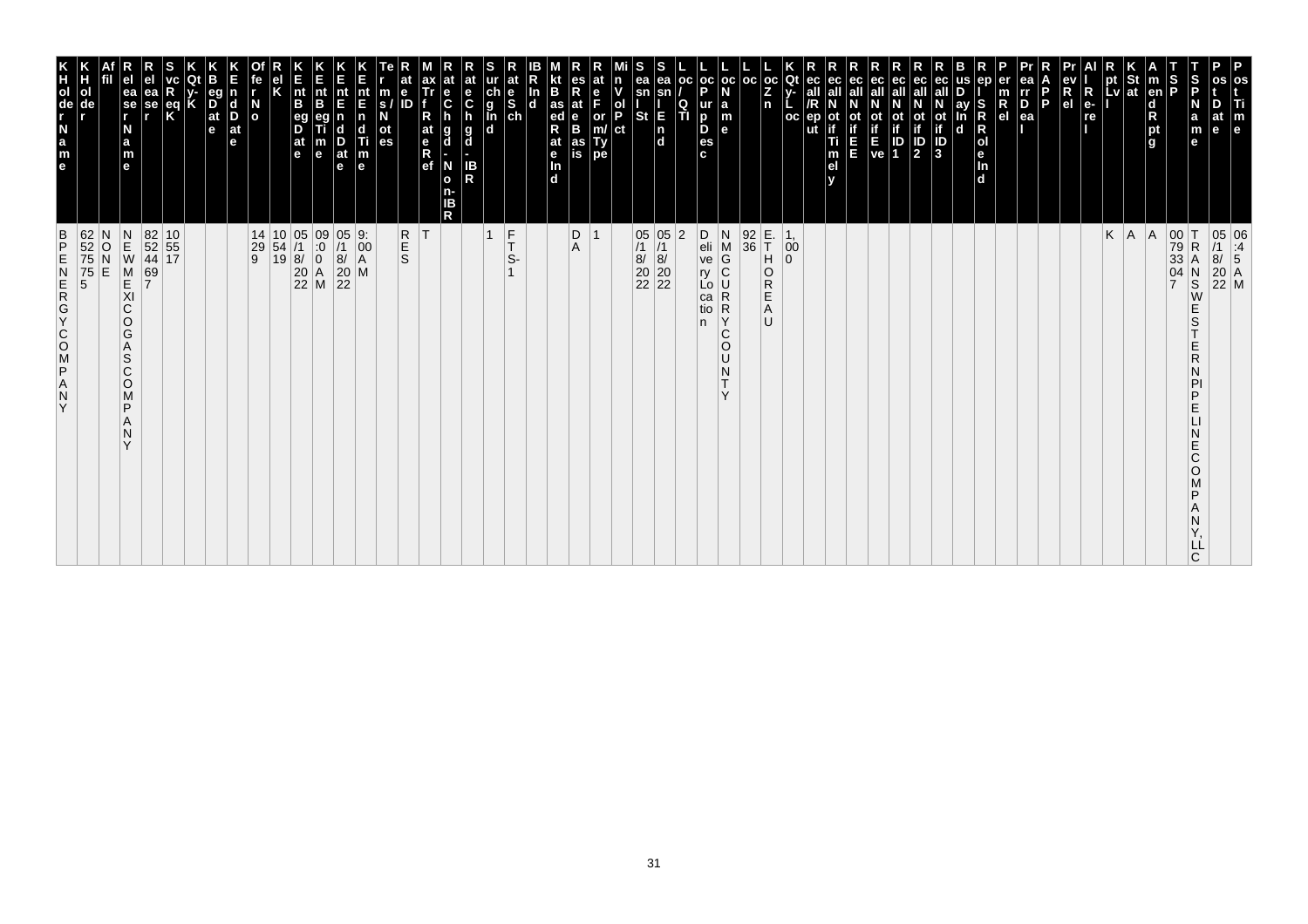| KHolder Name | KHolder | Affil | Release Name | Release Req | SvcReqK | KQty-K | KBegDate | KEndDate | OffferNo | RelK | KEntBegDate | KEntBegTime | KEntEndDate | KEntEndTime | Terms/Notes | RateID | MaxTrfRateRef | RateChgd-Non-IBR | RateChgd-IBR | SurchgInd | RateSch | IBRInd | MktBasedRateInd | ResRateBasis | RateForm/Type | MinVolPct | SeasnlSt | SeasnlEnd | Loc/QTI | LocPurpDesc | LocName | Loc | LocZn | KQty-Loc | RecallRepRpt | RecallNotifTimely | RecallNotifEE | RecallNotifEve | RecallNotifID1 | RecallNotifID2 | RecallNotifID3 | BusDayInd | RepI-SRRole-Ind | PermRel | PrearrDeal | RAPP | PrevRel | All-Re-rel | RptLvl | KStat | AmendRptg | TSP | TSPName | PostDate | PostTime |
|---|---|---|---|---|---|---|---|---|---|---|---|---|---|---|---|---|---|---|---|---|---|---|---|---|---|---|---|---|---|---|---|---|---|---|---|---|---|---|---|---|---|---|---|---|---|---|---|---|---|---|---|---|---|---|---|
| BP ENERGY COMPANY | 625275755 | NONE | NEW MEXICO GAS COMPANY | 8252446 97 | 105517 | | | | 14299 | 105419 | 05/18/2022 | 09:00 AM | 05/18/2022 | 9:00 AM | | RES | T | | | 1 | FTS-1 | | | DA | 1 | | 05/18/2022 | 05/18/2022 | 2 | Delivery Location | NMGC URRY COUNTY | 9236 | E. THOREAU | 1,000 | | | | | | | | | | | | | | | K | A | A | 007933047 | TRANSWESTERN PIPELINE COMPANY, LLC | 05/18/2022 | 06:45 AM |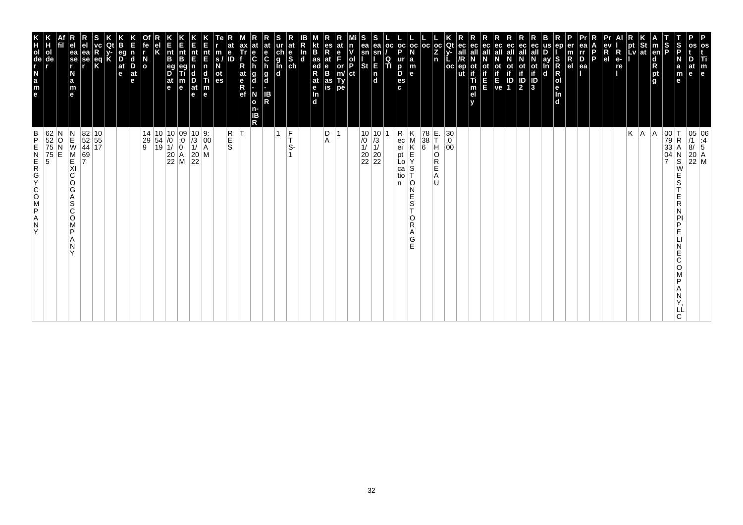| KHolder Name | KHolder | Affil | Release Name | Release Seq | Svc Req K | Qty K | KBeg Date | KEnd Date | Offer No | Rel K | KEnt Beg Date | KEnt Beg Time | KEnt End Date | KEnt End Time | Terms/Notes | Rate ID | Max Trf Rate Ref | Rate Chgd - Non-IBR | Rate Chgd - IBR | Surchg Ind | Rate Sch | IBR Ind | Mkt Based Rate Ind | Res Rate Basis | Rate Form/Type | Min Vol Pct | Seasnl St | Seasnl End | Loc/QTI | Loc Purp Desc | Loc Name | Loc | Loc Zn | KQty-Loc | Recall/Reput | Recall Notif Timely | Recall Notif EE | Recall Notif Eve | Recall Notif ID1 | Recall Notif ID2 | Recall Notif ID3 | Bus Day Ind | Rep I SR Role Ind | Perm Rel | Prearr Deal | RAPP | Prev Rel | All Re-rel | Rpt Lvl | K Stat | Amend Rptg | TSP | TSP Name | Post Date | Post Time |
|---|---|---|---|---|---|---|---|---|---|---|---|---|---|---|---|---|---|---|---|---|---|---|---|---|---|---|---|---|---|---|---|---|---|---|---|---|---|---|---|---|---|---|---|---|---|---|---|---|---|---|---|---|---|---|---|
| BPENERGYCOMPANY | 625275755 | NONE | NEWMEXICOGASCOMPANY | 82524469 7 | 105517 | | | | 14299 | 105419 | 10/01/2022 | 09:00AM | 10/31/2022 | 9:00AM | | RES | T | | | 1 | FTS-1 | | | DA | 1 | | 10/01/2022 | 10/31/2022 | 1 | Receipt Location | KMKEYSTONESTORAGE | 78386 | E. THOREAU | 30,000 | | | | | | | | | | | | | | | | K | A | A | 007933047 | TRANSWESTERN PIPELINE COMPANY, LLC | 05/18/2022 | 06:45AM |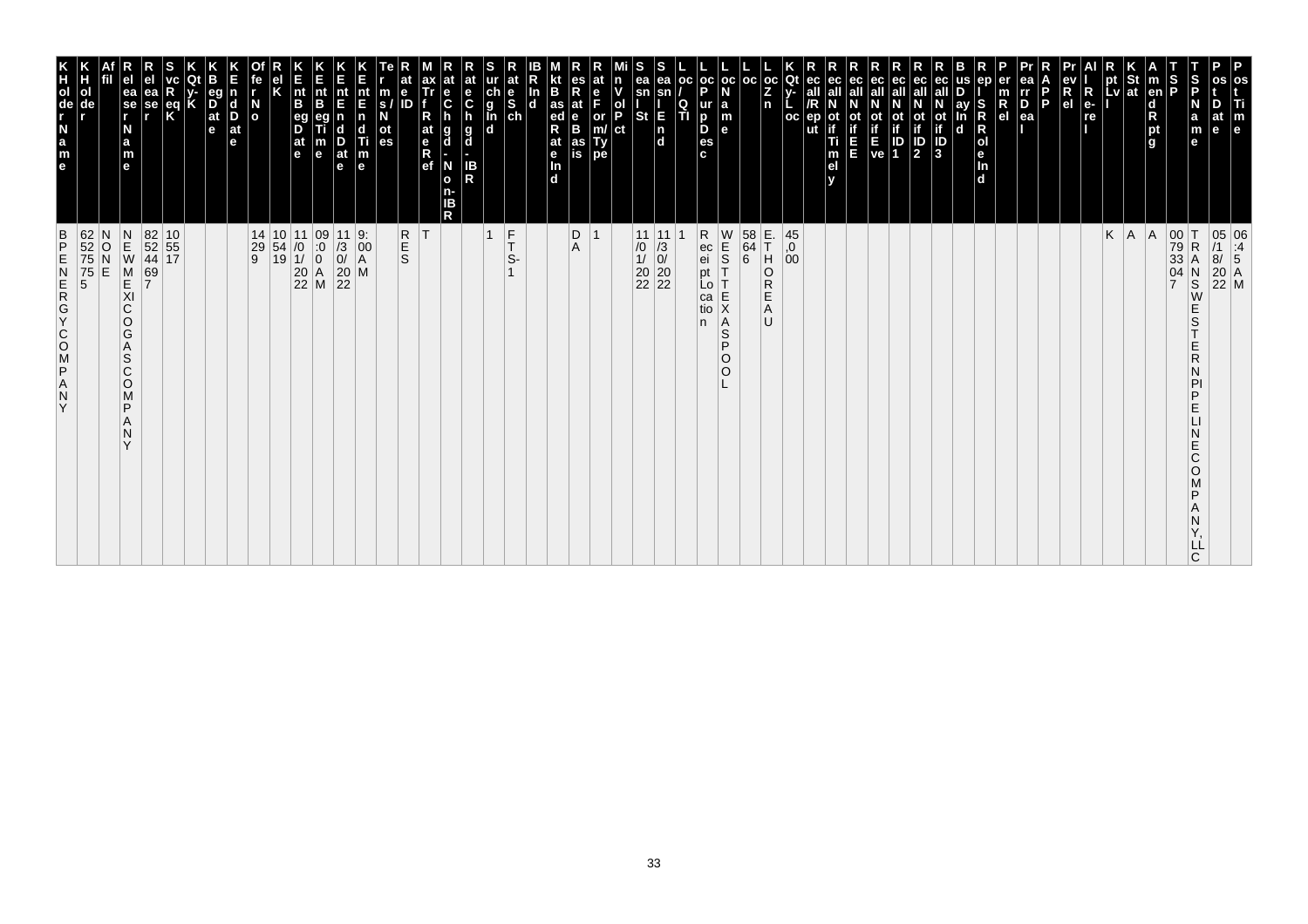| KHolder Name | KHolder | Affil | Release Name | Release | SvcReq K | Qty-K | KBeg Date | KEnd Date | Offer No | Rel K | KEnt Beg Date | KEnt Beg Time | KEnt End Date | KEnt End Time | Term s/ Notes | Rate ID | Max Trf Rate Ref | Rate Chgd - Non-IBR | Rate Chgd - IBR | Surchg Ind | Rate Sch | IBR Ind | Mkt Based Rate Ind | Res Rate Basis | Rate Form/ Type | Min Vol Pct | Seasnl St | Seasnl End | Loc/ QTI | Loc Purp Desc | Loc Name | Loc | Loc Zn | KQty-Loc | Recall/Rep ut | Recall Notif Timely | Recall Notif EE | Recall Notif Eve | Recall Notif ID 1 | Recall Notif ID 2 | Recall Notif ID 3 | Bus Day Ind | Rep I SRRole Ind | Perm Rel | Prearr Deal | RAPP | Prev Rel | All Re-rel | Rpt Lvl | K Stat | Amend Rptg | TSP | TSP Name | Post Date | Post Time |
|---|---|---|---|---|---|---|---|---|---|---|---|---|---|---|---|---|---|---|---|---|---|---|---|---|---|---|---|---|---|---|---|---|---|---|---|---|---|---|---|---|---|---|---|---|---|---|---|---|---|---|---|---|---|---|---|
| BP ENERGY COMPANY | 6252757 55 | NONE | NEW MEXICO GAS COMPANY | 8252446 97 | 105517 | | | | 14299 | 105419 | 11/01/2022 | 09:00 AM | 11/30/2022 | 9:00 AM | | RES | T | | | 1 | FTS-1 | | | DA | 1 | | 11/01/2022 | 11/30/2022 | 1 | Receipt Location | WEST TEXAS POOL | 58646 | E. THOREAU | 45,000 | | | | | | | | | | | | | | | | K | A | A | 007933047 | TRANSWESTERN PIPELINE COMPANY, LLC | 05/18/2022 | 06:45 AM |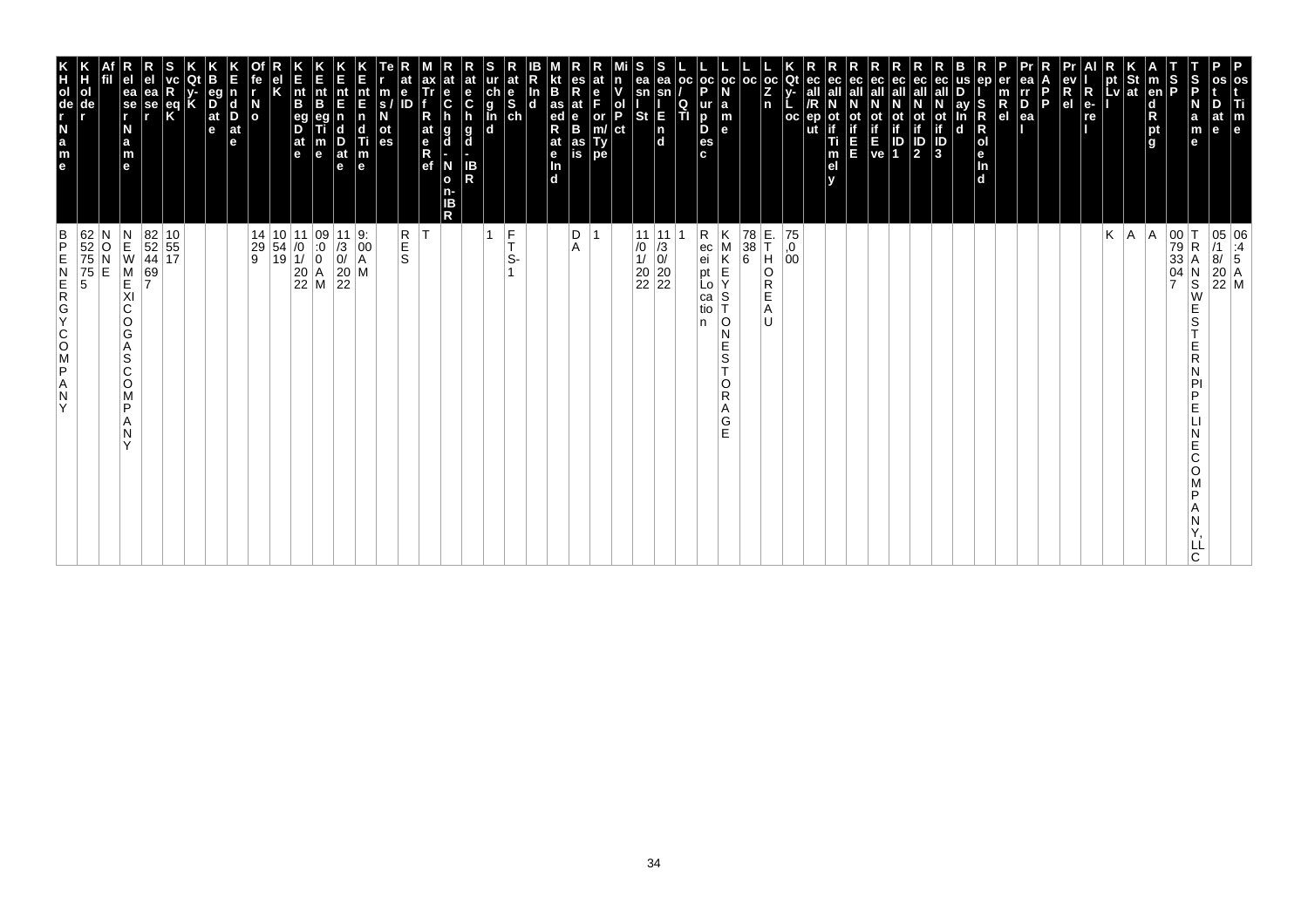| KHolder Name | KHolder | Affil | Releaser Name | Releaser | SvcReqK | KQty-K | KBegDate | KEndDate | OfferNo | RelK | KEntBegDate | KEntBegTime | KEntEndDate | KEntEndTime | Terms/Notes | RateID | MaxTrfRateRef | RateChgd-Non-IBR | RateChgd-IBR | SurchgInd | RateSch | IBRInd | MktBasedRateInd | ResRateBasis | RateForm/Type | MinVolPct | SeasnlSt | SeasnlEnd | Loc/QTI | LocPurpDesc | LocName | Loc | LocZn | KQty-Loc | RecallRepRept | RecallNotifTimely | RecallNotifEE | RecallNotifEve | RecallNotifID1 | RecallNotifID2 | RecallNotifID3 | BusDayInd | RepISRRoleInd | PermRel | PrearrDeal | RAPP | PrevRel | All Re-rel | RptLvl | KStat | AmendRptg | TSP | TSPName | PostDate | PostTime |
|---|---|---|---|---|---|---|---|---|---|---|---|---|---|---|---|---|---|---|---|---|---|---|---|---|---|---|---|---|---|---|---|---|---|---|---|---|---|---|---|---|---|---|---|---|---|---|---|---|---|---|---|---|---|---|---|
| BP ENERGY COMPANY | 625275755 | NONE | NEW MEXICO GAS COMPANY | 825244697 | 105517 | | | | 14299 | 105419 | 11/01/2022 | 09:00 AM | 11/30/2022 | 9:00 AM | | RES | T | | | 1 | FTS-1 | | | DA | 1 | | 11/01/2022 | 11/30/2022 | 1 | Receipt Location | KMK EYSTONE STORAGE | 78386 | E. THOREAU | 75,000 | | | | | | | | | | | | | | | | K | A | A | 007933047 | TRANSWESTERN PIPELINE COMPANY, LLC | 05/18/2022 | 06:45 AM |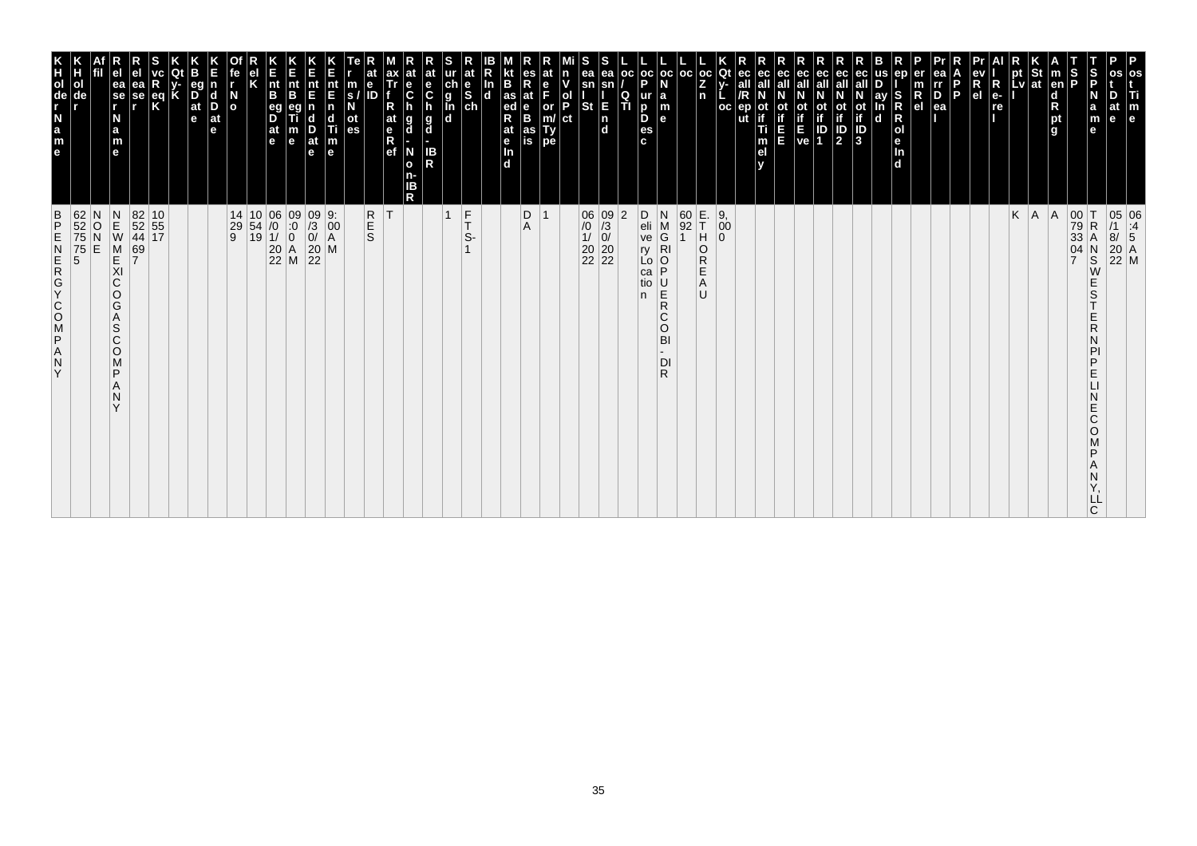| KHolderName | KHolder | Affil | ReleaserName | Releaser | SvcReqK | KQty-K | KBegDate | KEndDate | OfferNo | RelK | KEntBegDate | KEntBegTime | KEntEndDate | KEntEndTime | Terms/Notes | RateID | MaxTrfRateRef | RateChgd-Non-IBR | RateChgd-IBR | SurchgInd | RateSch | IBRInd | MktBasedRateInd | ResRateBasis | RateForm/Type | MinVolPct | SeasnlSt | SeasnlEnd | Loc/QTI | LocPurpDesc | LocName | Loc | LocZn | KQty-Loc | Recall/Reput | RecallNotifTimely | RecallNotifEE | RecallNotifEve | RecallNotifID1 | RecallNotifID2 | RecallNotifID3 | BusDayInd | ReplSRRoleInd | PermRel | PrearrDeal | RAPP | PrevRel | AllRe-rel | RptLvl | KStat | AmendRptg | TSP | TSPName | PostDate | PostTime |
|---|---|---|---|---|---|---|---|---|---|---|---|---|---|---|---|---|---|---|---|---|---|---|---|---|---|---|---|---|---|---|---|---|---|---|---|---|---|---|---|---|---|---|---|---|---|---|---|---|---|---|---|---|---|---|---|
| BPENERGYCOMPANY | 625275755 | NONE | NEWMEXICOGASCOMPANY | 825244697 | 105517 | | | | 142299 | 105419 | 06/01/2022 | 09:00 AM | 09/30/2022 | 9:00 AM | | RES | T | | | 1 | FTS-1 | | | DA | 1 | | 06/01/2022 | 09/30/2022 | 2 | Delivery Location | NMGRIOPUERCOBI-DIR | 60921 | E. THOREAU | 9,000 | | | | | | | | | | | | | | | K | A | A | 007933047 | TRANSWESTERNPIPELINECOMPANY, LLC | 05/18/2022 | 06:45 AM |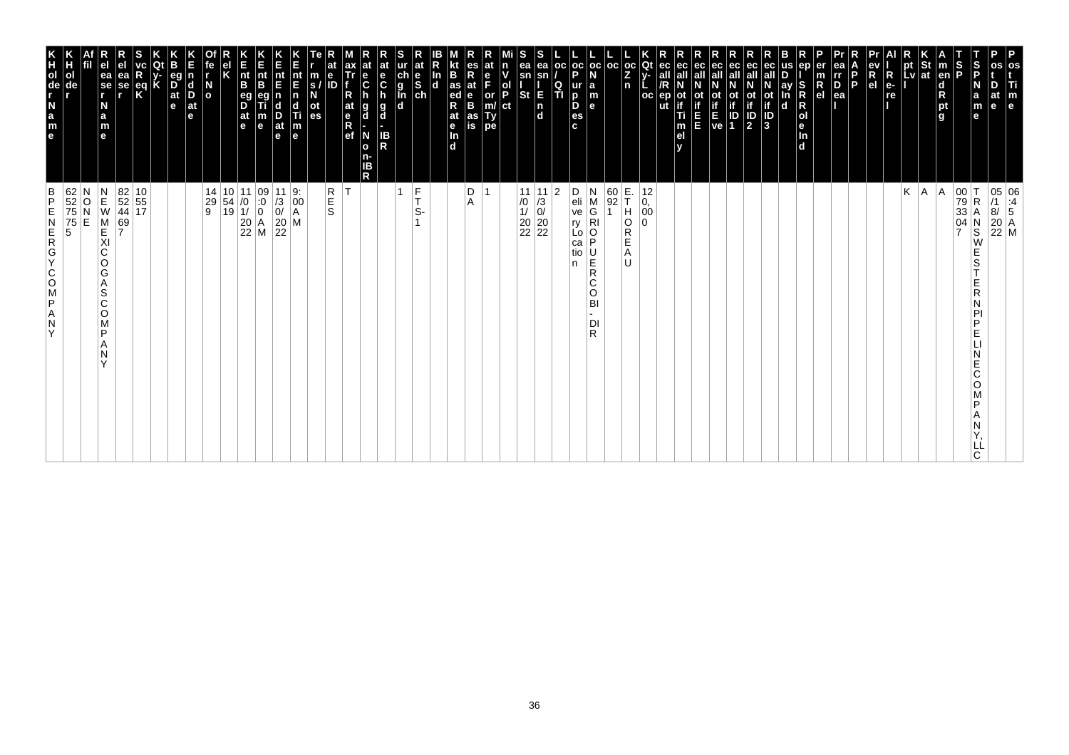| KHolderName | KHolder | Affil | ReleaseeName | ReleaseeReqK | SvcReqK | KQty-K | KBegDate | KEndDate | OfferNo | RelK | KEntBegDate | KEntBegTime | KEntEndDate | KEntEndTime | Terms/Notes | RateID | MaxTrfRateRef | RateChgd-Non-IBR | RateChgd-IBR | SurchgInd | RateSch | IBRInd | MktBasedRateInd | ResRateBasis | RateForm/Type | MinVolPct | SeasnlSt | SeasnlEnd | Loc/QTI | LocPurpDesc | LocName | Loc | LocZn | KQty-Loc | RecallRepTimely | RecallNotifEE | RecallNotifEve | RecallNotifID1 | RecallNotifID2 | RecallNotifID3 | BusDayInd | RepISRRoleInd | PermRel | PrearrDeal | RAPP | PrevRel | All Re-rel | RptLvl | KStat | AmendRptg | TSP | TSPName | PostDate | PostTime |
|---|---|---|---|---|---|---|---|---|---|---|---|---|---|---|---|---|---|---|---|---|---|---|---|---|---|---|---|---|---|---|---|---|---|---|---|---|---|---|---|---|---|---|---|---|---|---|---|---|---|---|---|---|---|---|
| BPENERGYCOMPANY | 625275755 | NONE | NEWMEXICOGASCOMPANY | 82524469 7 | 105517 | | | | 14299 | 105419 | 11/01/2022 | 09:00 AM | 11/30/2022 | 9:00 AM | | RES | T | | | 1 | FTS-1 | | | DA | 1 | | 11/01/2022 | 11/30/2022 | 2 | Delivery Location | NMGRIOPUERCOBI-DIR | 60921 | E.THOREAU | 120,000 | | | | | | | | | | | | | | | K | A | A | 007933047 | TRANSWESTERNPIPELINECOMPANY, LLC | 05/18/2022 | 06:45 AM |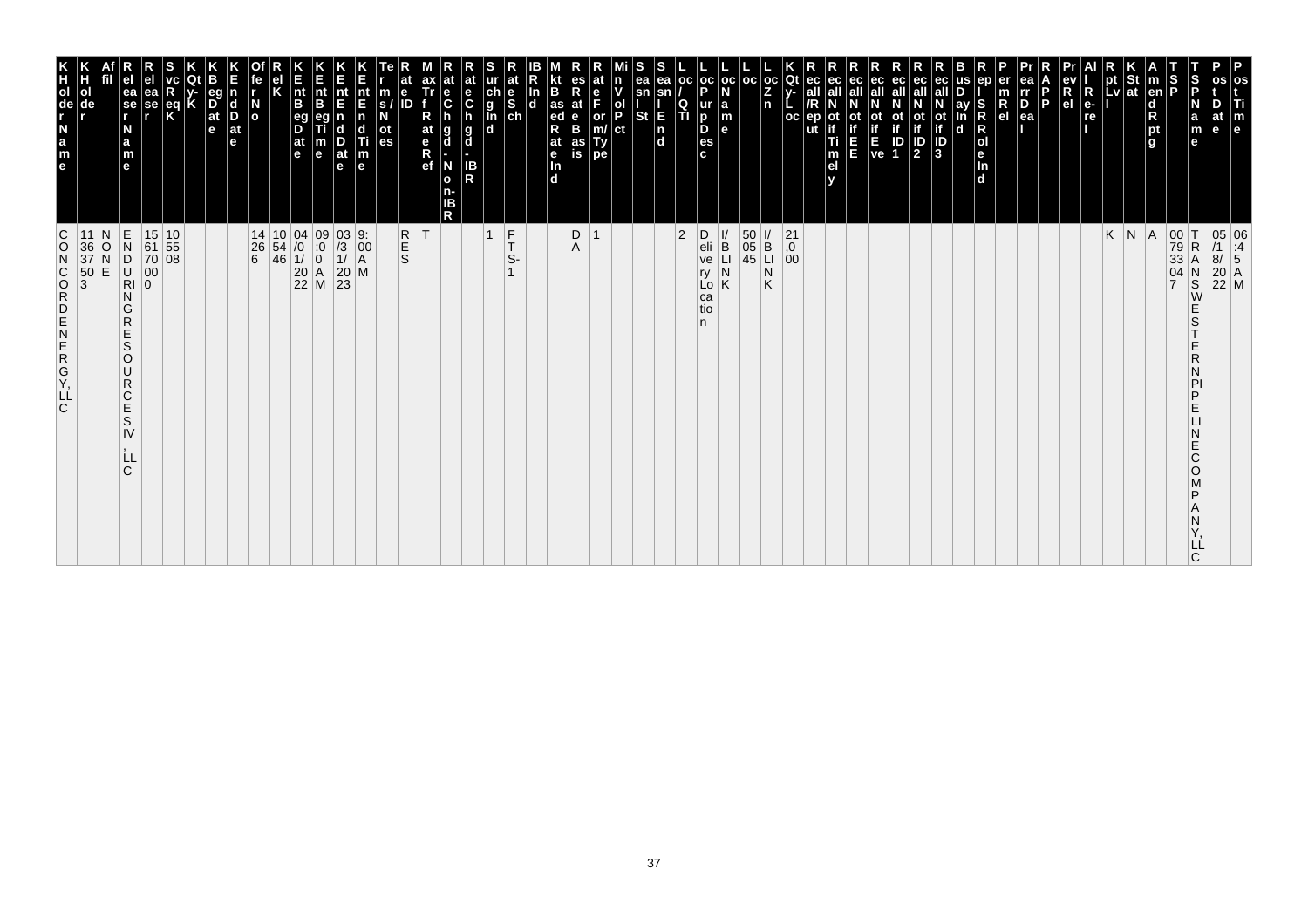| KHolder Name | KHolder | Affil | Releaser Name | Releaser | SvcReqK | KQty-K | KBegDate | KEndDate | OfferNo | RelK | KEntBegDate | KEntBegTime | KEntEndDate | KEntEndTime | Terms/Notes | RateID | MaxTrfRateRef | RateChgd-Non-IBR | RateChgd-IBR | SurchgInd | RateSch | IBRInd | MktBasedRateInd | ResRateBasis | RateForm/Type | MinVolPct | SeasnlSt | SeasnlEnd | Loc/QTI | LocPurpDesc | LocName | Loc | LocZn | KQty-Loc | Recall/Reput | RecallNotifTimely | RecallNotifEE | RecallNotifEve | RecallNotifID1 | RecallNotifID2 | RecallNotifID3 | BusDayInd | Repl-SRRoleInd | PermRel | PrearrDeal | RAPP | PrevRel | AllRe-rel | RptLvl | KStat | AmendRptg | TSP | TSPName | PostDate | PostTime |
|---|---|---|---|---|---|---|---|---|---|---|---|---|---|---|---|---|---|---|---|---|---|---|---|---|---|---|---|---|---|---|---|---|---|---|---|---|---|---|---|---|---|---|---|---|---|---|---|---|---|---|---|---|---|---|---|
| CONCORD ENERGY, LLC | 1136375503 | NONE | ENDURING RESOURCES IV, LLC | 156170000 | 105508 | | | | 14266 | 105446 | 04/01/2022 | 09:00 AM | 03/31/2023 | 9:00 AM | | RES | T | | | 1 | FTS-1 | | | DA | 1 | | | | 2 | Delivery Location | I/B LINK | 500545 | I/B LINK | 21,000 | | | | | | | | | | | | | | | K | N | A | 007933047 | TRANSWESTERN PIPELINE COMPANY, LLC | 05/18/2022 | 06:45 AM |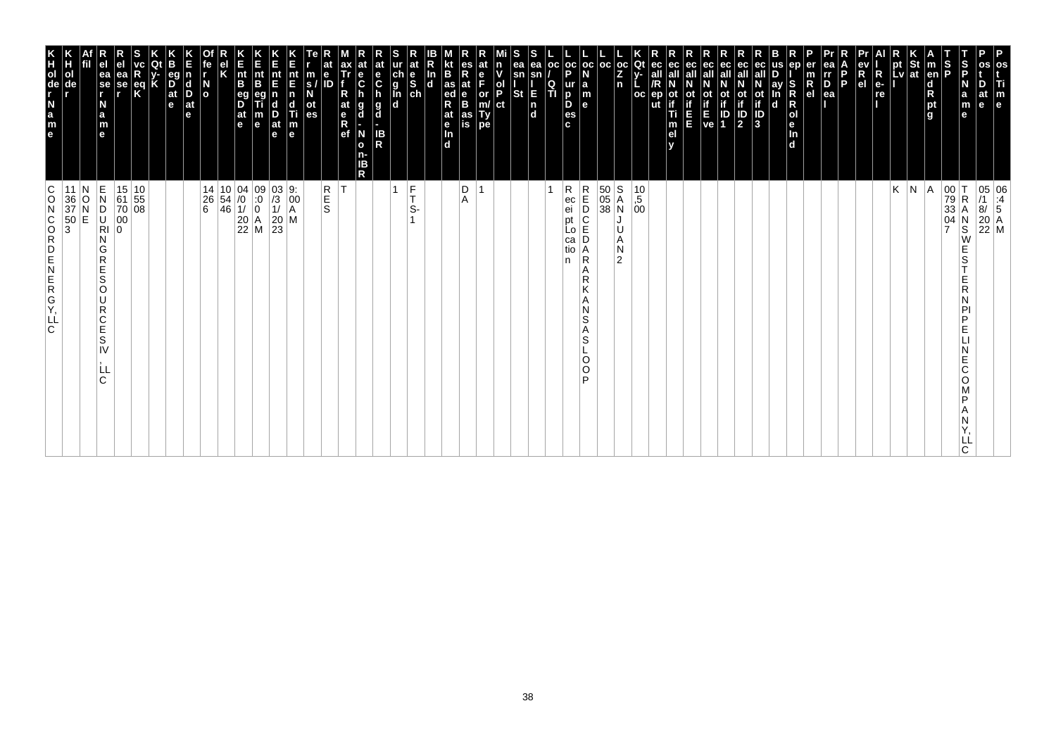| KHolderName | KHolder | Affil | ReleaserName | Releaser | SvcReqK | KQty-K | KBegDate | KEndDate | OfferNo | RelK | KEntBegDate | KEntBegTime | KEntEndDate | KEntEndTime | Terms/Notes | RateID | MaxTrfRateRef | RateChgd-Non-IBR | RateChgd-IBR | SurchgInd | RateSch | IBRInd | MktBasedRateInd | ResRateBasis | RateForm/Type | MinVolPct | SeasnlSt | SeasnlEnd | Loc/QTI | LocPurpDesc | LocName | Loc | LocZn | KQty-Loc | Recall/Reput | RecallNotifTimely | RecallNotifEE | RecallNotifEve | RecallNotifID1 | RecallNotifID2 | RecallNotifID3 | BusDayInd | RepISRRoleInd | PermRel | PrearrDeal | RAPP | PrevRel | AllRe-rel | RptLvl | KStat | AmendRptg | TSP | TSPName | PostDate | PostTime |
|---|---|---|---|---|---|---|---|---|---|---|---|---|---|---|---|---|---|---|---|---|---|---|---|---|---|---|---|---|---|---|---|---|---|---|---|---|---|---|---|---|---|---|---|---|---|---|---|---|---|---|---|---|---|---|---|
| CONCORD ENERGY, LLC | 113637503 | NONE | ENDURING RESOURCES IV, LLC | 156170000 | 105508 | | | | 14266 | 105446 | 04/01/2022 | 9:00 AM | 03/31/2023 | 9:00 AM | | RES | T | | | 1 | FTS-1 | | | DA | 1 | | | | 1 | Receipt Location | REDCEDAR ARKANSAS LOOP | 50538 | SAN JUAN 2 | 10,500 | | | | | | | | | | | | | | | K | N | A | 007933047 | TRANSWESTERN PIPELINE COMPANY, LLC | 05/18/2022 | 06:45 AM |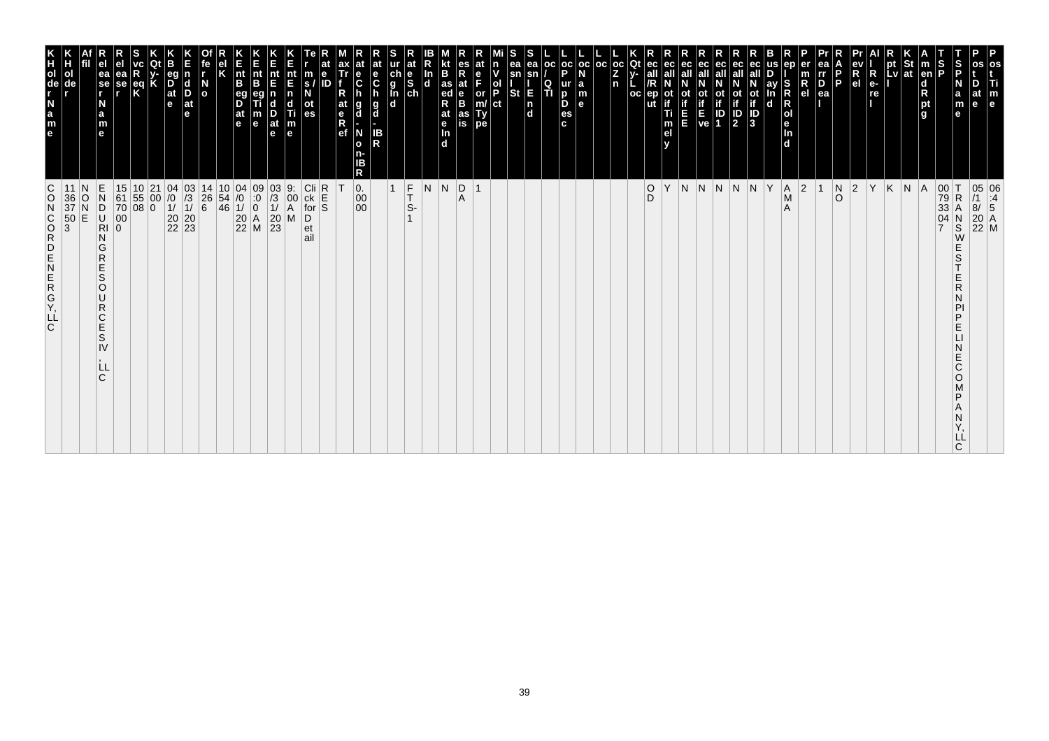| K H ol de r N a m e | K H ol de r | Af fil | R el ea se r N a m e | R el ea se r | S vc R eq K | K Qt y- K | K B eg D at e | K E n d D at e | Of fe r N o | R el K | K E nt B eg D at e | K E nt B eg Ti m e | K E nt E n d D at e | K E nt E n d Ti m e | Te r m s / N ot es | R at e ID | M ax Tr f R at e R ef | R at e C h g d - N o n- IB R | R at e C h g d - IB R | S ur ch g In d | R at e S ch | IB R In d | M kt B as ed R at e In d | R es R at e B as is | R at e F or m/ Ty pe | Mi n V ol P ct | S ea sn l St | S ea sn l E n d | L oc / Q TI | L oc P ur p D es c | L oc N a m e | L oc | L oc Z n | K Qt y- L oc | R ec all /R ep ut | R ec all N ot if Ti m el y | R ec all N ot if E E | R ec all N ot if E ve | R ec all N ot if ID 1 | R ec all N ot if ID 2 | R ec all N ot if ID 3 | B us D ay In d | R ep l S R R ol e In d | P er m R el | Pr ea rr D ea l | R A P P | Pr ev R el | Al l R e- re l | R pt Lv l | K St at | A m en d R pt g | T S P | T S P N a m e | P os t D at e | P os t Ti m e |
|---|---|---|---|---|---|---|---|---|---|---|---|---|---|---|---|---|---|---|---|---|---|---|---|---|---|---|---|---|---|---|---|---|---|---|---|---|---|---|---|---|---|---|---|---|---|---|---|---|---|---|---|---|---|---|---|---|
| CONCORD ENERGY, LLC | 113637503 | NONE | ENDURING RESOURCES IV, LLC | 1561700000 | 105508 | 21000 | 04/01/2022 | 03/31/2023 | 142666 | 105446 | 04/01/2022 | 09:00 AM | 03/31/2023 | 9:00 AM | Click for Detail | RES | T | 0.0000 | | 1 | FTS-1 | N | N | DA | 1 | | | | | | | | | | OD | Y | N | N | N | N | N | Y | AMA | 2 | 1 | NO | 2 | Y | K | N | A | 007933047 | TRANSWESTERN PIPELINE COMPANY, LLC | 05/18/2022 | 06:45 AM |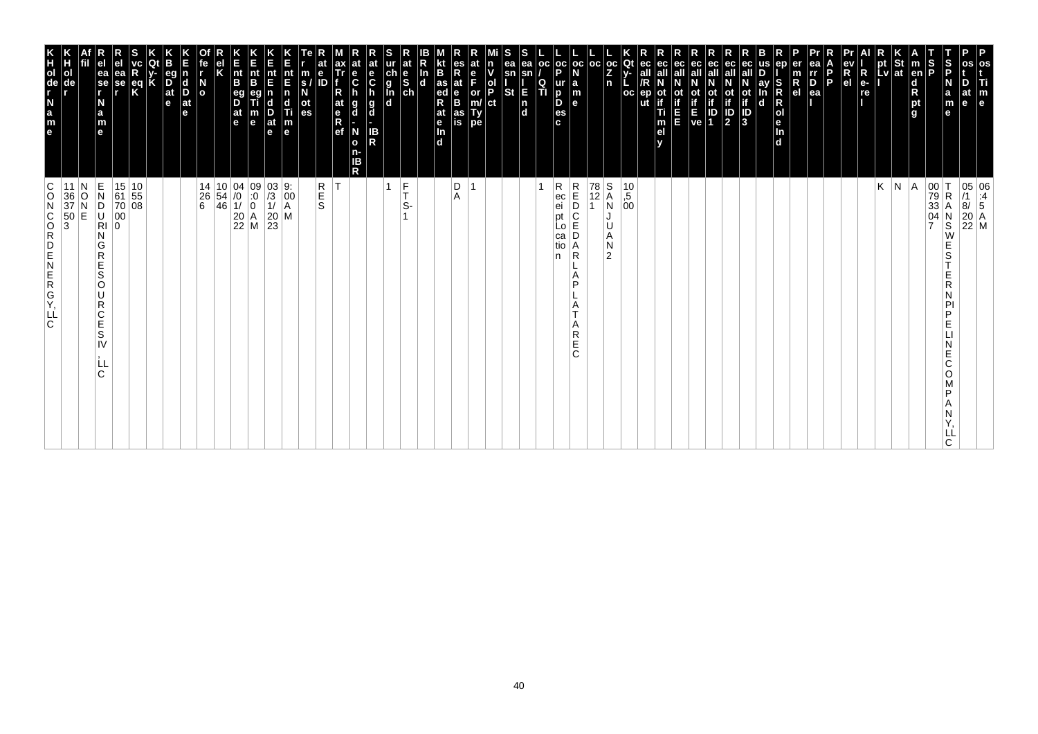| KHolderName | KHolder | Affil | ResellerName | ResellerID | SvcReqK | KQty-K | KBegDate | KEndDate | OfferNo | RelK | KEntBegDate | KEntBegTime | KEntEndDate | KEntEndTime | Terms/Notes | RateID | MaxTrfRateRef | RateChgd-Non-IBR | RateChgd-IBR | SurchgInd | RateSch | IBRInd | MktBasedRateInd | ResRateBasis | RateForm/Type | MinVolPct | SeaslSt | SeaslEnd | Loc/QTI | LocPurpDesc | LocName | Loc | LocZn | KQty-Loc | RecallRep/Rel | RecallNotifTimely | RecallNotifEE | RecallNotifEve | RecallNotifID1 | RecallNotifID2 | RecallNotifID3 | BusDayInd | RepISRRoleInd | PermRel | PrearrDeal | RAPP | PrevRel | AllRe-re | RptLvl | KStat | AmendRptg | TSP | TSPName | PostDate | PostTime |
|---|---|---|---|---|---|---|---|---|---|---|---|---|---|---|---|---|---|---|---|---|---|---|---|---|---|---|---|---|---|---|---|---|---|---|---|---|---|---|---|---|---|---|---|---|---|---|---|---|---|---|---|---|---|---|
| CONCORD ENERGY, LLC | 113637503 | NONE | ENDURING RESOURCES IV, LLC | 1561700000 | 105508 | | | | 14266 | 105446 | 04/01/2022 | 09:00 AM | 03/31/2023 | 9:00 AM | | RES | T | | | 1 | FTS-1 | | | DA | 1 | | | | 1 | Receipt Location | REDCEDAR LA PLATA AREC | 78121 | SAN JUAN 2 | 10,500 | | | | | | | | | | | | | | | | K | N | A | 007933047 | TRANSWESTERN PIPELINE COMPANY, LLC | 05/18/2022 | 06:45 AM |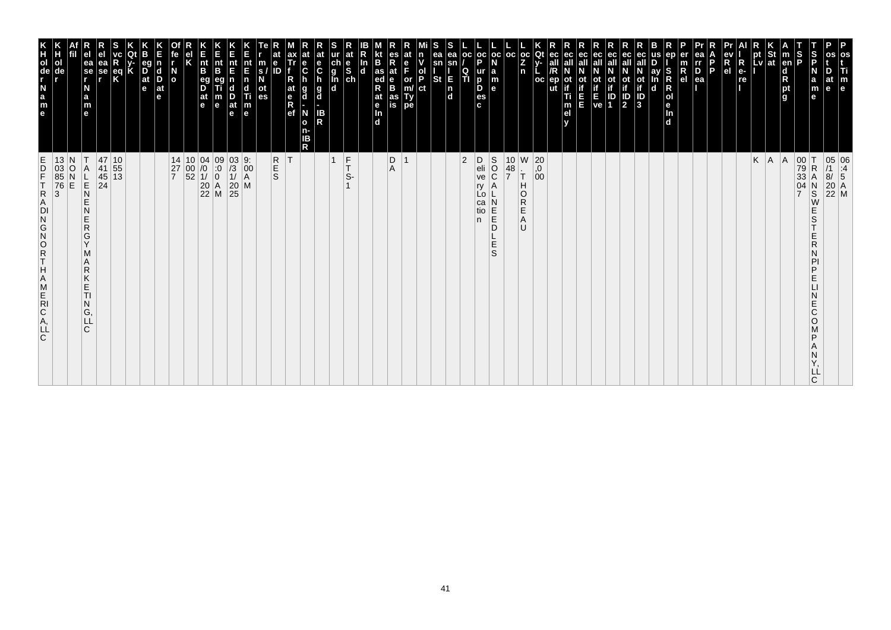| K H ol de r N a m e | K H ol de r | Af fil | R el ea se r N a m e | R el ea se r | S vc R eq K | K Qt y- K | K B eg D at e | K E n d D at e | Of fe r N o | R el K | K E nt B eg D at e | K E nt B eg Ti m e | K E nt E n d D at e | K E nt E n d Ti m e | Te r m s / N ot es | R at e ID | M ax Tr f R at e R ef | R at e C h g d - N o n- IB R | R at e C h g d - IB R | S ur ch g In d | R at e S ch | IB R In d | M kt B as ed R at e In d | R es R at e B as is | R at e F or m/ Ty pe | Mi n V ol P ct | S ea sn l St | S ea sn l E n d | L oc / Q TI | L oc P ur p D es c | L oc N a m e | L oc | L oc Z n | K Qt y- L oc | R ec all /R ep ut | R ec all N ot if Ti m el y | R ec all N ot if E E | R ec all N ot if E ve | R ec all N ot if ID 1 | R ec all N ot if ID 2 | R ec all N ot if ID 3 | B us D ay In d | R ep l S R R ol e In d | P er m R el | Pr ea rr D ea l | R A P P | Pr ev R el | Al l R e- re l | R pt Lv l | K St at | A m en d R pt g | T S P | T S P N a m e | P os t D at e | P os t Ti m e |
|---|---|---|---|---|---|---|---|---|---|---|---|---|---|---|---|---|---|---|---|---|---|---|---|---|---|---|---|---|---|---|---|---|---|---|---|---|---|---|---|---|---|---|---|---|---|---|---|---|---|---|---|---|---|---|---|
| EDF TRADING NORTH AMERICA, LLC | 130385763 | NONE | TALEN ENERGY MARKETING, LLC | 47414524 | 105513 | | | | 14277 | 100052 | 04/01/2022 | 09:00 AM | 03/31/2025 | 9:00 AM | | RES | T | | | 1 | FTS-1 | | | DA | 1 | | | | 2 | Delivery Location | SOCAL NEEDLES | 10487 | W. THOREAU | 20,000 | | | | | | | | | | | | | | | | K | A | A | 007933047 | TRANSWESTERN PIPELINE COMPANY, LLC | 05/18/2022 | 06:45 AM |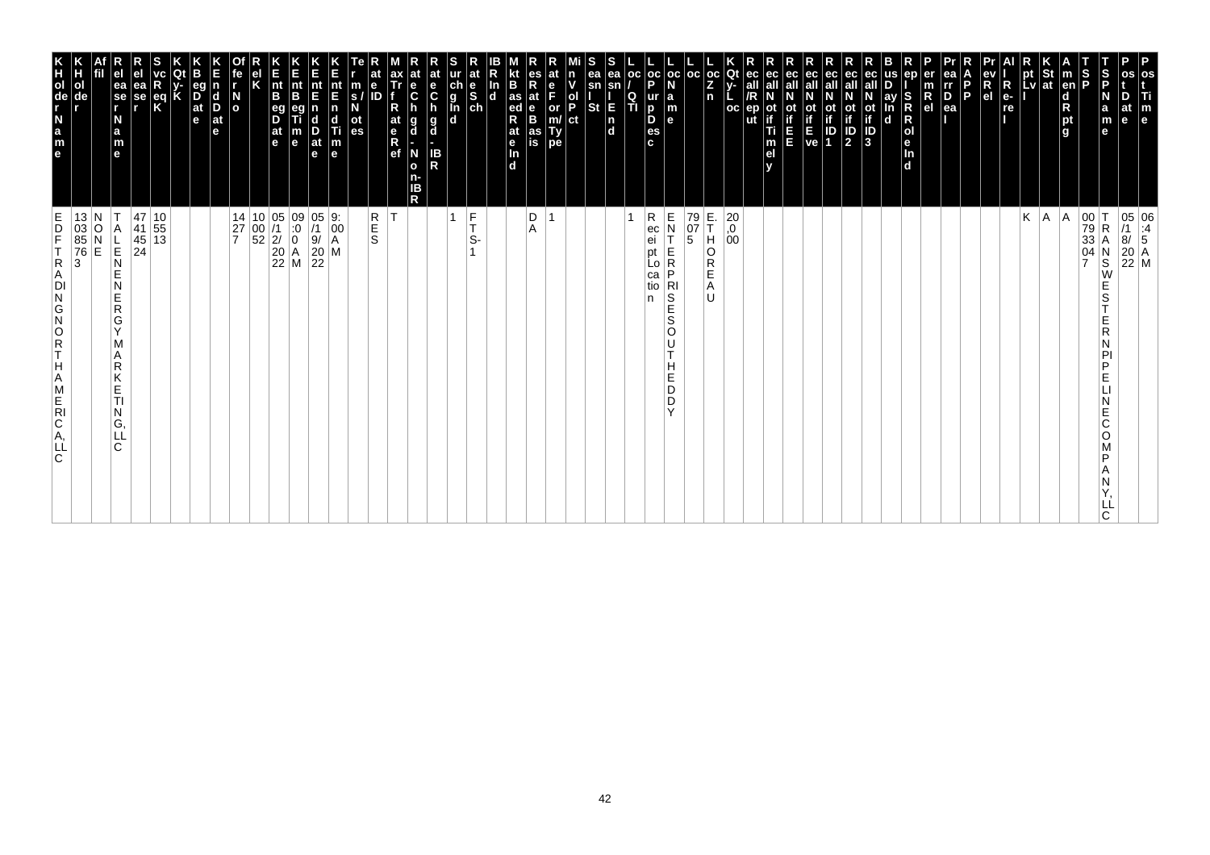| KHolder Name | KHolder | Affil | ReleaserName | Releaser | SvcReqK | QtyK | KBegDate | KEndDate | OfferNo | RelK | KEntBegDate | KEntBegTime | KEntEndDate | KEntEndTime | TermsNotes | RateID | MaxTrfRateRef | RateChgd-Non-IBR | RateChgd-IBR | SurchgInd | RateSch | IBRInd | MktBasedRateInd | ResRateBasis | RateForm/Type | MinVolPct | SeaslSt | SeaslEnd | Loc/QTI | LocPurpDesc | LocName | Loc | LocZn | KQty-Loc | RecallRep/ut | RecallNotifTimely | RecallNotifEE | RecallNotifEve | RecallNotifID1 | RecallNotifID2 | RecallNotifID3 | BusDayInd | RepISRRoleInd | PermRel | PrearrDeal | RAPP | PrevRel | AllRe-rel | RptLvl | KStat | AmendRptg | TSP | TSPName | PostDate | PostTime |
|---|---|---|---|---|---|---|---|---|---|---|---|---|---|---|---|---|---|---|---|---|---|---|---|---|---|---|---|---|---|---|---|---|---|---|---|---|---|---|---|---|---|---|---|---|---|---|---|---|---|---|---|---|---|---|---|
| EDF TRADING NORTH AMERICA, LLC | 130385763 | NONE | TALLENENERGY MARKETING, LLC | 47414524 | 105513 | | | | 14277 | 100052 | 05/12/2022 | 09:00 AM | 05/19/2022 | 9:00 AM | | RES | T | | | 1 | FTS-1 | | | DA | 1 | | | | 1 | Receipt Location | ENTERPRISES SOUTH EDDY | 79075 | E. THOREAU | 20,000 | | | | | | | | | | | | | | | | K | A | A | 007933047 | TRANSWESTERN PIPELINE COMPANY, LLC | 05/18/2022 | 06:45 AM |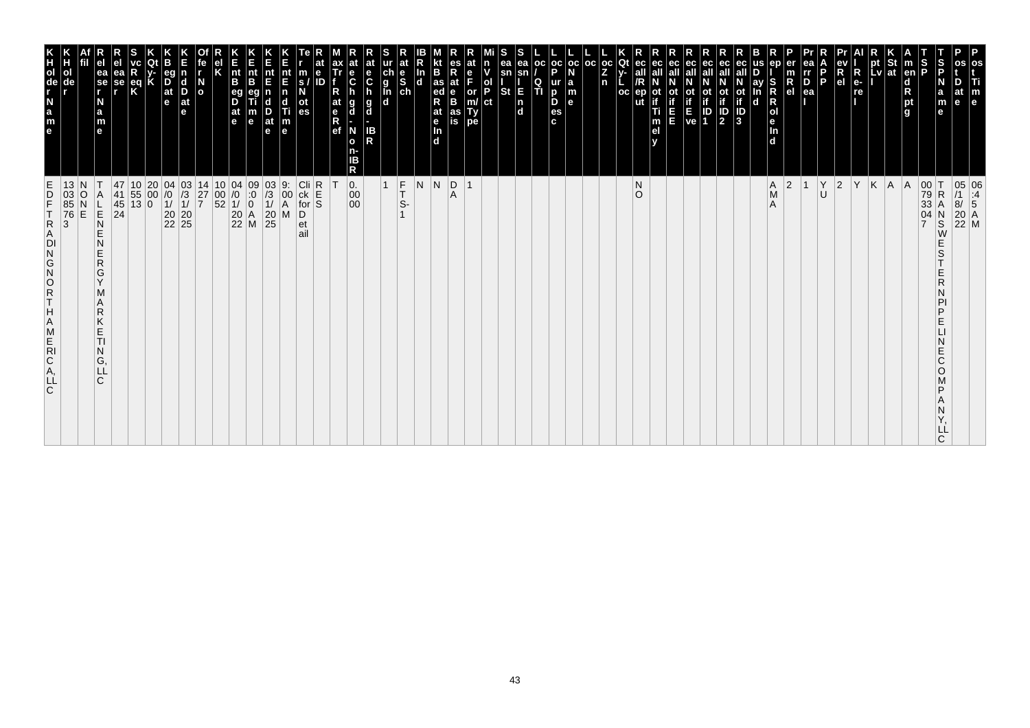| KHolder Name | KHolder | Affil | Releaser Name | Releaser | Svc Req K | Qty-K | K Beg Date | K End Date | Offer No | Rel K | K Ent Beg Date | K Ent Beg Time | K Ent End Date | K Ent End Time | Terms/ Notes | Rate ID | Max Trf Rate Ref | Rate Chgd - Non-IBR | Rate Chgd - IBR | Surchg Ind | Rate Sch | IBR Ind | Mkt Based Rate Ind | Res Rate Basis | Rate Form/ Type | Min Vol Pct | Seasnl St | Seasnl End | Loc / QTI | Loc Purp Desc | Loc Name | Loc | Loc Zn | K Qty-Loc | Recall/ Reput | Recall Notif Timely | Recall Notif EE | Recall Notif Eve | Recall Notif ID1 | Recall Notif ID2 | Recall Notif ID3 | Bus Day Ind | Repl SR Role Ind | Perm Rel | Prearr Deal | RAPP | Prev Rel | All Re-rel | Rpt Lvl | K Stat | Amend Rptg | TSP | TSP Name | Post Date | Post Time |
|---|---|---|---|---|---|---|---|---|---|---|---|---|---|---|---|---|---|---|---|---|---|---|---|---|---|---|---|---|---|---|---|---|---|---|---|---|---|---|---|---|---|---|---|---|---|---|---|---|---|---|---|---|---|---|---|
| EDF TRADING NORTH AMERICA, LLC | 1303857763 | NONE | TALEN ENERGY MARKETING, LLC | 47414524 | 1055130 | 20000 | 04/01/2022 | 03/31/2025 | 1427 | 100052 | 04/01/2022 | 09:00 AM | 03/31/2025 | 9:00 AM | Click for Detail | RES | T | 0.0000 | | 1 | FTS-1 | N | N | DA | 1 | | | | | | | | | | NO | | | | | | | | AMA | 2 | 1 | YU | 2 | Y | K | A | A | 007933047 | TRANSWESTERN PIPELINE COMPANY, LLC | 05/18/2022 | 06:45 AM |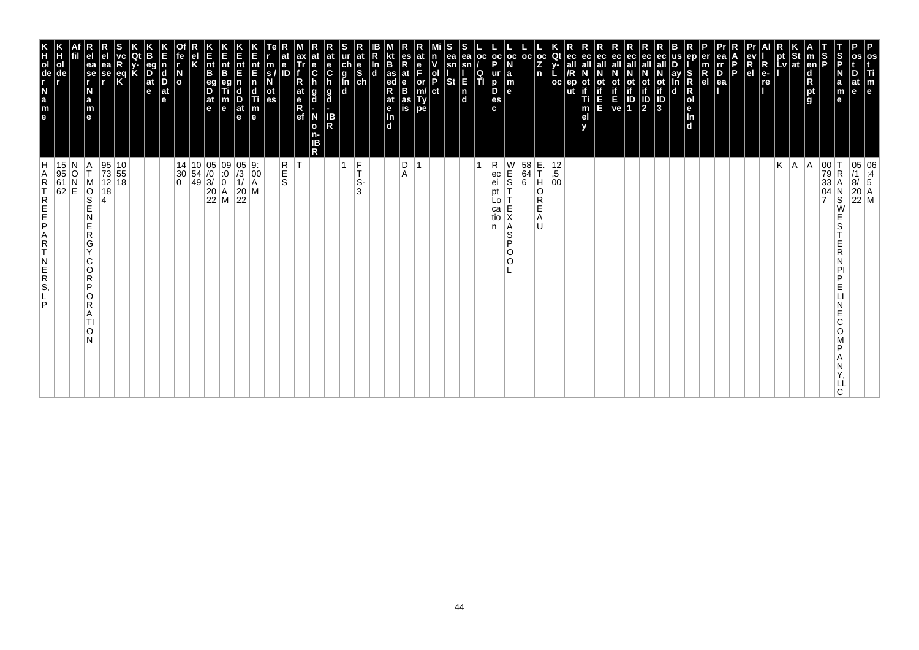| KHolder Name | KHolder | Affil | Related Name | Release | SvcReqK | KQty-K | KBegDate | KEndDate | OffrNo | RelK | KEntBegDate | KEntBegTime | KEntEndDate | KEntEndTime | Terms/Notes | RateID | MaxTrfRateRef | RateChgd-Non-IBR | RateChgd-IBR | SurchgInd | RateSch | IBRInd | MktBasedRateInd | ResRateBasis | RateForm/Type | MinVolPct | SeasnlSt | SeasnlEnd | Loc/QTI | LocPurpDesc | LocName | Loc | LocZn | KQty-Loc | Rec/Rep/ut | RecNotifTimely | RecNotifEE | RecNotifEve | RecNotifID1 | RecNotifID2 | RecNotifID3 | BusDayInd | RepISRRoleInd | PermRel | PrearrDeal | RAPP | PrevRel | AllRe-rel | RptLvl | KStat | AmendRptg | TSP | TSPName | PostDate | PostTime |
|---|---|---|---|---|---|---|---|---|---|---|---|---|---|---|---|---|---|---|---|---|---|---|---|---|---|---|---|---|---|---|---|---|---|---|---|---|---|---|---|---|---|---|---|---|---|---|---|---|---|---|---|---|---|---|---|
| HARTREE PARTNERS, LP | 159561 62 | NONE | ATMOS ENERGY CORPORATION | 95731218 4 | 105518 | | | | 14300 | 105449 | 05/03/2022 | 09:00 AM | 05/31/2022 | 9:00 AM | | RES | T | | | 1 | FTS-3 | | | DA | 1 | | | | 1 | Receipt Location | WEST TEXAS POOL | 58646 | E. THOREAU | 12,500 | | | | | | | | | | | | | | | | K | A | A | 00793304 7 | TRANSWESTERN PIPELINE COMPANY, LLC | 05/18/2022 | 06:45 AM |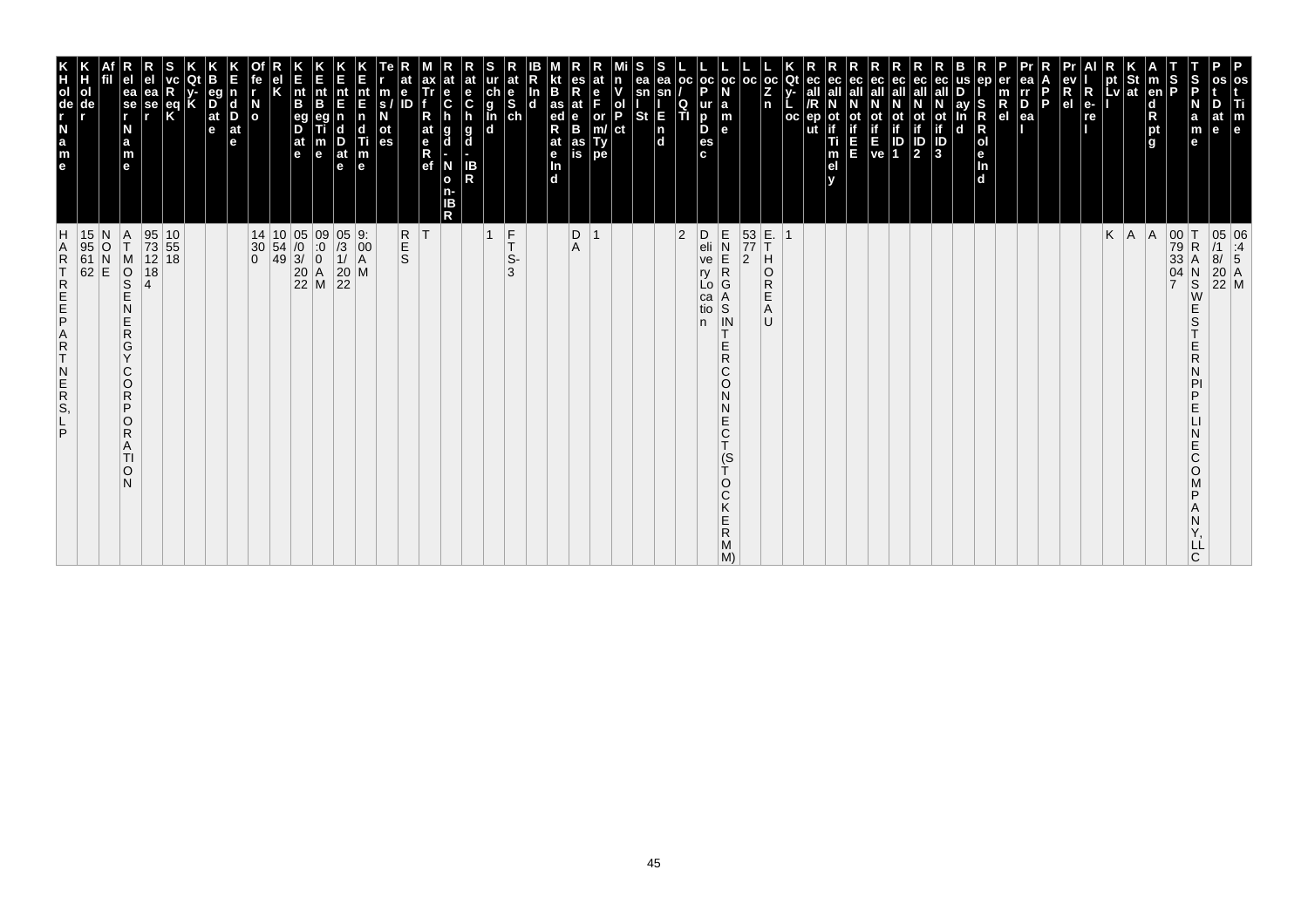| KHolder Name | KHolder | Affil | Release Name | Release | SvcReqK | QtyK | KBegDate | KEndDate | OffrNo | RelK | KEntBegDate | KEntBegTime | KEntEndDate | KEntEndTime | Terms/Notes | RateID | MaxTrfRateRef | RateChgd-Non-IBR | RateChgd-IBR | SurchgInd | RateSch | IBRInd | MktBasedRateInd | ResRateBasis | RateForm/Type | MinVolPct | SeasnlSt | SeasnlEnd | Loc/QTI | LocPurpDesc | LocName | Loc | LocZn | KQty-Loc | RecallRepFreq/Rout | RecallNotifTimely | RecallNotifEE | RecallNotifEve | RecallNotifID1 | RecallNotifID2 | RecallNotifID3 | BusDayInd | RepISRRoleInd | PermRel | PrearrDeal | RAPP | PrevRel | AllRe-rel | RptLvl | KStat | AmendRptg | TSP | TSPName | PostDate | PostTime |
|---|---|---|---|---|---|---|---|---|---|---|---|---|---|---|---|---|---|---|---|---|---|---|---|---|---|---|---|---|---|---|---|---|---|---|---|---|---|---|---|---|---|---|---|---|---|---|---|---|---|---|---|---|---|---|---|
| HARTREE PARTNERS, LP | 15956162 | NONE | ATMOS ENERGY CORPORATION | 957312184 | 105518 | | | | 14300 | 105449 | 05/03/2022 | 09:00 AM | 05/31/2022 | 9:00 AM | | RES | T | | | 1 | FTS-3 | | | DA | 1 | | | | 2 | Delivery Location | ENERGAS INTERCONNECT (STOCKERM) | 53772 | E. THOREAU | 1 | | | | | | | | | | | | | | | | K | A | A | 007933047 | TRANSWESTERN PIPELINE COMPANY, LLC | 05/18/2022 | 06:45 AM |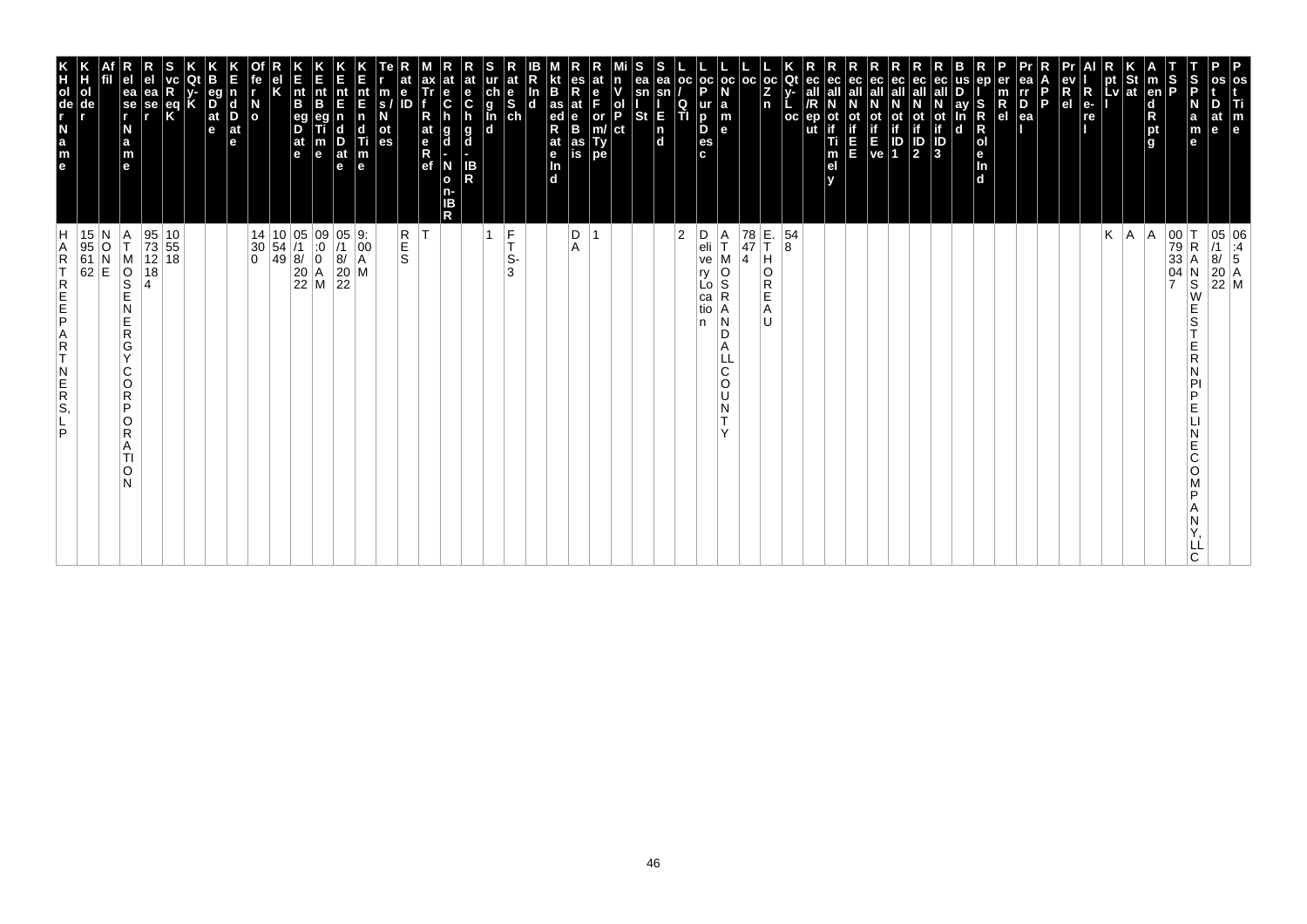| KHolder Name | KHolder | Affil | Releaser Name | Releaser | SvcReqK | KQty-K | KBegDate | KEndDate | OfferNo | RelK | KEntBegDate | KEntBegTime | KEntEndDate | KEntEndTime | Terms/Notes | RateID | MaxTrfRateRef | RateChgd-Non-IBR | RateChgd-IBR | SurchgInd | RateSch | IBRInd | MktBasedRateInd | ResRateBasis | RateForm/Type | MinVolPct | SeaslSt | SeaslEnd | Loc/QTI | LocPurpDesc | LocName | Loc | LocZn | KQty-Loc | Recall/Reput | RecallNotifTimely | RecallNotifEE | RecallNotifEve | RecallNotifID1 | RecallNotifID2 | RecallNotifID3 | BusDayInd | Repl SRRoleInd | PermRel | PrearrDeal | RAPP | PrevRel | All Re-rel | RptLvl | KStat | AmendRptg | TSP | TSPName | PostDate | PostTime |
|---|---|---|---|---|---|---|---|---|---|---|---|---|---|---|---|---|---|---|---|---|---|---|---|---|---|---|---|---|---|---|---|---|---|---|---|---|---|---|---|---|---|---|---|---|---|---|---|---|---|---|---|---|---|---|---|
| HARTREEPARTNERS, LP | 159561 62 | NONE | ATMOSENERGYCORPORATION | 95731218 4 | 105518 | | | | 143000 | 105449 | 05/18/2022 | 09:00 AM | 05/18/2022 | 9:00 AM | | RES | T | | | 1 | FTS-3 | | | DA | 1 | | | | 2 | Delivery Location | ATMOSRANDALL COUNTY | 78474 | E. THOREAU | 548 | | | | | | | | | | | | | | | K | A | A | 007933047 | TRANSWESTERN PIPELINE COMPANY, LLC | 05/18/2022 | 06:45 AM |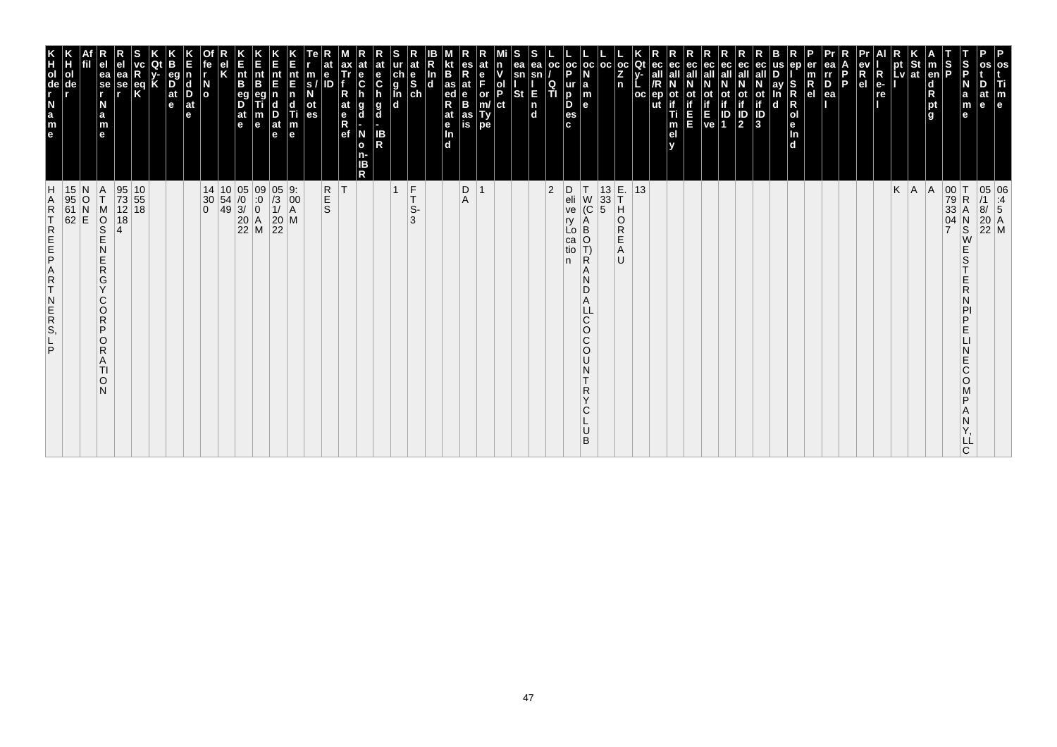| KHolderName | KHolder | Affil | ReleaserName | Releaser | SvcReqK | KQty-K | KBegDate | KEndDate | OfferNo | RelK | KEntBegDate | KEntBegTime | KEntEndDate | KEntEndTime | Terms/Notes | RateID | MaxTrfRateRef | RateChgd-Non-IBR | RateChgd-IBR | SurchgInd | RateSch | IBRInd | MktBasedRateInd | ResRateBasis | RateForm/Type | MinVolPct | SeasnlSt | SeasnlEnd | Loc/QTI | LocPurpDesc | LocName | Loc | LocZn | KQty-Loc | Recall/Reput | RecallNotifTimely | RecallNotifEE | RecallNotifEve | RecallNotifID1 | RecallNotifID2 | RecallNotifID3 | BusDayInd | ReplSRRoleInd | PermRel | PrearrDeal | RAPP | PrevRel | AllRe-rel | RptLvl | KStat | AmendRptg | TSP | TSPName | PostDate | PostTime |
|---|---|---|---|---|---|---|---|---|---|---|---|---|---|---|---|---|---|---|---|---|---|---|---|---|---|---|---|---|---|---|---|---|---|---|---|---|---|---|---|---|---|---|---|---|---|---|---|---|---|---|---|---|---|---|---|
| HARTREE PARTNERS, LP | 15956162 | NONE | ATMOS ENERGY CORPORATION | 957312184 | 105518 | | | | 14300 | 105449 | 05/03/2022 | 09:00 AM | 05/31/2022 | 9:00 AM | | RES | T | | | 1 | FTS-3 | | | DA | 1 | | | | 2 | Delivery Location | TW (CABOT) RANDALL CO COUNTRY CLUB | 13335 | E. THOREAU | 13 | | | | | | | | | | | | | | | K | A | A | 007933047 | TRANSWESTERN PIPELINE COMPANY, LLC | 05/18/2022 | 06:45 AM |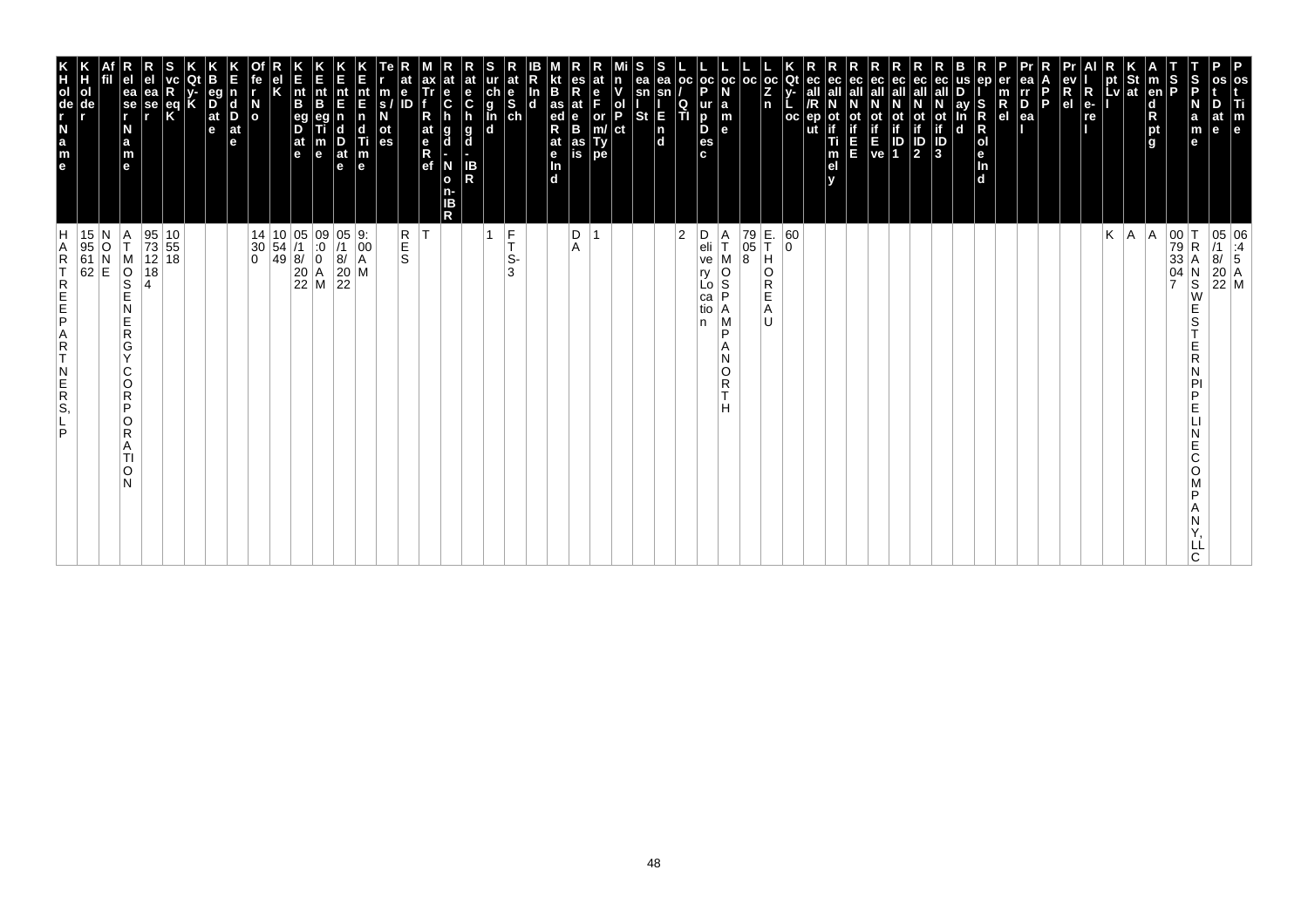| KHolder Name | KHolder | Affil | Releaser Name | Releaser | SvcReqK | KQty-K | KBegDate | KEndDate | OffrNo | RelK | KEntBegDate | KEntBegTime | KEntEndDate | KEntEndTime | Terms/Notes | RateID | MaxTrfRateRef | RateChgd-Non-IBR | RateChgd-IBR | SurchgInd | RateSch | IBRInd | MktBasedRateInd | ResRateBasis | RateForm/Type | MinVolPct | SeasnlSt | SeasnlEnd | Loc/QTI | LocPurpDesc | LocName | Loc | LocZn | KQty-Loc | RecallRepUt | RecallNotifTimely | RecallNotifEE | RecallNotifEve | RecallNotifID1 | RecallNotifID2 | RecallNotifID3 | BusDayInd | RepISRRoleInd | PermRel | PrearrDeal | RAPP | PrevRel | AllRe-rel | RptLvl | KStat | AmendRptg | TSP | TSPName | PostDate | PostTime |
|---|---|---|---|---|---|---|---|---|---|---|---|---|---|---|---|---|---|---|---|---|---|---|---|---|---|---|---|---|---|---|---|---|---|---|---|---|---|---|---|---|---|---|---|---|---|---|---|---|---|---|---|---|---|---|
| HARTREE PARTNERS, LP | 159561 62 | NONE | ATMOS ENERGY CORPORATION | 957312 184 | 105518 | | | | 14300 | 105449 | 05/18/2022 | 09:00 AM | 05/18/2022 | 9:00 AM | | RES | T | | | 1 | FTS-3 | | | DA | 1 | | | | 2 | Delivery Location | ATMOS PAMPA NORTH | 79058 | E. THOREAU | 600 | | | | | | | | | | | | | | | | K | A | A | 00793304 7 | TRANSWESTERN PIPELINE COMPANY, LLC | 05/18/2022 | 06:45 AM |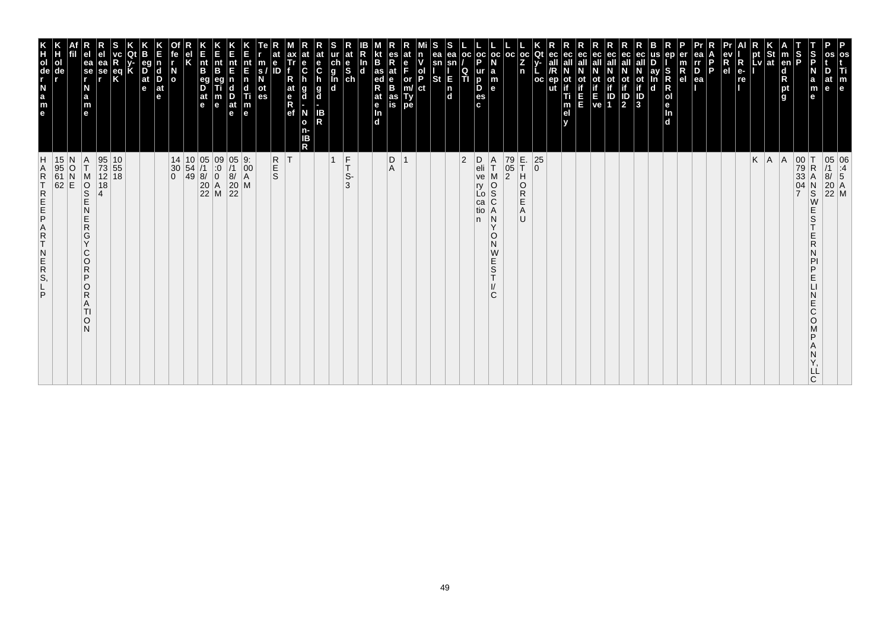| KHolderName | KHolder | Affil | ReleaserName | Releaser | SvcReqK | KQty-K | KBegDate | KEndDate | OfferNo | RelK | KEntBegDate | KEntBegTime | KEntEndDate | KEntEndTime | Terms/Notes | RateID | MaxTrfRateRef | RateChgd-Non-IBR | RateChgd-IBR | SurchgInd | RateSch | IBRInd | MktBasedRateInd | ResRateBasis | RateForm/Type | MinVolPct | SeasnlSt | SeasnlEnd | Loc/QTI | LocPurpDesc | LocName | Loc | LocZn | KQty-Loc | Recall/Reput | RecallNotifTimely | RecallNotifEE | RecallNotifEve | RecallNotifID1 | RecallNotifID2 | RecallNotifID3 | BusDayInd | ReplSRRoleInd | PermRel | PrearrDeal | RAPP | PrevRel | AllRe-rel | RptLvl | KStat | AmendRptg | TSP | TSPName | PostDate | PostTime |
|---|---|---|---|---|---|---|---|---|---|---|---|---|---|---|---|---|---|---|---|---|---|---|---|---|---|---|---|---|---|---|---|---|---|---|---|---|---|---|---|---|---|---|---|---|---|---|---|---|---|---|---|---|---|---|---|
| HARTREEPARTNERS, LP | 15956162 | NONE | ATMOSENERGYCORPORATION | 957312184 | 105518 | | | | 14300 | 105449 | 05/18/2022 | 09:00 AM | 05/18/2022 | 9:00 AM | | RES | T | | | 1 | FTS-3 | | | DA | 1 | | | | 2 | Delivery Location | ATMOSCANYONWESTI/C | 79052 | E. THOREAU | 250 | | | | | | | | | | | | | | | K | A | A | 007933047 | TRANSWESTERNPIPELINECOMPANY, LLC | 05/18/2022 | 06:45 AM |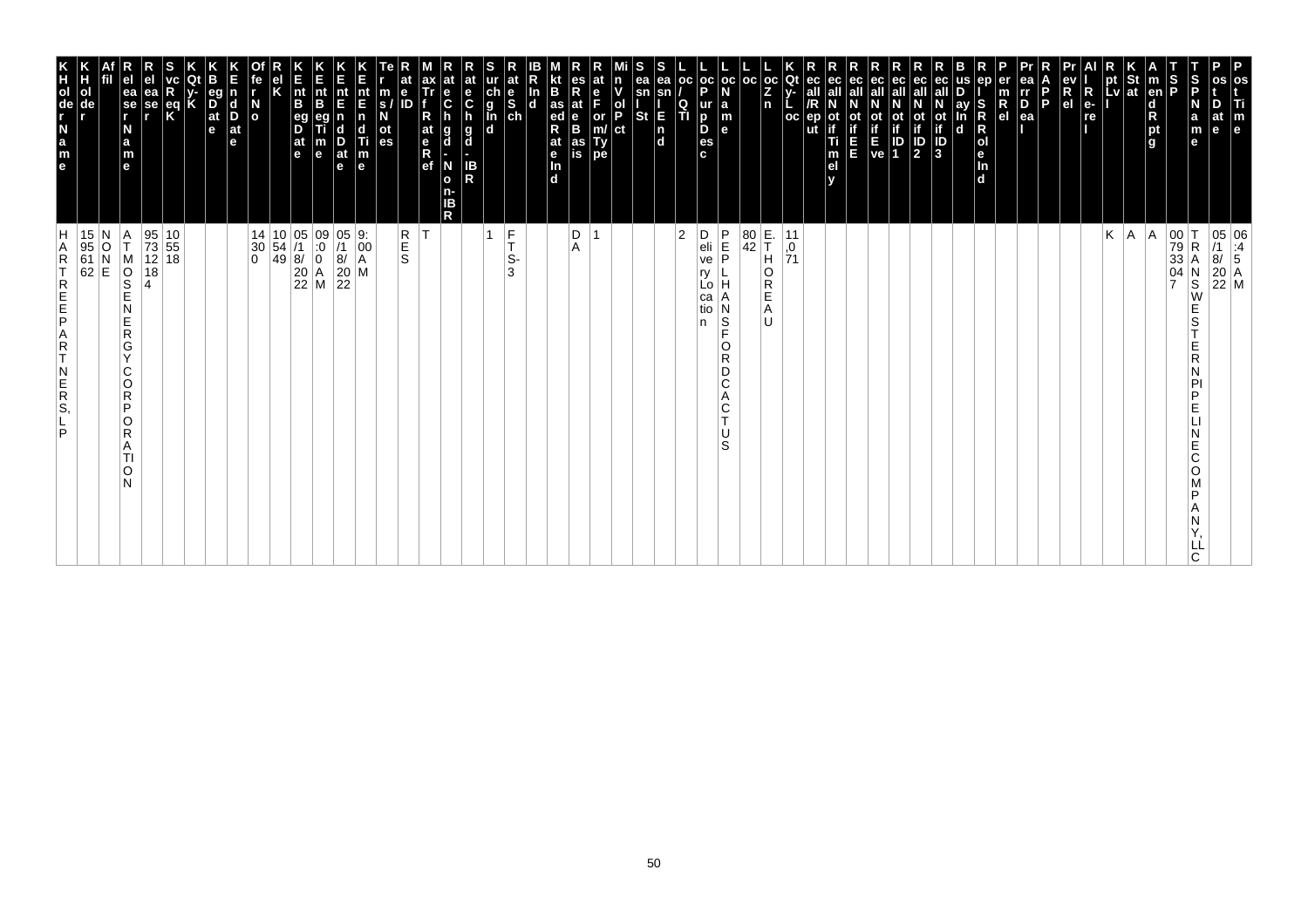| Khol der Name | Kholder | Affil | Reseller Name | Reseller | Svc Req K | Qty K | KBeg Date | KEnd Date | Offer No | Rel K | Knt Beg Date | Knt Beg Time | Knt End Date | Knt End Time | Terms/Notes | Rate ID | Max Trf Rate Ref | Rate Chgd - Non-IBR | Rate Chgd - IBR | Surchg Ind | Rate Sch | IBR Ind | Mkt Based Rate Ind | Res Rate Basis | Rate Form/Type | Min Vol Pct | Seasnl St | Seasnl End | Loc/QTI | Loc Purp Desc | Loc Name | Loc | Loc Zn | KQty-Loc | Rec all/Rep ut | Recall Notif Timely | Recall Notif EE | Recall Notif Eve | Recall Notif ID1 | Recall Notif ID2 | Recall Notif ID3 | Bus Day Ind | Repl SR Role Ind | Perm Rel | Prearr Deal | RAPP | Prev Rel | All Re-re | Rpt Lvl | K Stat | Amend Rptg | TSP | TSP Name | Post Date | Post Time |
|---|---|---|---|---|---|---|---|---|---|---|---|---|---|---|---|---|---|---|---|---|---|---|---|---|---|---|---|---|---|---|---|---|---|---|---|---|---|---|---|---|---|---|---|---|---|---|---|---|---|---|---|---|---|---|---|
| HARTREE PARTNERS, LP | 159561 62 | NONE | ATMOS ENERGY CORPORATION | 957312 184 | 105518 | | | | 14300 | 105449 | 05/18/2022 | 09:00 AM | 05/18/2022 | 9:00 AM | | RES | T | | | 1 | FTS-3 | | | DA | 1 | | | | 2 | Delivery Location | PEPL HANSFORD CACTUS | 8042 | E. THOREAU | 11,071 | | | | | | | | | | | | | | | | K | A | A | 007933047 | TRANSWESTERN PIPELINE COMPANY, LLC | 05/18/2022 | 06:45 AM |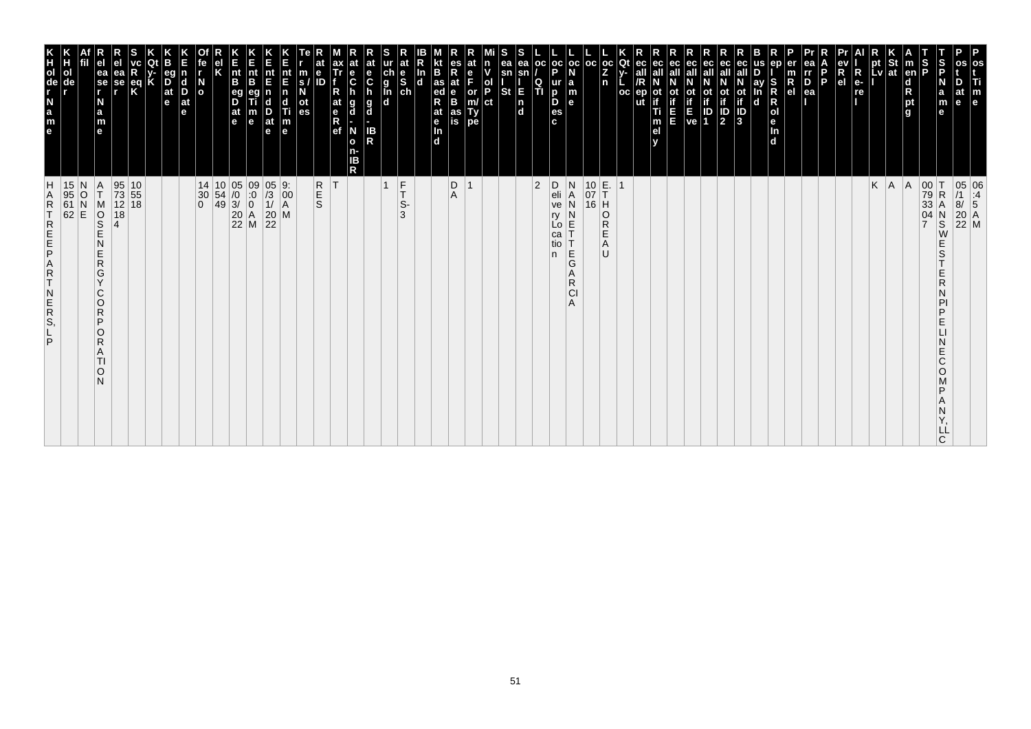| KHolderName | KHolder | Affil | ReleaserName | Releaser | SvcReqK | KQty-K | KBegDate | KEndDate | OfferNo | RelK | KEntBegDate | KEntBegTime | KEntEndDate | KEntEndTime | Terms/Notes | RateID | MaxTrfRateRef | RateChgd-Non-IBR | RateChgd-IBR | SurchgInd | RateSch | IBRInd | MktBasedRateInd | ResRateBasis | RateForm/Type | MinVolPct | SeasnlSt | SeasnlEnd | Loc/QTI | LocPurpDesc | LocName | Loc | LocZn | KQty-Loc | Recall/Reput | RecallNotifTimely | RecallNotifEE | RecallNotifEve | RecallNotifID1 | RecallNotifID2 | RecallNotifID3 | BusDayInd | ReplSRRoleInd | PermRel | PrearrDeal | RAPP | PrevRel | AllRe-rel | RptLvl | KStat | AmendRptg | TSP | TSPName | PostDate | PostTime |
|---|---|---|---|---|---|---|---|---|---|---|---|---|---|---|---|---|---|---|---|---|---|---|---|---|---|---|---|---|---|---|---|---|---|---|---|---|---|---|---|---|---|---|---|---|---|---|---|---|---|---|---|---|---|---|---|
| HARTREEPARTNERS,LP | 15956162 | NONE | ATMOSENERGYCORPORATION | 957312184 | 105518 | | | | 14300 | 105449 | 05/03/2022 | 09:00 AM | 05/31/2022 | 9:00 AM | | RES | T | | | 1 | FTS-3 | | | DA | 1 | | | | 2 | Delivery Location | NANNETTEGARCIA | 100716 | E. THOREAU | 1 | | | | | | | | | | | | | | | K | A | A | 007933047 | TRANSWESTERNPIPELINECOMPANY, LLC | 05/18/2022 | 06:45 AM |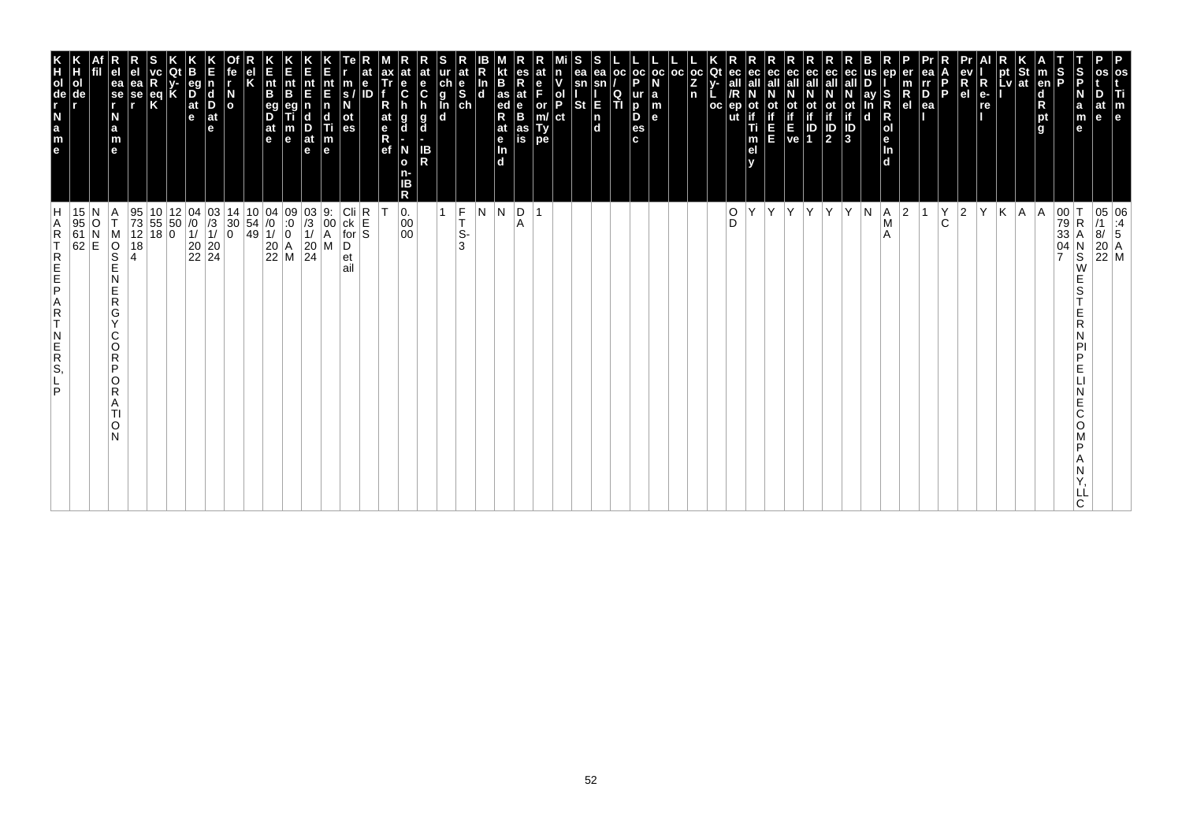| KHolder Name | KHolder | Affil | Related Name | Rel Related Ref | SvcReqK | KQty-K | KBeg Date | KEnd Date | Offer No | Rel K | KEnt Beg Date | KEnt Beg Time | KEnt End Date | KEnt End Time | Terms/Notes | Rate ID | Max Trf Rate Ref | Rate Chgd - Non-IBR | Rate Chgd - IBR | Surchg Ind | Rate Sch | IBR Ind | Mkt Based Rate Ind | Res Rate Basis | Rate Form/Type | Min Vol Pct | Seasnl St | Seasnl End | Loc/QTI | Loc Purp Desc | Loc Name | Loc | Loc Zn | KQty-Loc | Rec all/Rep ut | Rec all Not if Time ly | Rec all Not if EE | Rec all Not if Eve | Rec all Not if ID1 | Rec all Not if ID2 | Rec all Not if ID3 | Bus Day Ind | Rep l SR Role Ind | Perm Rel | Prearr Deal | RAPP | Prev Rel | All Re-rel | Rpt Lvl | KStat | Amend Rptg | TSP | TSP Name | Post Date | Post Time |
|---|---|---|---|---|---|---|---|---|---|---|---|---|---|---|---|---|---|---|---|---|---|---|---|---|---|---|---|---|---|---|---|---|---|---|---|---|---|---|---|---|---|---|---|---|---|---|---|---|---|---|---|---|---|---|---|
| HARTREE PARTNERS, LP | 159561 62 | NONE | ATMOS ENERGY CORPORATION | 957312 184 | 105518 | 12500 | 04/01/2022 | 03/31/2024 | 14300 | 105449 | 04/01/2022 | 09:00 AM | 03/31/2024 | 9:00 AM | Click for Detail | RES | T | 0.0000 | | 1 | FTS-3 | N | N | DA | 1 | | | | | | | | | | OD | Y | Y | Y | Y | Y | Y | N | AMA | 2 | 1 | YC | 2 | Y | K | A | A | 007933047 | TRANSWESTERN PIPELINE COMPANY, LLC | 05/18/2022 | 06:45 AM |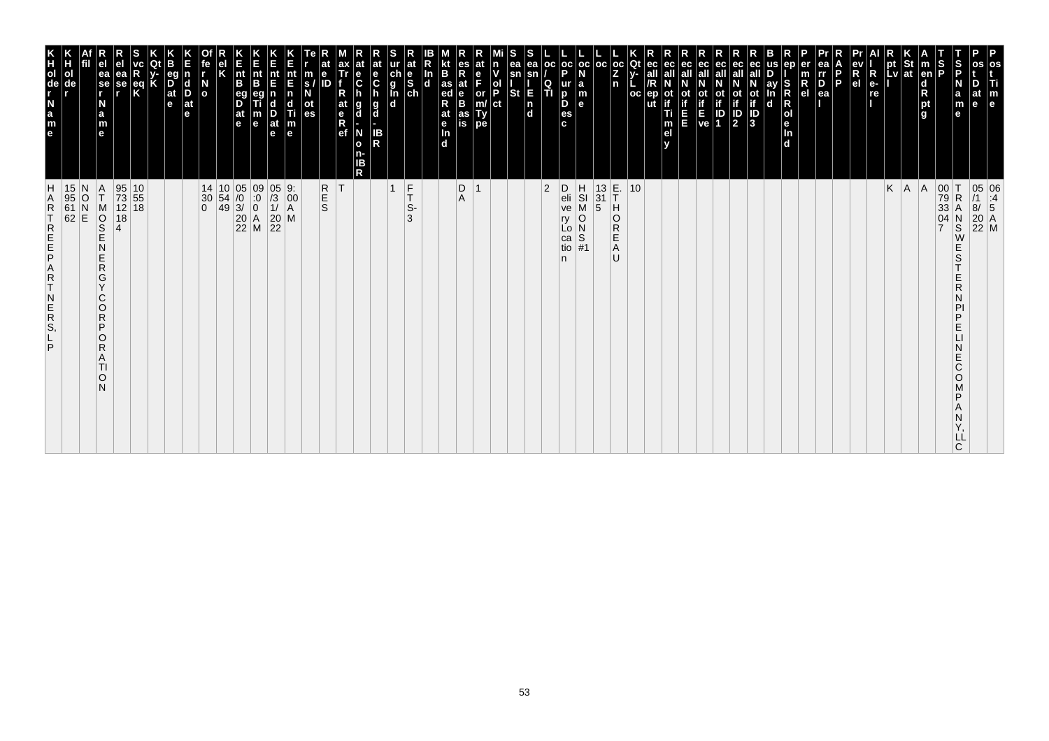| KHolderName | KHolder | Affil | ReleaserName | Releaser | SvcReqK | KQty-K | KBegDate | KEndDate | OfferNo | RelK | KEntBegDate | KEntBegTime | KEntEndDate | KEntEndTime | Terms/Notes | RateID | MaxTrfRateRef | RateChgd-Non-IBR | RateChgd-IBR | SurchgInd | RateSch | IBRInd | MktBasedRateInd | ResRateBasis | RateForm/Type | MinVolPct | SeasnlSt | SeasnlEnd | Loc/QTI | LocPurpDesc | LocName | Loc | LocZn | KQty-Loc | Recall/Reput | RecallNotifTimely | RecallNotifEE | RecallNotifEve | RecallNotifID1 | RecallNotifID2 | RecallNotifID3 | BusDayInd | ReplSRRoleInd | PermRel | PrearrDeal | RAPP | PrevRel | AllRe-rel | RptLvl | KStat | AmendRptg | TSP | TSPName | PostDate | PostTime |
|---|---|---|---|---|---|---|---|---|---|---|---|---|---|---|---|---|---|---|---|---|---|---|---|---|---|---|---|---|---|---|---|---|---|---|---|---|---|---|---|---|---|---|---|---|---|---|---|---|---|---|---|---|---|---|---|
| HARTREEPARTNERS, LP | 15956162 | NONE | ATMOSENERGYCORPORATION | 957312184 | 105518 | | | | 14300 | 105449 | 05/03/2022 | 09:00 AM | 05/31/2022 | 9:00 AM | | RES | T | | | 1 | FTS-3 | | | DA | 1 | | | | 2 | Delivery Location | HSI MONS #1 | 13315 | E. THOREAU | 10 | | | | | | | | | | | | | | | K | A | A | 007933047 | TRANSWESTERNPIPELINECOMPANY, LLC | 05/18/2022 | 06:45 AM |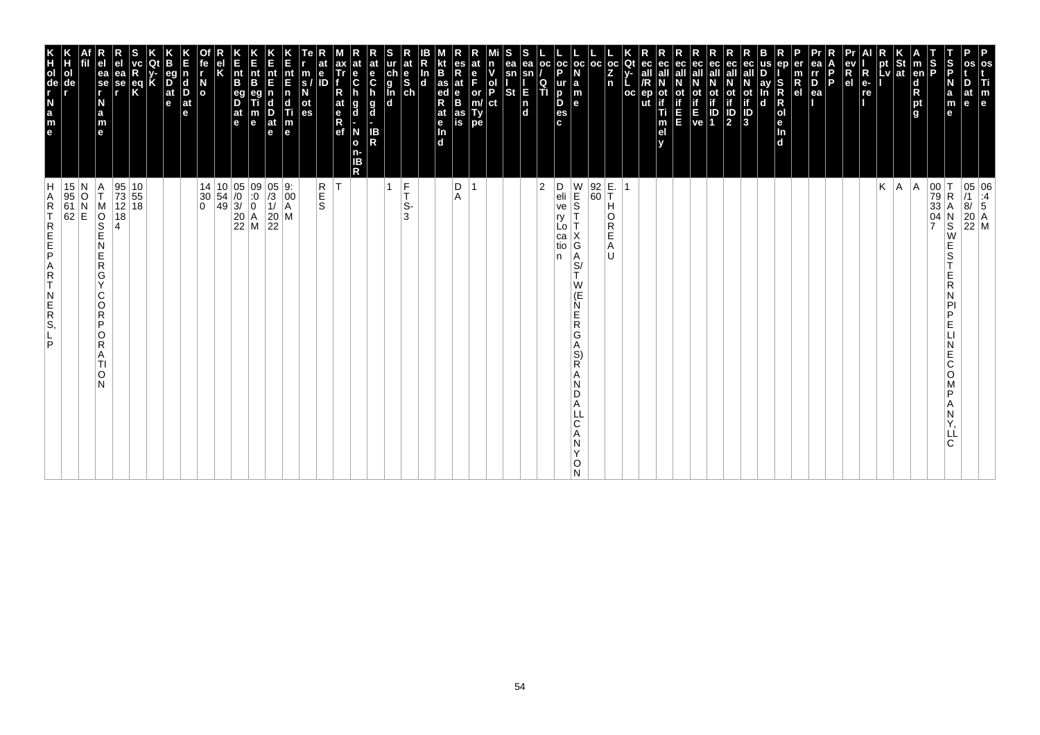| KHolderName | KHolder | Affil | ReleaserName | Releaser | SvcReqK | KQty-K | KBegDate | KEndDate | OfferNo | RelK | KEntBegDate | KEntBegTime | KEntEndDate | KEntEndTime | Terms/Notes | RateID | MaxTrfRateRef | RateChgd-Non-IBR | RateChgd-IBR | SurchgInd | RateSch | IBRInd | MktBasedRateInd | ResRateBasis | RateForm/Type | MinVolPct | SeasnlSt | SeasnlEnd | Loc/QTI | LocPurpDesc | LocName | Loc | LocZn | KQty-Loc | Recall/Reput | RecallNotifTimely | RecallNotifEE | RecallNotifEve | RecallNotifID1 | RecallNotifID2 | RecallNotifID3 | BusDayInd | ReplSRRoleInd | PermRel | PrearrDeal | RAPP | PrevRel | AllRe-rel | RptLvl | KStat | AmendRptg | TSP | TSPName | PostDate | PostTime |
|---|---|---|---|---|---|---|---|---|---|---|---|---|---|---|---|---|---|---|---|---|---|---|---|---|---|---|---|---|---|---|---|---|---|---|---|---|---|---|---|---|---|---|---|---|---|---|---|---|---|---|---|---|---|---|---|
| HARTREE PARTNERS, LP | 15956162 | NONE | ATMOS ENERGY CORPORATION | 957312184 | 105518 | | | | 143000 | 105449 | 05/03/2022 | 09:00 AM | 05/31/2022 | 9:00 AM | | RES | T | | | 1 | FTS-3 | | | DA | 1 | | | | 2 | Delivery Location | WEST TX GAS/TW(ENERGAS)RANDALL CANYON | 9260 | E. THOREAU | 1 | | | | | | | | | | | | | | | K | A | A | 007933047 | TRANSWESTERN PIPELINE COMPANY, LLC | 05/18/2022 | 06:45 AM |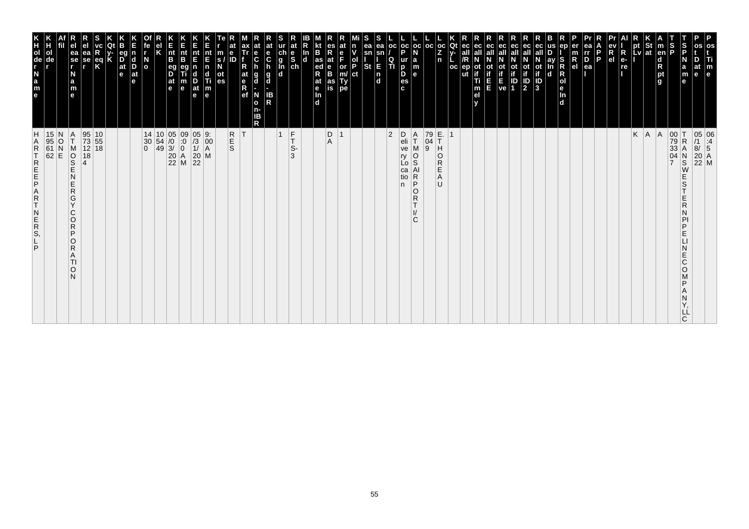| KHolder Name | KHolder | Affil | Releaser Name | Releaser | SvcReqK | KQty-K | KBegDate | KEndDate | OfferNo | RelK | KEntBegDate | KEntBegTime | KEntEndDate | KEntEndTime | Terms/Notes | RateID | MaxTrf RateRef | RateChgd-Non-IBR | RateChgd-IBR | SurchgInd | RateSch | IBRInd | MktBasedRateInd | ResRateBasis | RateForm/Type | MinVolPct | SeasnlSt | SeasnlEnd | Loc/QTI | LocPurpDesc | LocName | Loc | LocZn | KQty-Loc | Recall/Reput | RecallNotifTimely | RecallNotifEE | RecallNotifEve | RecallNotifID1 | RecallNotifID2 | RecallNotifID3 | BusDayInd | ReplSRRoleInd | PermRel | PrearrDeal | RAPP | PrevRel | AllRe-rel | RptLvl | KStat | AmendRptg | TSP | TSPName | PostDate | PostTime |
|---|---|---|---|---|---|---|---|---|---|---|---|---|---|---|---|---|---|---|---|---|---|---|---|---|---|---|---|---|---|---|---|---|---|---|---|---|---|---|---|---|---|---|---|---|---|---|---|---|---|---|---|---|---|---|---|
| HARTREEPARTNERS, LP | 15956162 | NONE | ATMOSENERGYCORPORATION | 957312184 | 105518 | | | | 14300 | 105449 | 05/03/2022 | 09:00 AM | 05/31/2022 | 9:00 AM | | RES | T | | | 1 | FTS-3 | | | DA | 1 | | | | 2 | Delivery Location | ATMOS AIRPORT I/C | 79049 | E. THOREAU | 1 | | | | | | | | | | | | | | | K | A | A | 007933047 | TRANSWESTERN PIPELINE COMPANY, LLC | 05/18/2022 | 06:45 AM |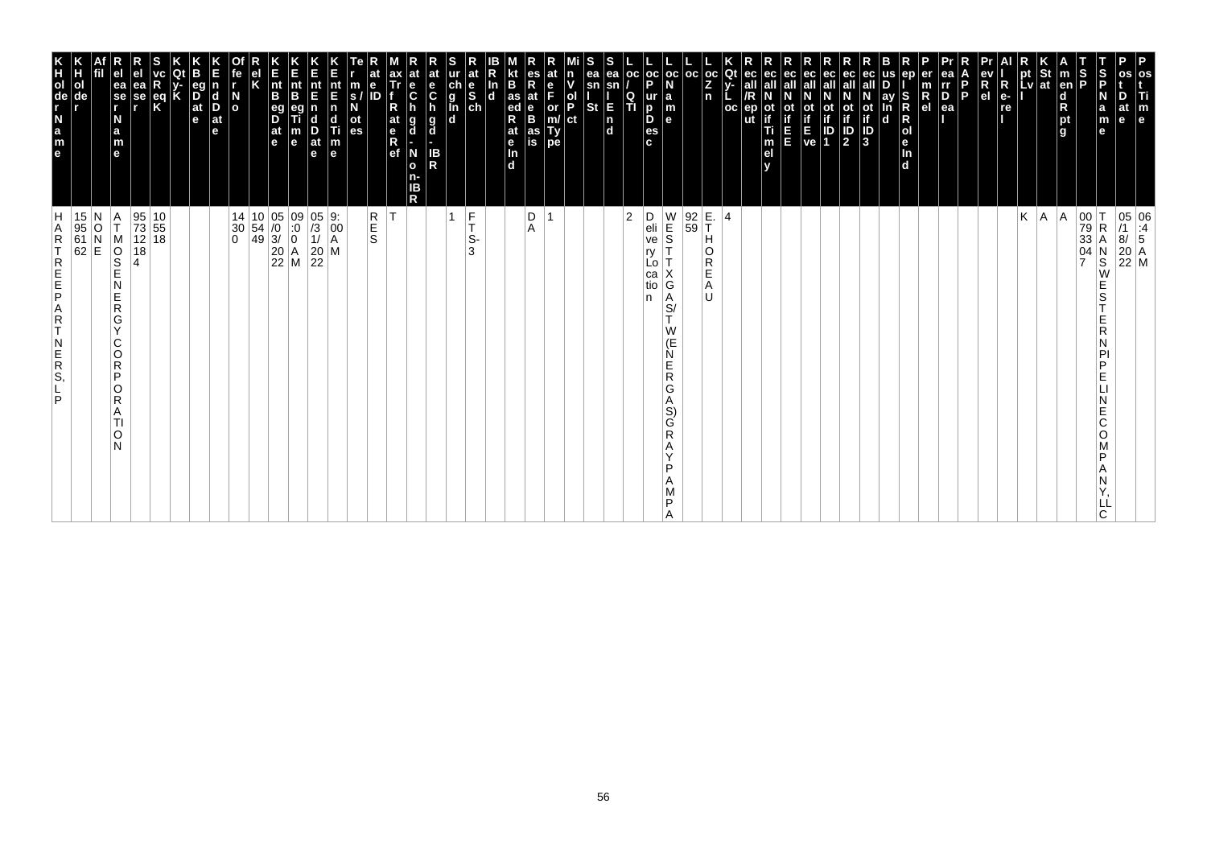| KHolderName | KHolder | Affil | ReleaserName | Releaser | SvcReqK | KQty-K | KBegDate | KEndDate | OfferNo | RelK | KEntBegDate | KEntBegTime | KEntEndDate | KEntEndTime | Terms/Notes | RateID | MaxTrfRateRef | RateChgd-Non-IBR | RateChgd-IBR | SurchgInd | RateSch | IBRInd | MktBasedRateInd | ResRateBasis | RateForm/Type | MinVolPct | SeasnlSt | SeasnlEnd | Loc/QTI | LocPurpDesc | LocName | Loc | LocZn | KQty-Loc | Recall/Reput | RecallNotifTimely | RecallNotifEE | RecallNotifEve | RecallNotifID1 | RecallNotifID2 | RecallNotifID3 | BusDayInd | RepSRRoleInd | PermRel | PrearrDeal | RAPP | PrevRel | AllRe-rel | RptLvl | KStat | AmendRptg | TSP | TSPName | PostDate | PostTime |
|---|---|---|---|---|---|---|---|---|---|---|---|---|---|---|---|---|---|---|---|---|---|---|---|---|---|---|---|---|---|---|---|---|---|---|---|---|---|---|---|---|---|---|---|---|---|---|---|---|---|---|---|---|---|---|---|
| HARTREEPARTNERS,LP | 15956162 | NONE | ATMOSENERGYCORPORATION | 957312184 | 105518 | | | | 14300 | 105449 | 05/03/2022 | 09:00 AM | 05/31/2022 | 9:00 AM | | RES | T | | | 1 | FTS-3 | | | DA | 1 | | | | 2 | Delivery Location | WESTTXGAS/TW(ENERGAS)GRAYPAMPA | 9259 | E.THOREAU | 4 | | | | | | | | | | | | | | | K | A | A | 007933047 | TRANSWESTERNPIPELINECOMPANY,LLC | 05/18/2022 | 06:45 AM |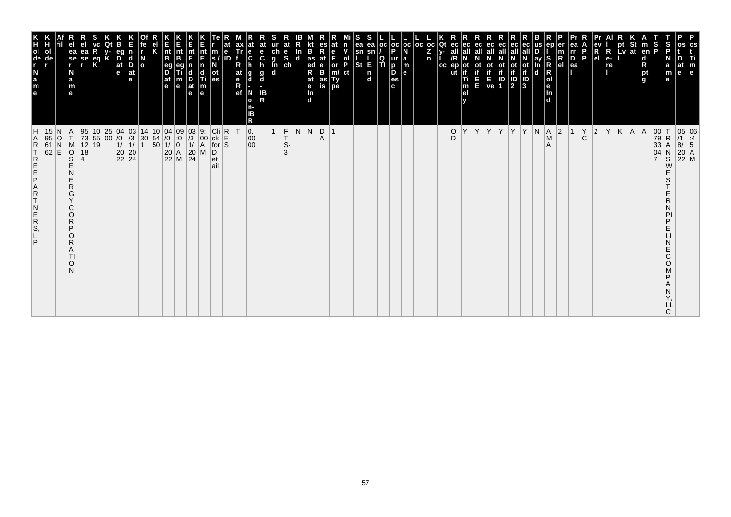| KHolderName | KHolder | Affil | ReleaserName | Releaser | SvcReqK | Qty-K | KBegDate | KEndDate | OfferNo | RelK | KntBegDate | KntBegTime | KntEndDate | KntEndTime | Terms/Notes | RateID | MaxTrfRateRef | RateChgd-NonIBR | RateChgd-IBR | SurchgInd | RateSch | IBRInd | MktBasedRateInd | ResRateBasis | RateForm/Type | MinVolPct | SeasnlSt | SeasnlEnd | Loc/QTI | LocPurpDesc | LocName | Loc | LocZn | KQty-Loc | Recall/Reput | RecallNotifTimely | RecallNotifEE | RecallNotifEve | RecallNotifID1 | RecallNotifID2 | RecallNotifID3 | BusDayInd | ReplSRRoleInd | PermRel | PrearrDeal | RAPP | PrevRel | AllRe-rel | RptLvl | KStat | AmendRptg | TSP | TSPName | PostDate | PostTime |
|---|---|---|---|---|---|---|---|---|---|---|---|---|---|---|---|---|---|---|---|---|---|---|---|---|---|---|---|---|---|---|---|---|---|---|---|---|---|---|---|---|---|---|---|---|---|---|---|---|---|---|---|---|---|---|---|
| HARTREE PARTNERS, LP | 15956162 | NONE | ATMOS ENERGY CORPORATION | 957312184 | 105519 | 2500 | 04/01/2022 | 03/31/2024 | 14301 | 105450 | 04/01/2022 | 09:00 AM | 03/31/2024 | 9:00 AM | Click for Detail | RES | T | 0.0000 | | 1 | FTS-3 | N | N | DA | 1 | | | | | | | | | | OD | Y | Y | Y | Y | Y | Y | N | AMA | 2 | 1 | YC | 2 | Y | K | A | A | 007933047 | TRANSWESTERN PIPELINE COMPANY, LLC | 05/18/2022 | 06:45 AM |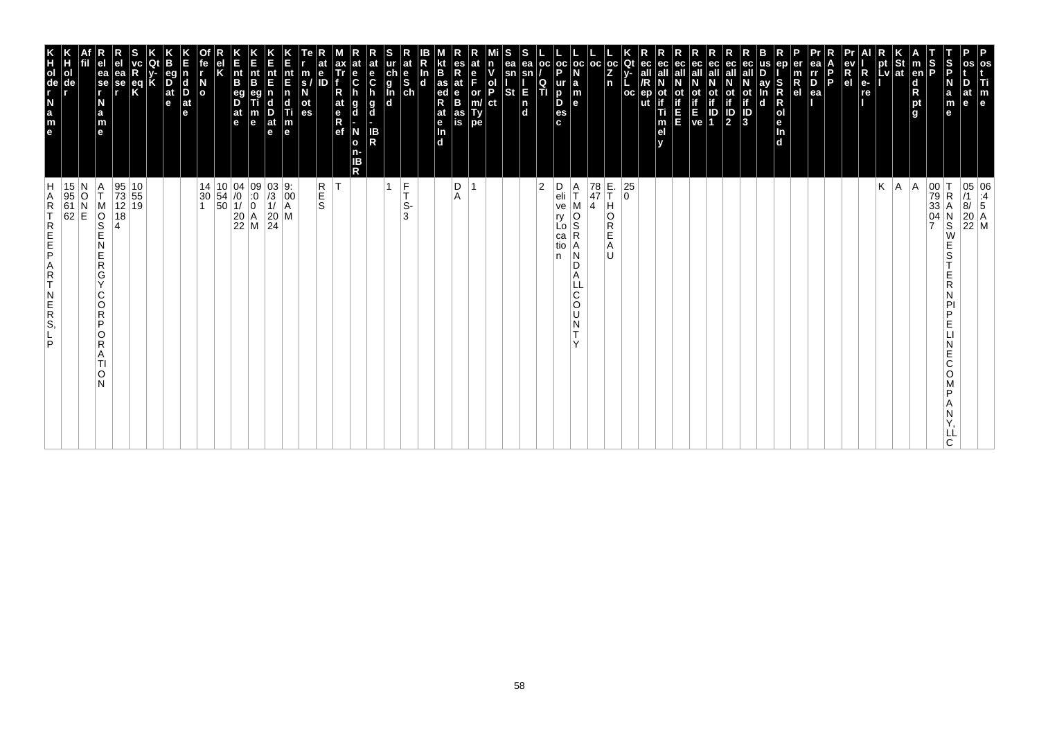| KHolder Name | KHolder | Affil | Releaser Name | Releaser | SvcReqK | KQty-K | KBegDat e | KEndDat e | Offer No | Rel K | KEnt BegDat e | KEnt BegTim e | KEnt EndDat e | KEnt EndTim e | Terms/Notes | Rate ID | Max Trf Rate Ref | Rate Chgd - Non-IBR | Rate Chgd - IBR | Surchg Ind | Rate Sch | IBR Ind | Mkt Based Rate Ind | Res Rate Basis | Rate Form/Type | Min Vol Pct | Seasnl St | Seasnl End | Loc/QTI | Loc Purp Desc | Loc Name | Loc | Loc Zn | KQty-Loc | Recall/Reput | Recall Notif Timely | Recall Notif EE | Recall Notif Eve | Recall Notif ID1 | Recall Notif ID2 | Recall Notif ID3 | Bus Day Ind | Repl SR Role Ind | Perm Rel | Prearr Deal | RAPP | Prev Rel | All Re-rel | Rpt Lvl | K Stat | Amend Rpt | TSP | TSP Name | Post Date | Post Time |
|---|---|---|---|---|---|---|---|---|---|---|---|---|---|---|---|---|---|---|---|---|---|---|---|---|---|---|---|---|---|---|---|---|---|---|---|---|---|---|---|---|---|---|---|---|---|---|---|---|---|---|---|---|---|---|---|
| HARTREEPARTNERS, LP | 15956162 | NONE | ATMOSENERGYCORPORATION | 957312184 | 105519 | | | | 143301 | 105450 | 04/01/2022 | 09:00 AM | 03/31/2024 | 9:00 AM | | RES | T | | | 1 | FTS-3 | | | DA | 1 | | | | 2 | Delivery Location | ATMOSRANDALLCOUNTY | 78474 | E.THOREAU | 250 | | | | | | | | | | | | | | | K | A | A | 007933047 | TRANSWESTERNPIPELINECOMPANY, LLC | 05/18/2022 | 06:45 AM |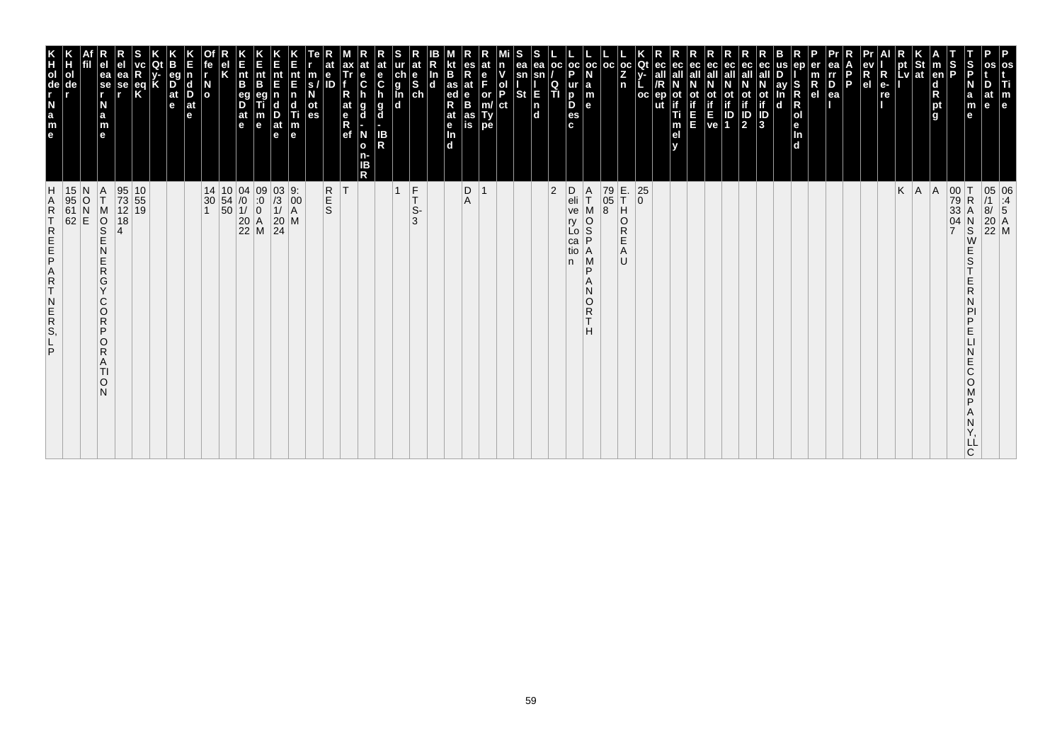| KHolderName | KHolder | Affil | ReleaserName | Releaser | SvcReqK | KQty-K | KBegDate | KEndDate | OfferNo | RelK | KEntBegDate | KEntBegTime | KEntEndDate | KEntEndTime | Terms/Notes | RateID | MaxTrfRateRef | RateChgd-Non-IBR | RateChgd-IBR | SurchgInd | RateSch | IBRInd | MktBasedRateInd | ResRateBasis | RateForm/Type | MinVolPct | SeasnlSt | SeasnlEnd | Loc/QTI | LocPurpDesc | LocName | Loc | LocZn | KQty-Loc | Recall/Reput | RecallNotifTimely | RecallNotifEE | RecallNotifEve | RecallNotifID1 | RecallNotifID2 | RecallNotifID3 | BusDayInd | ReplSRRoleInd | PermRel | PrearrDeal | RAPP | PrevRel | AllRe-rel | RptLvl | KStat | AmendRptg | TSP | TSPName | PostDate | PostTime |
|---|---|---|---|---|---|---|---|---|---|---|---|---|---|---|---|---|---|---|---|---|---|---|---|---|---|---|---|---|---|---|---|---|---|---|---|---|---|---|---|---|---|---|---|---|---|---|---|---|---|---|---|---|---|---|---|
| HARTREEPARTNERS, LP | 159561862 | NONE | ATMOS ENERGY CORPORATION | 957312184 | 105519 | | | | 14301 | 105450 | 04/01/2022 | 09:00 AM | 03/31/2024 | 9:00 AM | | RES | T | | | 1 | FTS-3 | | | DA | 1 | | | | 2 | Delivery Location | ATMOS PAMPA NORTH | 79058 | E. THOREAU | 250 | | | | | | | | | | | | | | | K | A | A | 007933047 | TRANSWESTERN PIPELINE COMPANY, LLC | 05/18/2022 | 06:45 AM |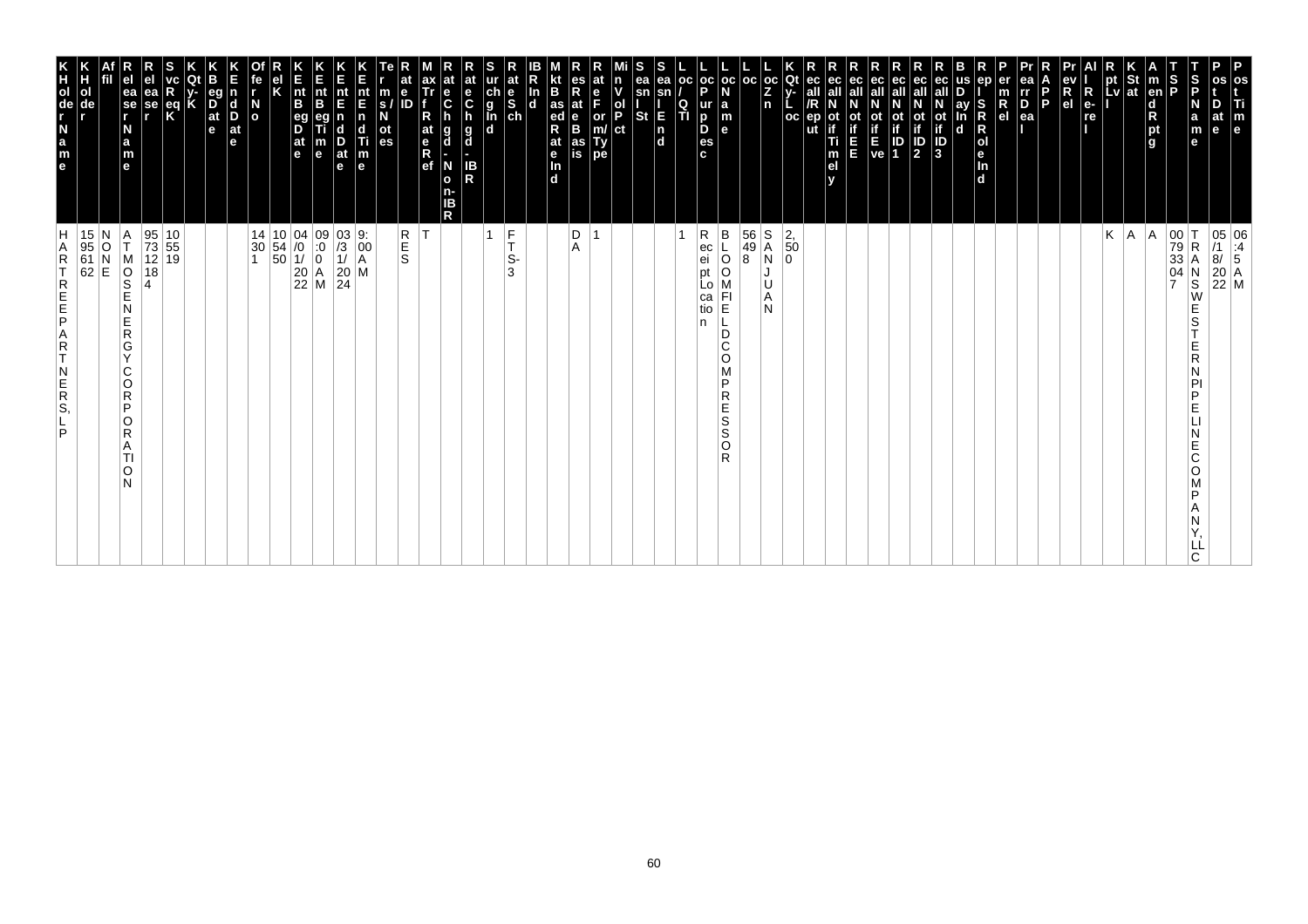| KHolderName | KHolder | Affil | ReleaserName | Releaser | SvcReqK | KQty-K | KBegDate | KEndDate | OfferNo | RelK | KEntBegDate | KEntBegTime | KEntEndDate | KEntEndTime | Terms/Notes | RateID | MaxTrfRateRef | RateChgd-Non-IBR | RateChgd-IBR | SurchgInd | RateSch | IBRInd | MktBasedRateInd | ResRateBasis | RateForm/Type | MinVolPct | SeasnlSt | SeasnlEnd | Loc/QTI | LocPurpDesc | LocName | Loc | LocZn | KQty-Loc | Recall/Reput | RecallNotifTimely | RecallNotifEE | RecallNotifEve | RecallNotifID1 | RecallNotifID2 | RecallNotifID3 | BusDayInd | ReplSRRoleInd | PermRel | PrearrDeal | RAPP | PrevRel | AllRe-rel | RptLvl | KStat | AmendRptg | TSP | TSPName | PostDate | PostTime |
|---|---|---|---|---|---|---|---|---|---|---|---|---|---|---|---|---|---|---|---|---|---|---|---|---|---|---|---|---|---|---|---|---|---|---|---|---|---|---|---|---|---|---|---|---|---|---|---|---|---|---|---|---|---|---|---|
| HARTREE PARTNERS, LP | 15956162 | NONE | ATMOS ENERGY CORPORATION | 957312184 | 105519 | | | | 143001 | 105450 | 04/01/2022 | 09:00 AM | 03/31/2024 | 9:00 AM | | RES | T | | | 1 | FTS-3 | | | DA | 1 | | | | 1 | Receipt Location | BLOOMFIELD COMPRESSOR | 56498 | SAN JUAN | 2,500 | | | | | | | | | | | | | | | K | A | A | 007933047 | TRANSWESTERN PIPELINE COMPANY, LLC | 05/18/2022 | 06:45 AM |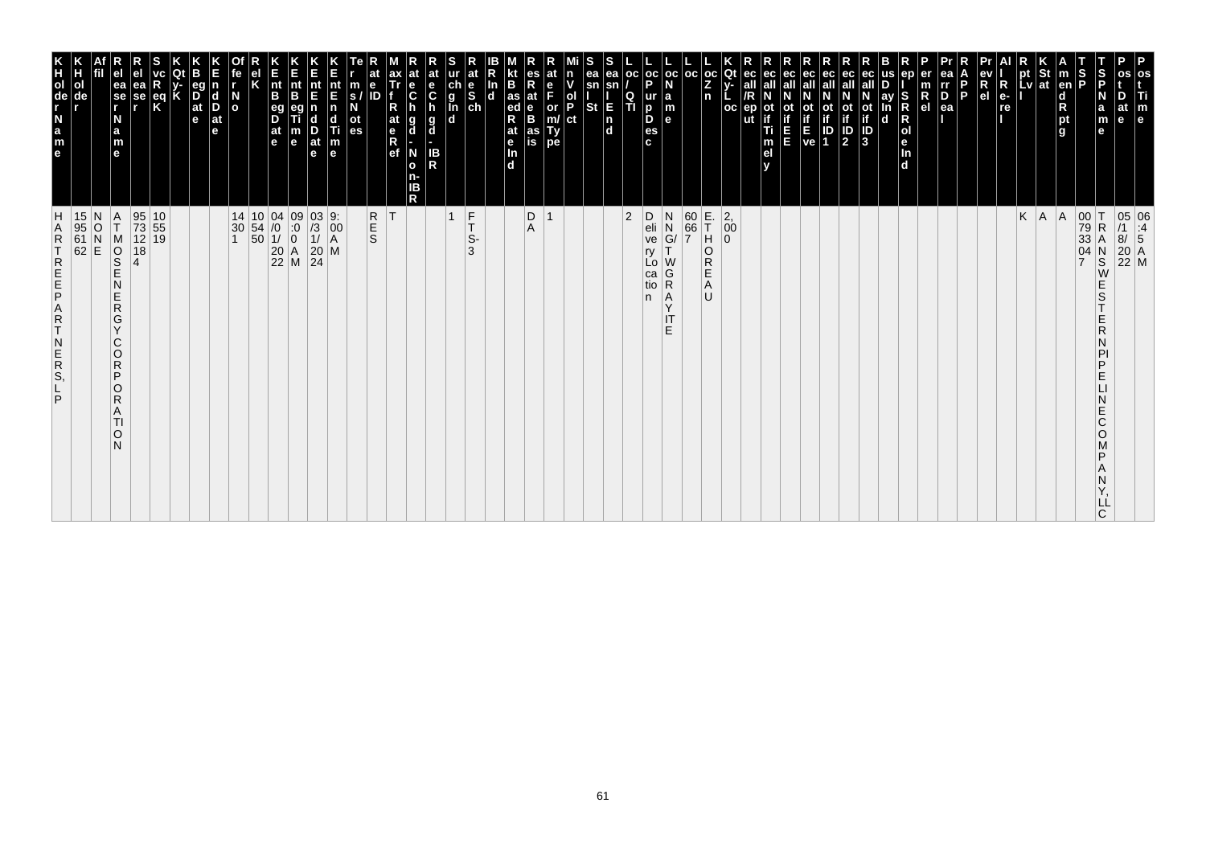| K Holder Name | K Holder | Affil | Releaser Name | Releaser | Svc Req K | K Qty-K | K Beg Date | K End Date | Offer No | Rel K | K Ent Beg Date | K Ent Beg Time | K Ent End Date | K Ent End Time | Terms/Notes | Rate ID | Max Trf Rate Ref | Rate Chgd - Non-IBR | Rate Chgd - IBR | Surchg Ind | Rate Sch | IBR Ind | Mkt Based Rate Ind | Res Rate Basis | Rate Form/Type | Min Vol Pct | Seasnl St | Seasnl End | Loc/QTI | Loc Purp Desc | Loc Name | Loc | Loc Zn | K Qty-Loc | Recall/Reput | Recall Notif Timely | Recall Notif EE | Recall Notif Eve | Recall Notif ID 1 | Recall Notif ID 2 | Recall Notif ID 3 | Bus Day Ind | Repl SR Role Ind | Perm Rel | Prearr Deal | RAPP | Prev Rel | All Re-rel | Rpt Lvl | K Stat | Amend Rptg | TSP | TSP Name | Post Date | Post Time |
|---|---|---|---|---|---|---|---|---|---|---|---|---|---|---|---|---|---|---|---|---|---|---|---|---|---|---|---|---|---|---|---|---|---|---|---|---|---|---|---|---|---|---|---|---|---|---|---|---|---|---|---|---|---|---|---|
| HARTREEPARTNERS,LP | 15956162 | NONE | ATMOSENERGYCORPORATION | 9573121184 | 105519 | | | | 14301 | 105450 | 04/01/2022 | 09:00 AM | 03/31/2024 | 9:00 AM | | RES | T | | | 1 | FTS-3 | | | DA | 1 | | | | 2 | Delivery Location | NNG/TWGRAYITE | 60667 | E.THOREAU | 2,000 | | | | | | | | | | | | | | | K | A | A | 007933047 | TRANSWESTERNPIPELINECOMPANY,LLC | 05/18/2022 | 06:45 AM |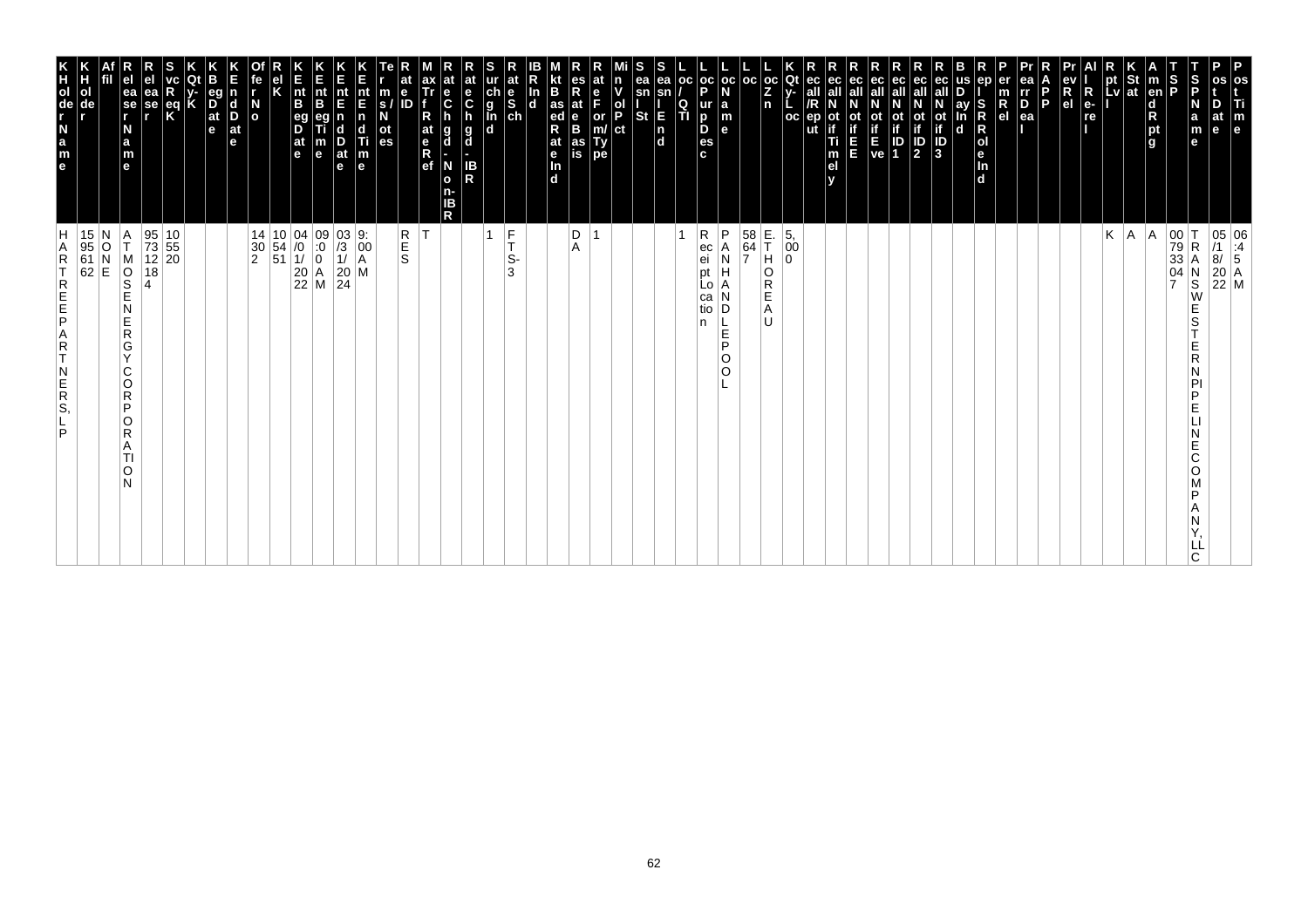| K Holder Name | K Holder | Affil | Releaser Name | Releaser | Svc Req K | K Qty-K | K Beg Date | K End Date | Offer No | Rel K | K Ent Beg Date | K Ent Beg Time | K Ent End Date | K Ent End Time | Terms/Notes | Rate ID | Max Trf Rate Ref | Rate Chgd - Non-IBR | Rate Chgd - IBR | Surchg Ind | Rate Sch | IBR Ind | Mkt Based Rate Ind | Res Rate Basis | Rate Form/Type | Min Vol Pct | Seasnl St | Seasnl End | Loc/QTI | Loc Purp Desc | Loc Name | Loc | Loc Zn | K Qty-Loc | Rec all/Rept | Rec all Notif Timely | Rec all Notif EE | Rec all Notif Eve | Rec all Notif ID1 | Rec all Notif ID2 | Rec all Notif ID3 | Bus Day Ind | Repl SR Role Ind | Perm Rel | Prearr Deal | RAPP | Prev Rel | All Re-rel | Rpt Lvl | K Stat | Amend Rptg | SSP | SSP Name | Post Date | Post Time |
|---|---|---|---|---|---|---|---|---|---|---|---|---|---|---|---|---|---|---|---|---|---|---|---|---|---|---|---|---|---|---|---|---|---|---|---|---|---|---|---|---|---|---|---|---|---|---|---|---|---|---|---|---|---|---|---|
| HARTREE PARTNERS, LP | 15956162 | NONE | ATMOS ENERGY CORPORATION | 957312184 | 105520 | | | | 14302 | 105451 | 04/01/2022 | 09:00 AM | 03/31/2024 | 9:00 AM | | RES | T | | | 1 | FTS-3 | | | DA | 1 | | | | 1 | Receipt Location | PANHANDLE POOL | 58647 | E. THOREAU | 5,000 | | | | | | | | | | | | | | | | K | A | A | 007933047 | TRANSWESTERN PIPELINE COMPANY, LLC | 05/18/2022 | 06:45 AM |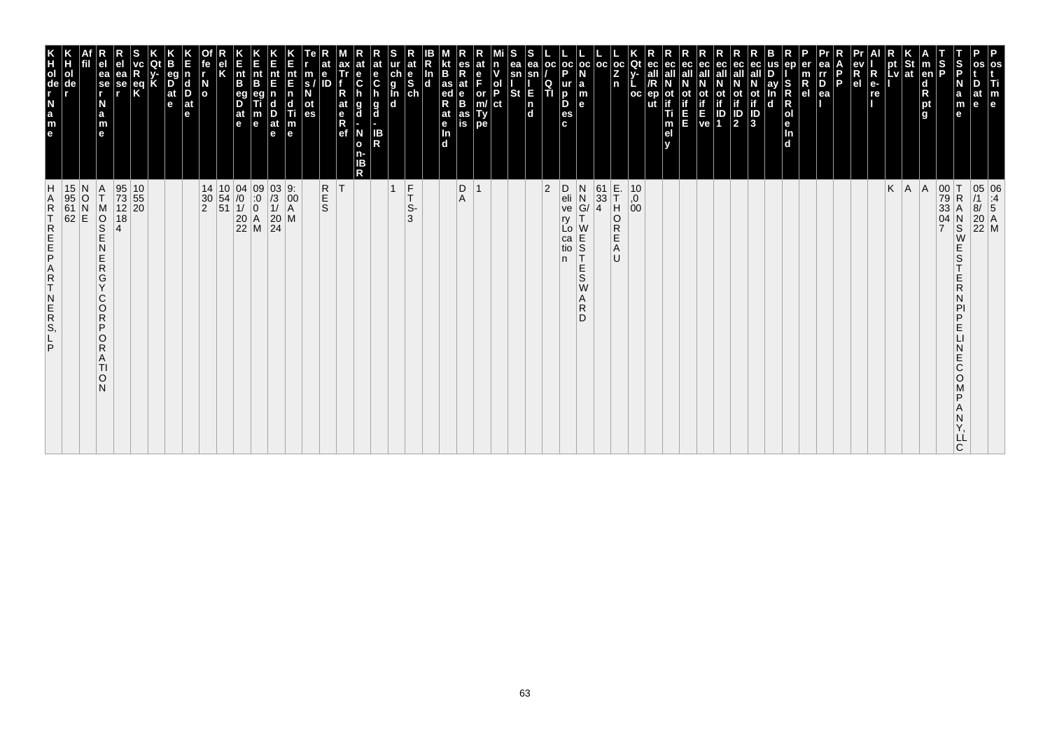| KHolderName | KHolder | Affil | RelreaserName | Relreaser | SvcReqK | KQty-K | KBegDate | KEndDate | OfferNo | RelK | KEntBegDate | KEntBegTime | KEntEndDate | KEntEndTime | Terms/Notes | RateID | MaxTrfRateRef | RateChgd-Non-IBR | RateChgd-IBR | SurchgInd | RateSch | IBRInd | MktBasedRateInd | ResRateBasis | RateForm/Type | MinVolPct | SeasnlSt | SeasnlEnd | Loc/QTI | LocPurpDesc | LocName | Loc | LocZn | KQty-Loc | Recall/Reput | RecallNotifTimely | RecallNotifEE | RecallNotifEve | RecallNotifID1 | RecallNotifID2 | RecallNotifID3 | BusDayInd | ReplSRRoleInd | PermRel | PrearrDeal | RAPP | PrevRel | All Re-rel | RptLvl | KStat | AmendRptg | TSP | TSPName | PostDate | PostTime |
|---|---|---|---|---|---|---|---|---|---|---|---|---|---|---|---|---|---|---|---|---|---|---|---|---|---|---|---|---|---|---|---|---|---|---|---|---|---|---|---|---|---|---|---|---|---|---|---|---|---|---|---|---|---|---|---|
| HARTREE PARTNERS, LP | 15956162 | NONE | ATMOS ENERGY CORPORATION | 957312184 | 105520 | | | | 14302 | 105451 | 04/01/2022 | 09:00 AM | 03/31/2024 | 9:00 AM | | RES | T | | | 1 | FTS-3 | | | DA | 1 | | | | 2 | Delivery Location | NNG/TWESTESWARD | 61334 | E. THOREAU | 10,000 | | | | | | | | | | | | | | | | K | A | A | 007933047 | TRANSWESTERN PIPELINE COMPANY, LLC | 05/18/2022 | 06:45 AM |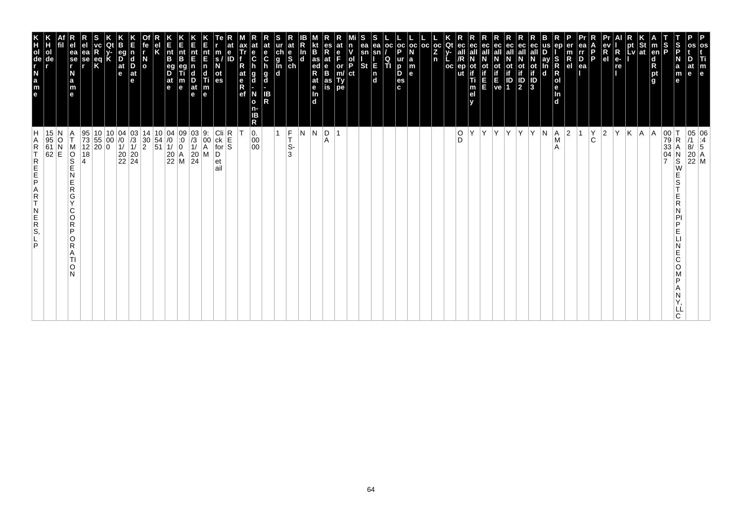| KHolderName | KHolder | Affil | ReleaserName | Releaser | SvcReqK | KQty-K | KBegDate | KEndDate | OfferNo | RelK | KEntBegDate | KEntBegTime | KEntEndDate | KEntEndTime | Terms/Notes | RateID | MaxTrfRateRef | RateChgd-Non-IBR | RateChgd-IBR | SurchgInd | RateSch | IBRInd | MktBasedRateInd | ResRateBasis | RateForm/Type | MinVolPct | SeasnlSt | SeasnlEnd | Loc/QTI | LocPurpDesc | LocName | Loc | LocZn | KQty-Loc | Recall/Reput | RecallNotifTimely | RecallNotifEE | RecallNotifEve | RecallNotifID1 | RecallNotifID2 | RecallNotifID3 | BusDayInd | ReplSRRoleInd | PermRel | PrearrDeal | RAPP | PrevRel | AllRe-rel | RptLvl | KStat | AmendRptg | TSP | TSPName | PostDate | PostTime |
|---|---|---|---|---|---|---|---|---|---|---|---|---|---|---|---|---|---|---|---|---|---|---|---|---|---|---|---|---|---|---|---|---|---|---|---|---|---|---|---|---|---|---|---|---|---|---|---|---|---|---|---|---|---|---|---|
| HARTREEPARTNERS, LP | 15956162 | NONE | ATMOSENERGYCORPORATION | 957312184 | 105520 | 10000 | 04/01/2022 | 03/31/2024 | 14302 | 105451 | 04/01/2022 | 09:00 AM | 03/31/2024 | 9:00 AM | Click for Detail | RES | T | 0.0000 | | 1 | FTS-3 | N | N | DA | 1 | | | | | | | | | | OD | Y | Y | Y | Y | Y | Y | N | AMA | 2 | 1 | YC | 2 | Y | K | A | A | 007933047 | TRANSWESTERNPIPELINECOMPANY, LLC | 05/18/2022 | 06:45 AM |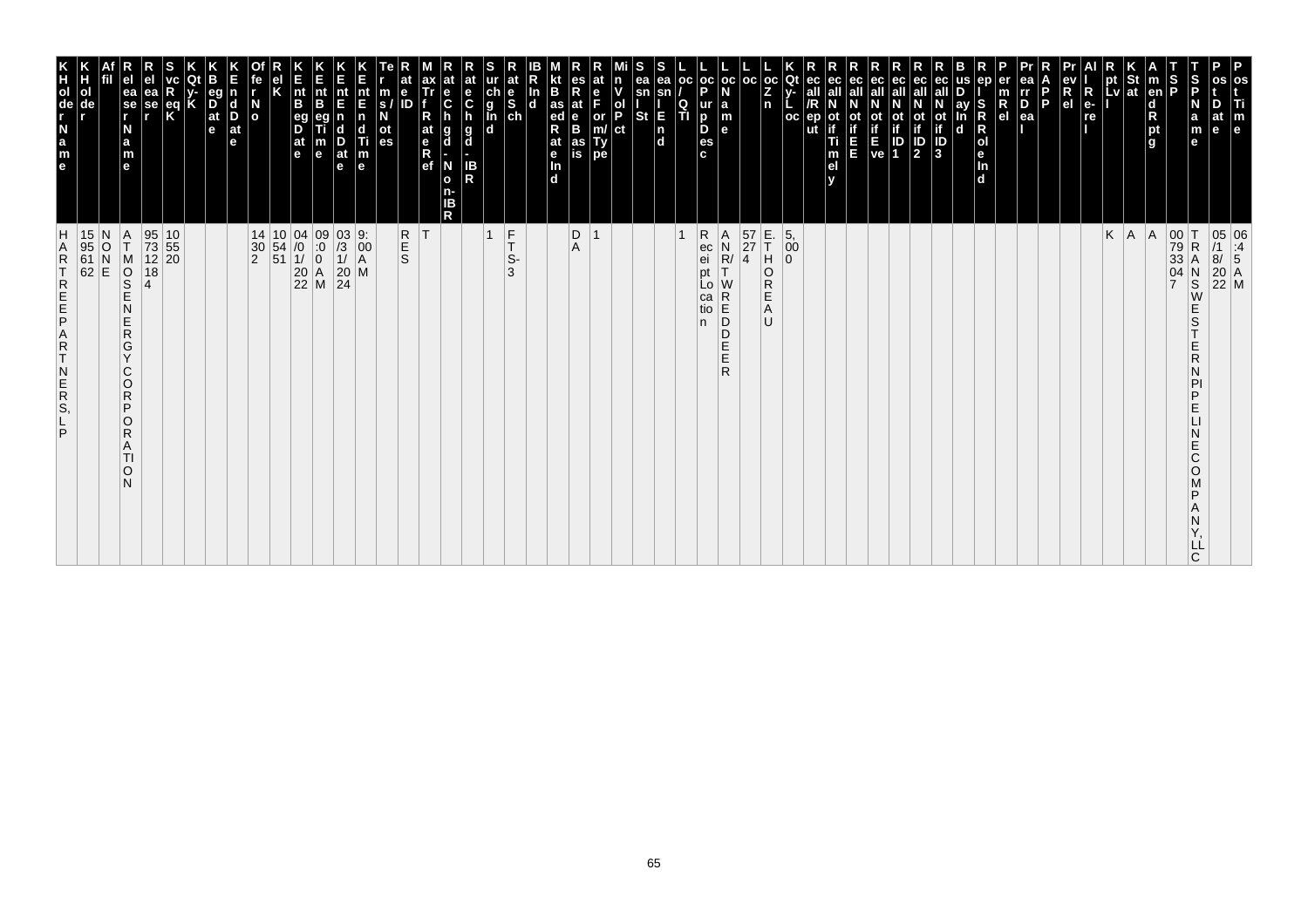| K Holder Name | K Holder | Affil | Rel Releaser Name | Rel Releaser | Svc Req K | K Qty-K | K Beg Date | K End Date | Offer No | Rel K | K Ent Beg Date | K Ent Beg Time | K Ent End Date | K Ent End Time | Terms/Notes | Rate ID | Max Trf Rate Ref | Rate Chgd - Non-IBR | Rate Chgd - IBR | Surchg Ind | Rate Sch | IBR Ind | Mkt Based Rate Ind | Res Rate Basis | Rate Form/Type | Min Vol Pct | Seasnl St | Seasnl End | Loc/QTI | Loc Purp Desc | Loc Name | Loc | Loc Zn | K Qty-Loc | Recall/Reput | Recall Notif Timely | Recall Notif EE | Recall Notif Eve | Recall Notif ID1 | Recall Notif ID2 | Recall Notif ID3 | Bus Day Ind | Repl SR Role Ind | Perm Rel | Prearr Deal | RAPP | Prev Rel | All Re-rel | Rpt Lvl | K Stat | Amend Rptg | TSP | TSP Name | Post Date | Post Time |
|---|---|---|---|---|---|---|---|---|---|---|---|---|---|---|---|---|---|---|---|---|---|---|---|---|---|---|---|---|---|---|---|---|---|---|---|---|---|---|---|---|---|---|---|---|---|---|---|---|---|---|---|---|---|---|---|
| HARTREE PARTNERS, LP | 15956162 | NONE | ATMOS ENERGY CORPORATION | 957312184 | 105520 | | | | 14302 | 105451 | 04/01/2022 | 09:00 AM | 03/31/2024 | 9:00 AM | | RES | T | | | 1 | FTS-3 | | | DA | 1 | | | | 1 | Receipt Location | ANR/TWREDDEER | 57274 | E. THOREAU | 5,000 | | | | | | | | | | | | | | | K | A | A | 007933047 | TRANSWESTERN PIPELINE COMPANY, LLC | 05/18/2022 | 06:45 AM |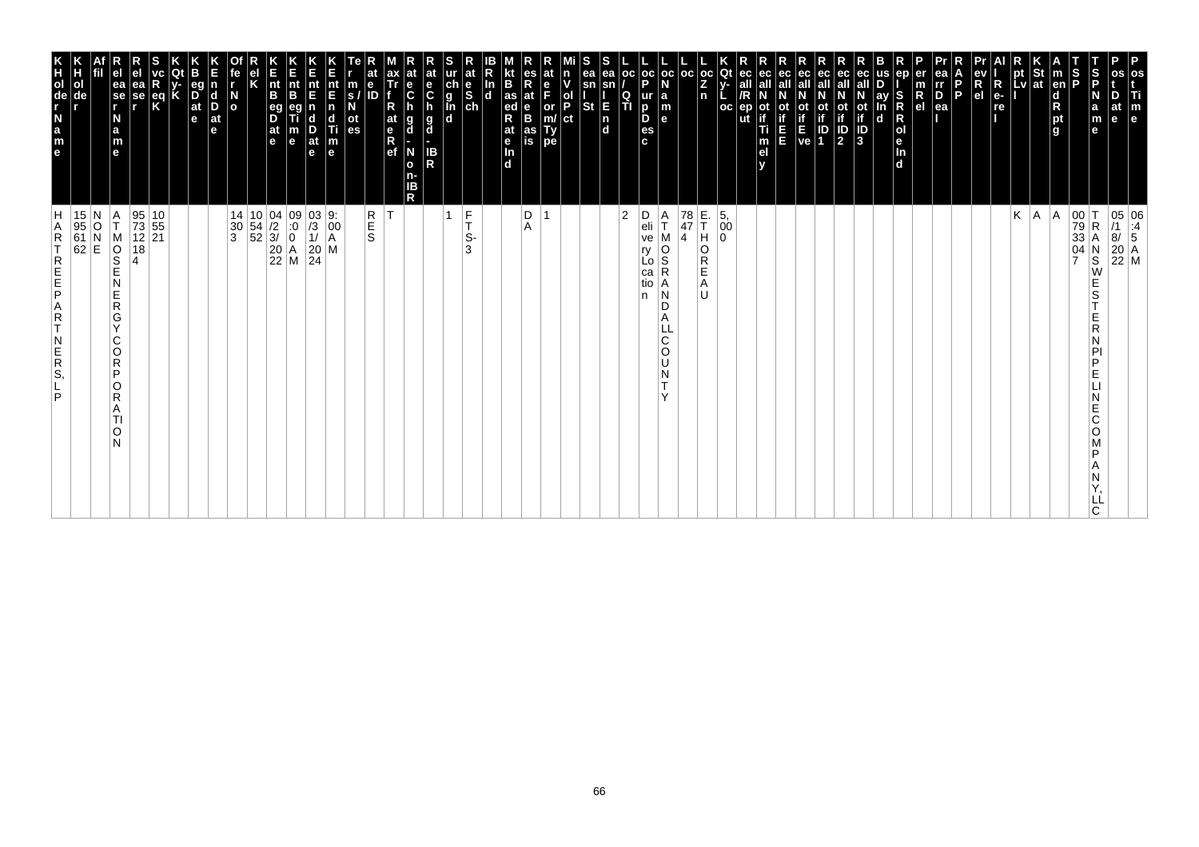| KHolderName | KHolder | Affil | ReleaserName | Releaser | SvcReqK | KQty-K | KBegDate | KEndDate | OfferNo | RelK | KEntBegDate | KEntBegTime | KEntEndDate | KEntEndTime | Terms/Notes | RateID | MaxTrfRateRef | RateChgd-Non-IBR | RateChgd-IBR | SurchgInd | RateSch | IBRInd | MktBasedRateInd | ResRateBasis | RateForm/Type | MinVolPct | SeasnlSt | SeasnlEnd | Loc/QTI | LocPurpDesc | LocName | Loc | LocZn | KQty-Loc | Recall/Reput | RecallNotifTimely | RecallNotifEE | RecallNotifEve | RecallNotifID1 | RecallNotifID2 | RecallNotifID3 | BusDayInd | ReplSRRoleInd | PermRel | PrearrDeal | RAPP | PrevRel | AllRe-rel | RptLvl | KStat | AmendRptg | TSP | TSPName | PostDate | PostTime |
|---|---|---|---|---|---|---|---|---|---|---|---|---|---|---|---|---|---|---|---|---|---|---|---|---|---|---|---|---|---|---|---|---|---|---|---|---|---|---|---|---|---|---|---|---|---|---|---|---|---|---|---|---|---|---|---|
| HARTREEPARTNERS, LP | 15956162 | NONE | ATMOSENERGYCORPORATION | 957312184 | 105521 | | | | 14303 | 105452 | 04/23/2022 | 09:00 AM | 03/31/2024 | 9:00 AM | | RES | T | | | 1 | FTS-3 | | | DA | 1 | | | | 2 | Delivery Location | ATMOS RANDALL COUNTY | 78474 | E. THOREAU | 5,000 | | | | | | | | | | | | | | | K | A | A | 007933047 | TRANSWESTERN PIPELINE COMPANY, LLC | 05/18/2022 | 06:45 AM |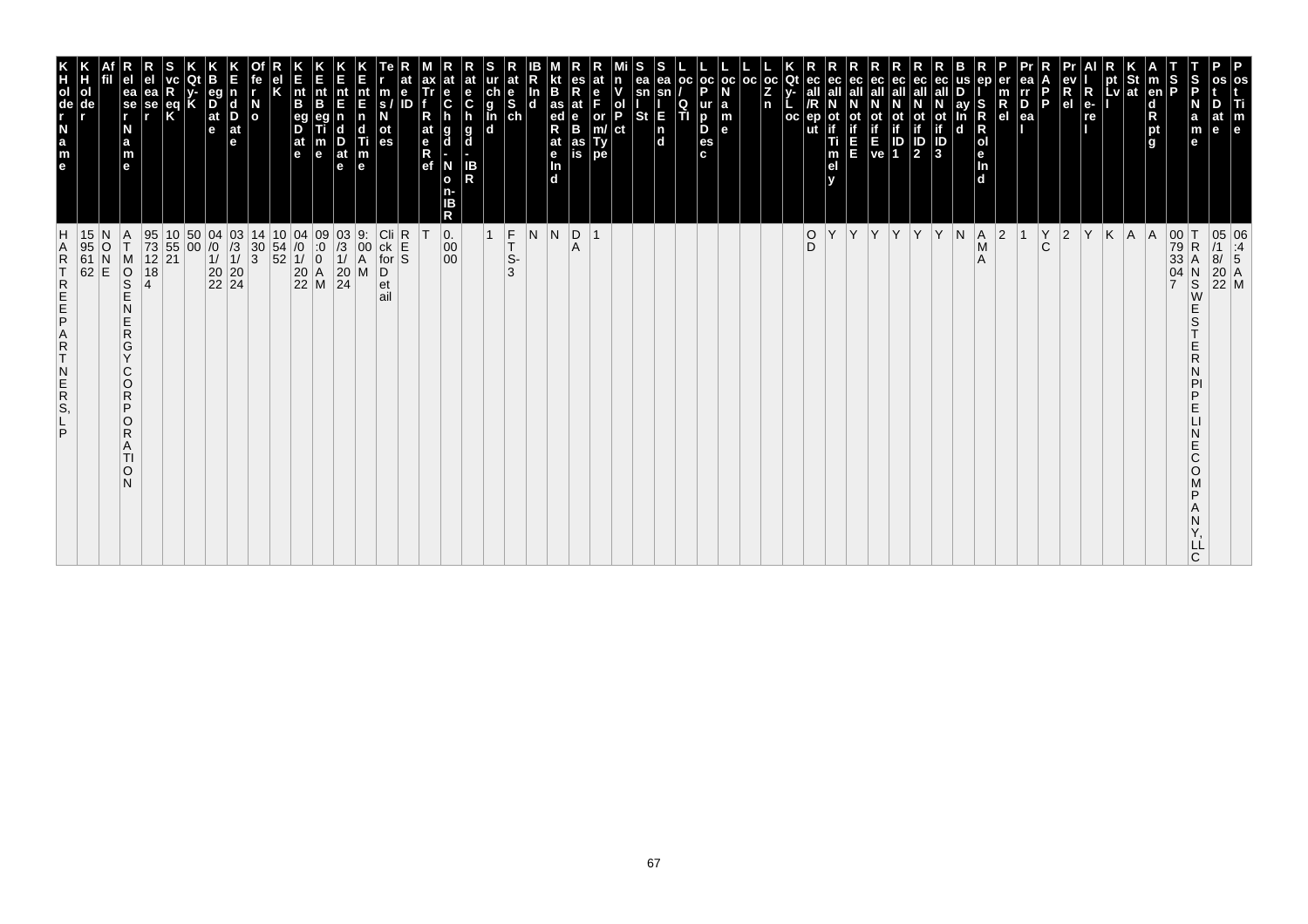| Kholder Name | KHolder | Affil | RelReaser Name | RelReaser | SvcReqK | QtyK | KBegDate | KEndDate | OffrNo | RelK | KntBegDate | KntBegTime | KntEndDate | KntEndTime | Term s/Notes | RateID | MaxTrf Rate Ref | Rate Chgd - Non-IBR | Rate Chgd - IBR | Surchg Ind | Rate Sch | IBR Ind | Mkt Based Rate Ind | Res Rate Basis | Rate Form/Type | Min Vol Pct | Seasnl St | Seasnl End | Loc/QTI | Loc Purp Desc | Loc Name | Loc | Loc Zn | Qty-Loc | Rec all/Rep ut | Rec all Notif Time ly | Rec all Notif EE | Rec all Notif Eve | Rec all Notif ID1 | Rec all Notif ID2 | Rec all Notif ID3 | Bus Day Ind | Rep l SR Role Ind | Perm Rel | Prearr Deal | RAPP | Prev Rel | All Re-rel | Rpt Lvl | KStat | Amend Rptg | TSP | TSP Name | Post Date | Post Time |
|---|---|---|---|---|---|---|---|---|---|---|---|---|---|---|---|---|---|---|---|---|---|---|---|---|---|---|---|---|---|---|---|---|---|---|---|---|---|---|---|---|---|---|---|---|---|---|---|---|---|---|---|---|---|---|---|
| HARTREE PARTNERS, LP | 159561 62 | NONE | ATMOS ENERGY CORPORATION | 95731218 4 | 105521 | 5000 | 04/01/2022 | 03/31/2024 | 14303 | 105452 | 04/01/2022 | 09:00 AM | 03/31/2024 | 9:00 AM | Click for Detail | RES | T | 0.0000 | | 1 | FTS-3 | N | N | DA | 1 | | | | | | | | | | OD | Y | Y | Y | Y | Y | Y | N | AMA | 2 | 1 | YC | 2 | Y | K | A | A | 007933047 | TRANSWESTERN PIPELINE COMPANY, LLC | 05/18/2022 | 06:45 AM |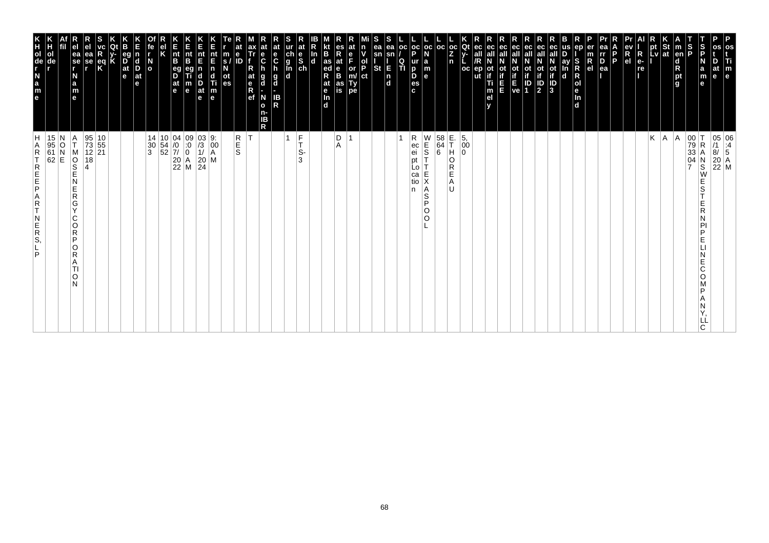| KHolderName | KHolder | Affil | ReleaserName | Releaser | SvcReqK | KQty-K | KBegDate | KEndDate | OfferNo | RelK | KEntBegDate | KEntBegTime | KEntEndDate | KEntEndTime | Terms/Notes | RateID | MaxTrfRateRef | RateChgd-Non-IBR | RateChgd-IBR | SurchgInd | RateSch | IBRInd | MktBasedRateInd | ResRateBasis | RateForm/Type | MinVolPct | SeasnlSt | SeasnlEnd | Loc/QTI | LocPurpDesc | LocName | Loc | LocZn | KQty-Loc | Recall/Reput | RecallNotifTimely | RecallNotifEE | RecallNotifEve | RecallNotifID1 | RecallNotifID2 | RecallNotifID3 | BusDayInd | ReplSRRoleInd | PermRel | PrearrDeal | RAPP | PrevRel | AllRe-rel | RptLvl | KStat | AmendRptg | TSP | TSPName | PostDate | PostTime |
|---|---|---|---|---|---|---|---|---|---|---|---|---|---|---|---|---|---|---|---|---|---|---|---|---|---|---|---|---|---|---|---|---|---|---|---|---|---|---|---|---|---|---|---|---|---|---|---|---|---|---|---|---|---|---|---|
| HARTREE PARTNERS, LP | 15956162 | NONE | ATMOS ENERGY CORPORATION | 957312184 | 105521 | | | | 14303 | 105452 | 04/07/2022 | 09:00 AM | 03/31/2024 | 9:00 AM | | RES | T | | | 1 | FTS-3 | | | DA | 1 | | | | 1 | Receipt Location | WEST TEXAS POOL | 58646 | E. THOREAU | 5,000 | | | | | | | | | | | | | | | K | A | A | 007933047 | TRANSWESTERN PIPELINE COMPANY, LLC | 05/18/2022 | 06:45 AM |